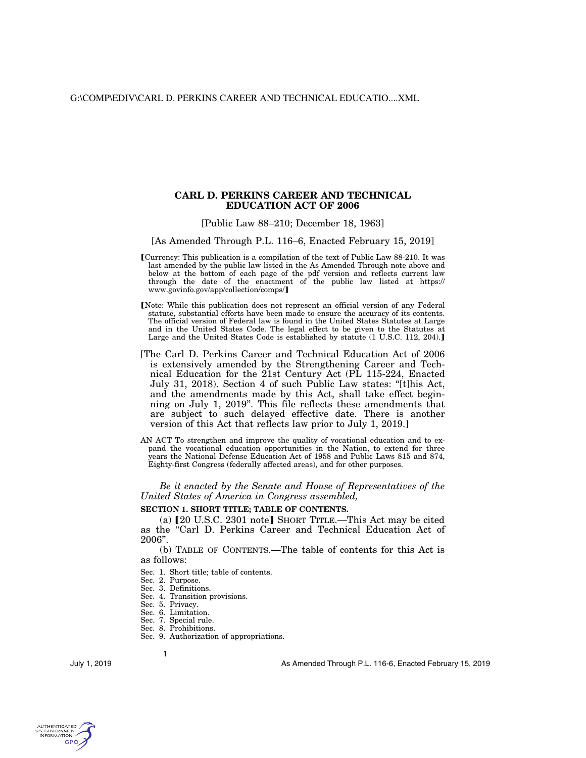# CARL D. PERKINS CAREER AND TECHNICAL EDUCATION ACT OF 2006

[Public Law 88–210; December 18, 1963]

[As Amended Through P.L. 116–6, Enacted February 15, 2019]

【Currency: This publication is a compilation of the text of Public Law 88-210. It was last amended by the public law listed in the As Amended Through note above and below at the bottom of each page of the pdf version and reflects current law through the date of the enactment of the public law listed at https://www.govinfo.gov/app/collection/comps/】

【Note: While this publication does not represent an official version of any Federal statute, substantial efforts have been made to ensure the accuracy of its contents. The official version of Federal law is found in the United States Statutes at Large and in the United States Code. The legal effect to be given to the Statutes at Large and the United States Code is established by statute (1 U.S.C. 112, 204).】

[The Carl D. Perkins Career and Technical Education Act of 2006 is extensively amended by the Strengthening Career and Technical Education for the 21st Century Act (PL 115-224, Enacted July 31, 2018). Section 4 of such Public Law states: "[t]his Act, and the amendments made by this Act, shall take effect beginning on July 1, 2019". This file reflects these amendments that are subject to such delayed effective date. There is another version of this Act that reflects law prior to July 1, 2019.]

AN ACT To strengthen and improve the quality of vocational education and to expand the vocational education opportunities in the Nation, to extend for three years the National Defense Education Act of 1958 and Public Laws 815 and 874, Eighty-first Congress (federally affected areas), and for other purposes.

*Be it enacted by the Senate and House of Representatives of the United States of America in Congress assembled,*

**SECTION 1. SHORT TITLE; TABLE OF CONTENTS.**

(a) 【20 U.S.C. 2301 note】 SHORT TITLE.—This Act may be cited as the "Carl D. Perkins Career and Technical Education Act of 2006".

(b) TABLE OF CONTENTS.—The table of contents for this Act is as follows:

Sec. 1. Short title; table of contents.
Sec. 2. Purpose.
Sec. 3. Definitions.
Sec. 4. Transition provisions.
Sec. 5. Privacy.
Sec. 6. Limitation.
Sec. 7. Special rule.
Sec. 8. Prohibitions.
Sec. 9. Authorization of appropriations.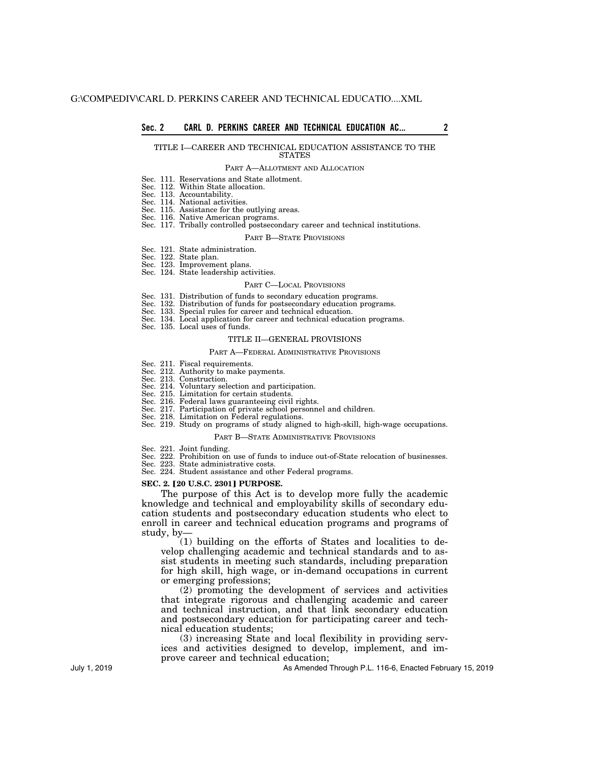TITLE I—CAREER AND TECHNICAL EDUCATION ASSISTANCE TO THE STATES

PART A—ALLOTMENT AND ALLOCATION

Sec. 111. Reservations and State allotment.
Sec. 112. Within State allocation.
Sec. 113. Accountability.
Sec. 114. National activities.
Sec. 115. Assistance for the outlying areas.
Sec. 116. Native American programs.
Sec. 117. Tribally controlled postsecondary career and technical institutions.

PART B—STATE PROVISIONS

Sec. 121. State administration.
Sec. 122. State plan.
Sec. 123. Improvement plans.
Sec. 124. State leadership activities.

PART C—LOCAL PROVISIONS

Sec. 131. Distribution of funds to secondary education programs.
Sec. 132. Distribution of funds for postsecondary education programs.
Sec. 133. Special rules for career and technical education.
Sec. 134. Local application for career and technical education programs.
Sec. 135. Local uses of funds.

TITLE II—GENERAL PROVISIONS

PART A—FEDERAL ADMINISTRATIVE PROVISIONS

Sec. 211. Fiscal requirements.
Sec. 212. Authority to make payments.
Sec. 213. Construction.
Sec. 214. Voluntary selection and participation.
Sec. 215. Limitation for certain students.
Sec. 216. Federal laws guaranteeing civil rights.
Sec. 217. Participation of private school personnel and children.
Sec. 218. Limitation on Federal regulations.
Sec. 219. Study on programs of study aligned to high-skill, high-wage occupations.

PART B—STATE ADMINISTRATIVE PROVISIONS

Sec. 221. Joint funding.
Sec. 222. Prohibition on use of funds to induce out-of-State relocation of businesses.
Sec. 223. State administrative costs.
Sec. 224. Student assistance and other Federal programs.

**SEC. 2. [20 U.S.C. 2301] PURPOSE.**

The purpose of this Act is to develop more fully the academic knowledge and technical and employability skills of secondary education students and postsecondary education students who elect to enroll in career and technical education programs and programs of study, by—

(1) building on the efforts of States and localities to develop challenging academic and technical standards and to assist students in meeting such standards, including preparation for high skill, high wage, or in-demand occupations in current or emerging professions;

(2) promoting the development of services and activities that integrate rigorous and challenging academic and career and technical instruction, and that link secondary education and postsecondary education for participating career and technical education students;

(3) increasing State and local flexibility in providing services and activities designed to develop, implement, and improve career and technical education;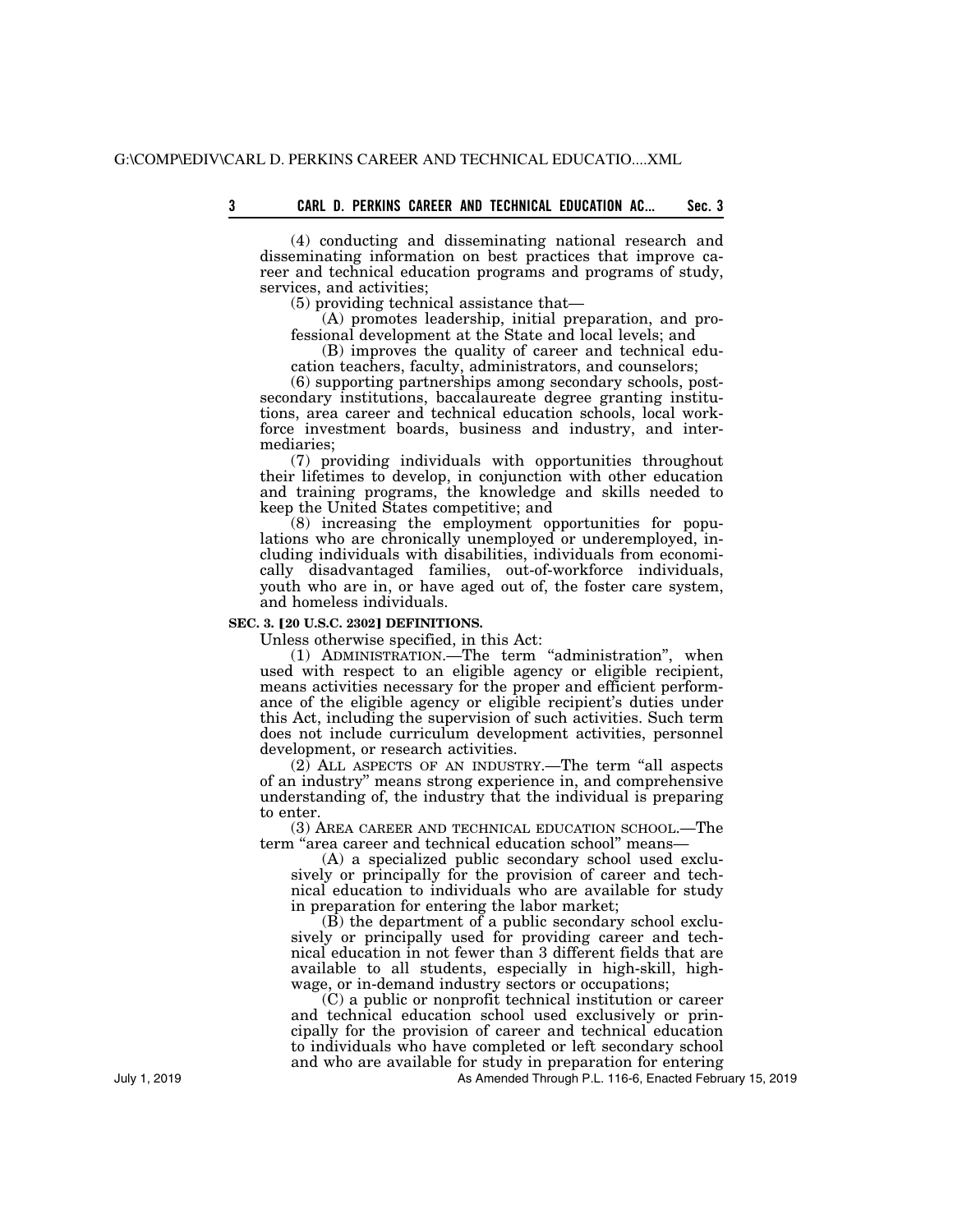(4) conducting and disseminating national research and disseminating information on best practices that improve career and technical education programs and programs of study, services, and activities;

(5) providing technical assistance that—

(A) promotes leadership, initial preparation, and professional development at the State and local levels; and

(B) improves the quality of career and technical education teachers, faculty, administrators, and counselors;

(6) supporting partnerships among secondary schools, postsecondary institutions, baccalaureate degree granting institutions, area career and technical education schools, local workforce investment boards, business and industry, and intermediaries;

(7) providing individuals with opportunities throughout their lifetimes to develop, in conjunction with other education and training programs, the knowledge and skills needed to keep the United States competitive; and

(8) increasing the employment opportunities for populations who are chronically unemployed or underemployed, including individuals with disabilities, individuals from economically disadvantaged families, out-of-workforce individuals, youth who are in, or have aged out of, the foster care system, and homeless individuals.

**SEC. 3. [20 U.S.C. 2302] DEFINITIONS.**

Unless otherwise specified, in this Act:

(1) ADMINISTRATION.—The term "administration", when used with respect to an eligible agency or eligible recipient, means activities necessary for the proper and efficient performance of the eligible agency or eligible recipient's duties under this Act, including the supervision of such activities. Such term does not include curriculum development activities, personnel development, or research activities.

(2) ALL ASPECTS OF AN INDUSTRY.—The term "all aspects of an industry" means strong experience in, and comprehensive understanding of, the industry that the individual is preparing to enter.

(3) AREA CAREER AND TECHNICAL EDUCATION SCHOOL.—The term "area career and technical education school" means—

(A) a specialized public secondary school used exclusively or principally for the provision of career and technical education to individuals who are available for study in preparation for entering the labor market;

(B) the department of a public secondary school exclusively or principally used for providing career and technical education in not fewer than 3 different fields that are available to all students, especially in high-skill, high-wage, or in-demand industry sectors or occupations;

(C) a public or nonprofit technical institution or career and technical education school used exclusively or principally for the provision of career and technical education to individuals who have completed or left secondary school and who are available for study in preparation for entering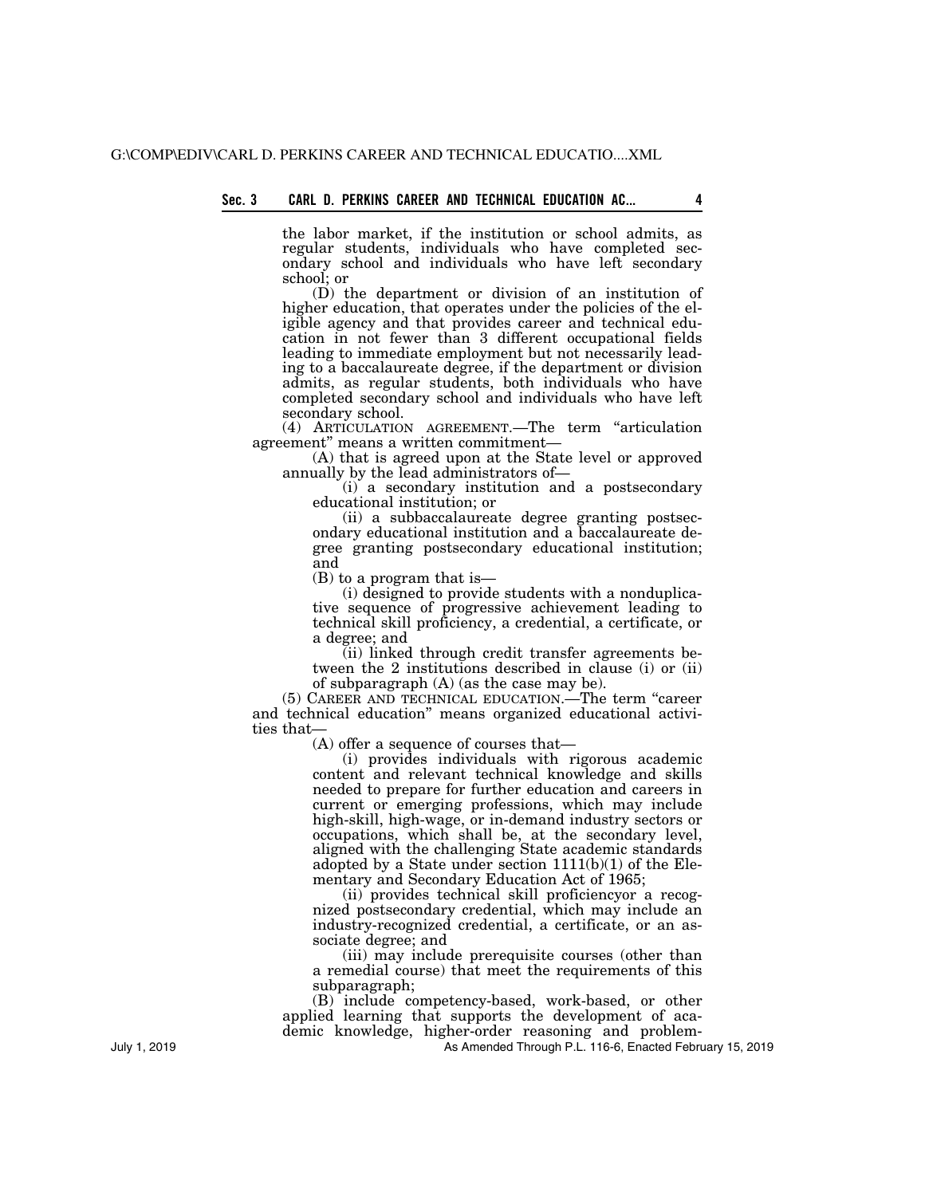the labor market, if the institution or school admits, as regular students, individuals who have completed secondary school and individuals who have left secondary school; or

(D) the department or division of an institution of higher education, that operates under the policies of the eligible agency and that provides career and technical education in not fewer than 3 different occupational fields leading to immediate employment but not necessarily leading to a baccalaureate degree, if the department or division admits, as regular students, both individuals who have completed secondary school and individuals who have left secondary school.

(4) ARTICULATION AGREEMENT.—The term "articulation agreement" means a written commitment—

(A) that is agreed upon at the State level or approved annually by the lead administrators of—

(i) a secondary institution and a postsecondary educational institution; or

(ii) a subbaccalaureate degree granting postsecondary educational institution and a baccalaureate degree granting postsecondary educational institution; and

(B) to a program that is—

(i) designed to provide students with a nonduplicative sequence of progressive achievement leading to technical skill proficiency, a credential, a certificate, or a degree; and

(ii) linked through credit transfer agreements between the 2 institutions described in clause (i) or (ii) of subparagraph (A) (as the case may be).

(5) CAREER AND TECHNICAL EDUCATION.—The term "career and technical education" means organized educational activities that—

(A) offer a sequence of courses that—

(i) provides individuals with rigorous academic content and relevant technical knowledge and skills needed to prepare for further education and careers in current or emerging professions, which may include high-skill, high-wage, or in-demand industry sectors or occupations, which shall be, at the secondary level, aligned with the challenging State academic standards adopted by a State under section 1111(b)(1) of the Elementary and Secondary Education Act of 1965;

(ii) provides technical skill proficiencyor a recognized postsecondary credential, which may include an industry-recognized credential, a certificate, or an associate degree; and

(iii) may include prerequisite courses (other than a remedial course) that meet the requirements of this subparagraph;

(B) include competency-based, work-based, or other applied learning that supports the development of academic knowledge, higher-order reasoning and problem-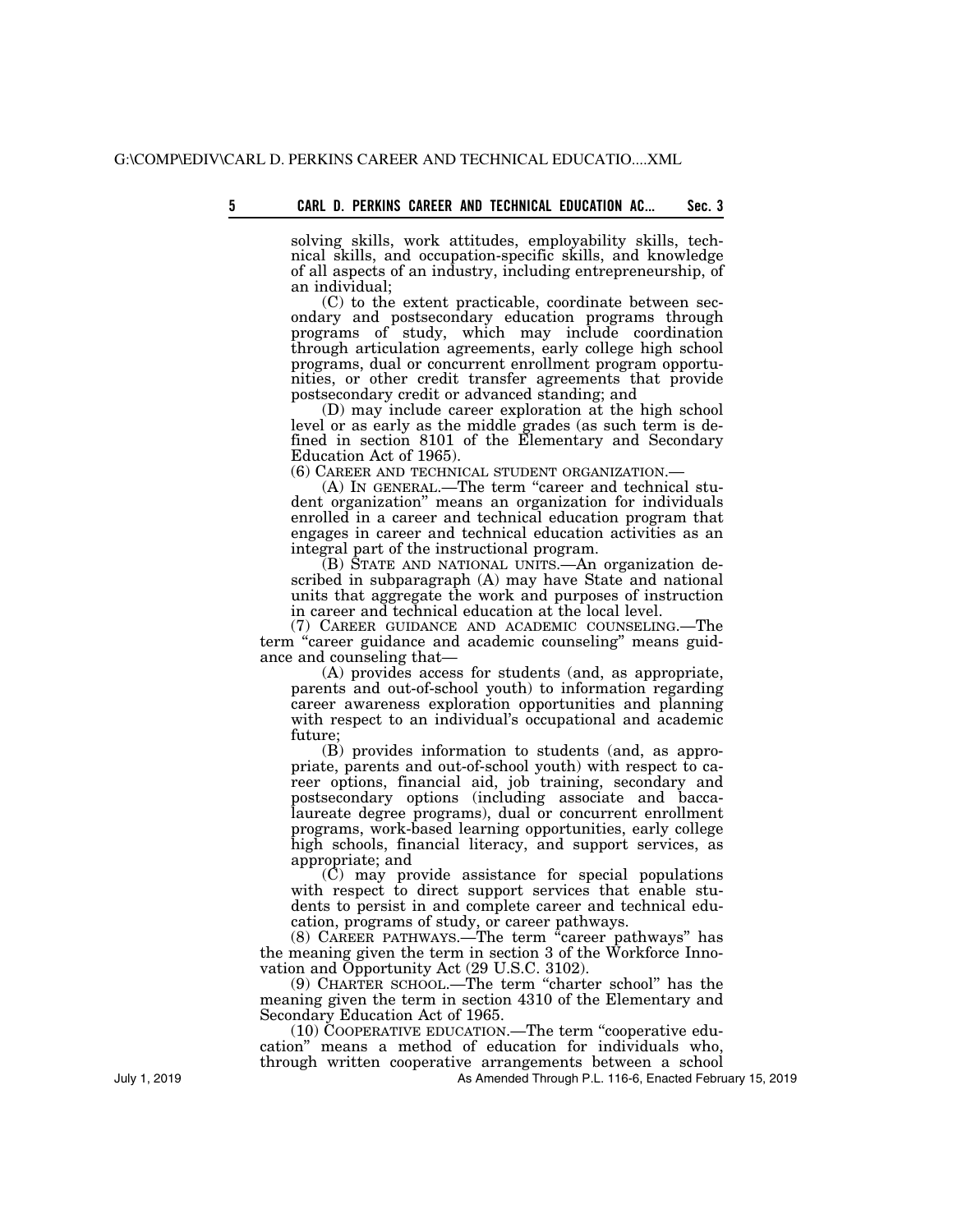solving skills, work attitudes, employability skills, technical skills, and occupation-specific skills, and knowledge of all aspects of an industry, including entrepreneurship, of an individual;

(C) to the extent practicable, coordinate between secondary and postsecondary education programs through programs of study, which may include coordination through articulation agreements, early college high school programs, dual or concurrent enrollment program opportunities, or other credit transfer agreements that provide postsecondary credit or advanced standing; and

(D) may include career exploration at the high school level or as early as the middle grades (as such term is defined in section 8101 of the Elementary and Secondary Education Act of 1965).

(6) CAREER AND TECHNICAL STUDENT ORGANIZATION.—

(A) IN GENERAL.—The term "career and technical student organization" means an organization for individuals enrolled in a career and technical education program that engages in career and technical education activities as an integral part of the instructional program.

(B) STATE AND NATIONAL UNITS.—An organization described in subparagraph (A) may have State and national units that aggregate the work and purposes of instruction in career and technical education at the local level.

(7) CAREER GUIDANCE AND ACADEMIC COUNSELING.—The term "career guidance and academic counseling" means guidance and counseling that—

(A) provides access for students (and, as appropriate, parents and out-of-school youth) to information regarding career awareness exploration opportunities and planning with respect to an individual's occupational and academic future;

(B) provides information to students (and, as appropriate, parents and out-of-school youth) with respect to career options, financial aid, job training, secondary and postsecondary options (including associate and baccalaureate degree programs), dual or concurrent enrollment programs, work-based learning opportunities, early college high schools, financial literacy, and support services, as appropriate; and

(C) may provide assistance for special populations with respect to direct support services that enable students to persist in and complete career and technical education, programs of study, or career pathways.

(8) CAREER PATHWAYS.—The term "career pathways" has the meaning given the term in section 3 of the Workforce Innovation and Opportunity Act (29 U.S.C. 3102).

(9) CHARTER SCHOOL.—The term "charter school" has the meaning given the term in section 4310 of the Elementary and Secondary Education Act of 1965.

(10) COOPERATIVE EDUCATION.—The term "cooperative education" means a method of education for individuals who, through written cooperative arrangements between a school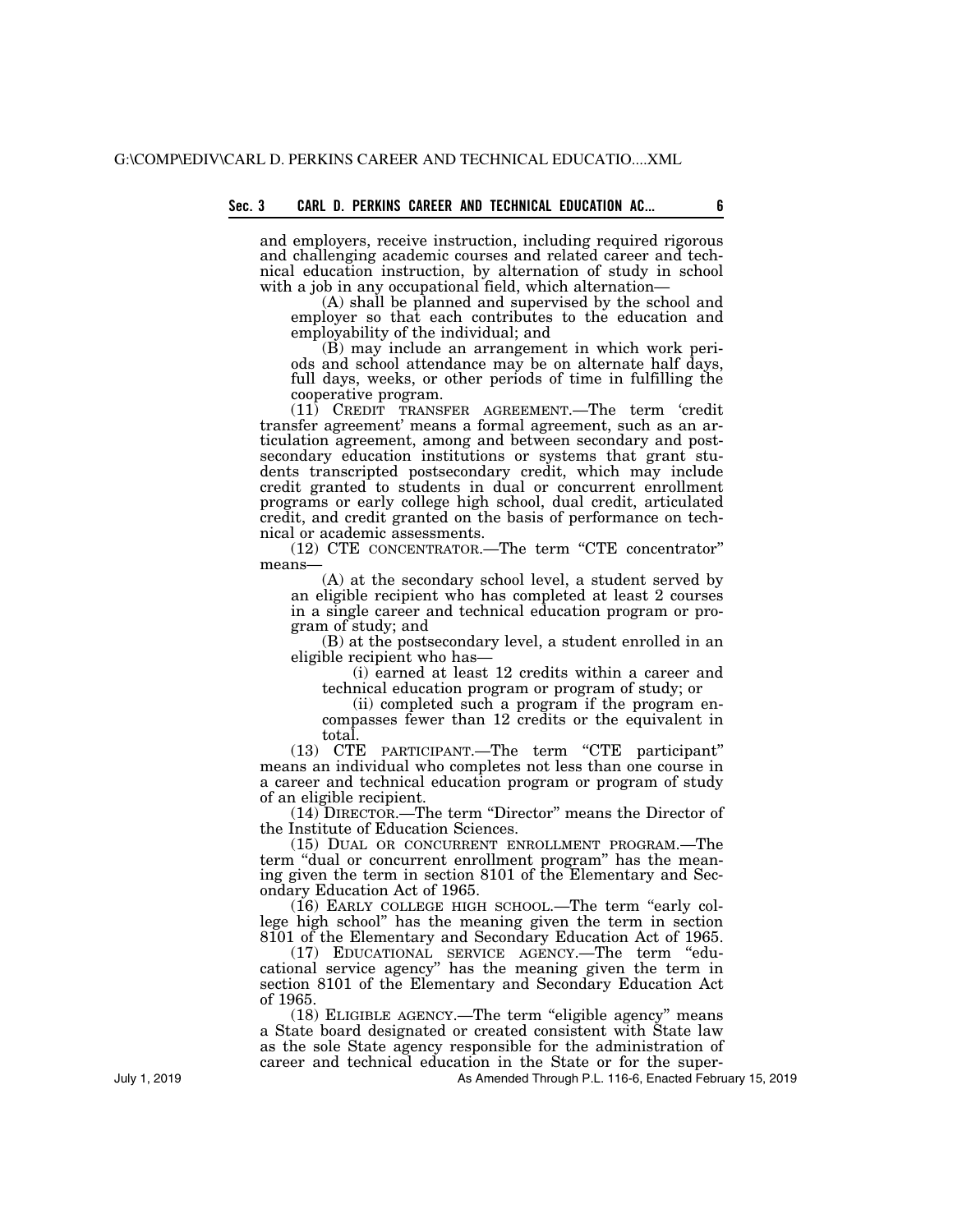and employers, receive instruction, including required rigorous and challenging academic courses and related career and technical education instruction, by alternation of study in school with a job in any occupational field, which alternation—

(A) shall be planned and supervised by the school and employer so that each contributes to the education and employability of the individual; and

(B) may include an arrangement in which work periods and school attendance may be on alternate half days, full days, weeks, or other periods of time in fulfilling the cooperative program.

(11) CREDIT TRANSFER AGREEMENT.—The term 'credit transfer agreement' means a formal agreement, such as an articulation agreement, among and between secondary and postsecondary education institutions or systems that grant students transcripted postsecondary credit, which may include credit granted to students in dual or concurrent enrollment programs or early college high school, dual credit, articulated credit, and credit granted on the basis of performance on technical or academic assessments.

(12) CTE CONCENTRATOR.—The term "CTE concentrator" means—

(A) at the secondary school level, a student served by an eligible recipient who has completed at least 2 courses in a single career and technical education program or program of study; and

(B) at the postsecondary level, a student enrolled in an eligible recipient who has—

(i) earned at least 12 credits within a career and technical education program or program of study; or

(ii) completed such a program if the program encompasses fewer than 12 credits or the equivalent in total.

(13) CTE PARTICIPANT.—The term "CTE participant" means an individual who completes not less than one course in a career and technical education program or program of study of an eligible recipient.

(14) DIRECTOR.—The term "Director" means the Director of the Institute of Education Sciences.

(15) DUAL OR CONCURRENT ENROLLMENT PROGRAM.—The term "dual or concurrent enrollment program" has the meaning given the term in section 8101 of the Elementary and Secondary Education Act of 1965.

(16) EARLY COLLEGE HIGH SCHOOL.—The term "early college high school" has the meaning given the term in section 8101 of the Elementary and Secondary Education Act of 1965.

(17) EDUCATIONAL SERVICE AGENCY.—The term "educational service agency" has the meaning given the term in section 8101 of the Elementary and Secondary Education Act of 1965.

(18) ELIGIBLE AGENCY.—The term "eligible agency" means a State board designated or created consistent with State law as the sole State agency responsible for the administration of career and technical education in the State or for the super-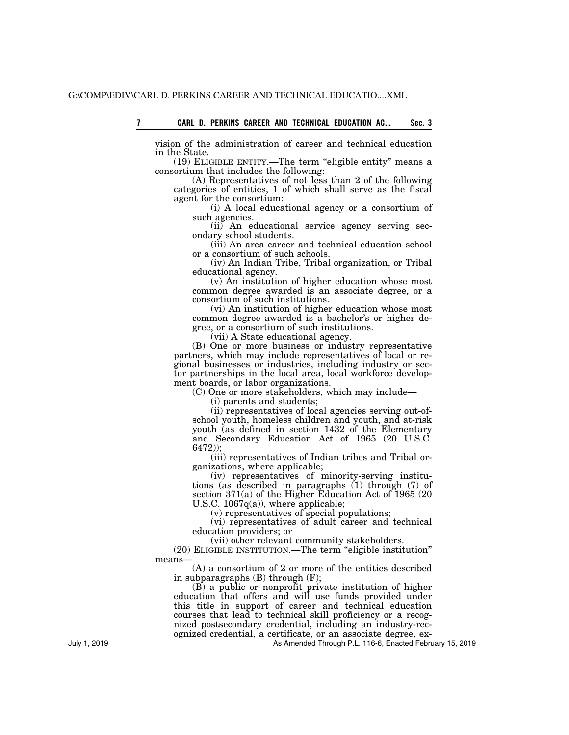vision of the administration of career and technical education in the State.

(19) ELIGIBLE ENTITY.—The term "eligible entity" means a consortium that includes the following:

(A) Representatives of not less than 2 of the following categories of entities, 1 of which shall serve as the fiscal agent for the consortium:

(i) A local educational agency or a consortium of such agencies.

(ii) An educational service agency serving secondary school students.

(iii) An area career and technical education school or a consortium of such schools.

(iv) An Indian Tribe, Tribal organization, or Tribal educational agency.

(v) An institution of higher education whose most common degree awarded is an associate degree, or a consortium of such institutions.

(vi) An institution of higher education whose most common degree awarded is a bachelor's or higher degree, or a consortium of such institutions.

(vii) A State educational agency.

(B) One or more business or industry representative partners, which may include representatives of local or regional businesses or industries, including industry or sector partnerships in the local area, local workforce development boards, or labor organizations.

(C) One or more stakeholders, which may include—

(i) parents and students;

(ii) representatives of local agencies serving out-of-school youth, homeless children and youth, and at-risk youth (as defined in section 1432 of the Elementary and Secondary Education Act of 1965 (20 U.S.C. 6472));

(iii) representatives of Indian tribes and Tribal organizations, where applicable;

(iv) representatives of minority-serving institutions (as described in paragraphs (1) through (7) of section 371(a) of the Higher Education Act of 1965 (20 U.S.C. 1067q(a)), where applicable;

(v) representatives of special populations;

(vi) representatives of adult career and technical education providers; or

(vii) other relevant community stakeholders.

(20) ELIGIBLE INSTITUTION.—The term "eligible institution" means—

(A) a consortium of 2 or more of the entities described in subparagraphs (B) through (F);

(B) a public or nonprofit private institution of higher education that offers and will use funds provided under this title in support of career and technical education courses that lead to technical skill proficiency or a recognized postsecondary credential, including an industry-recognized credential, a certificate, or an associate degree, ex-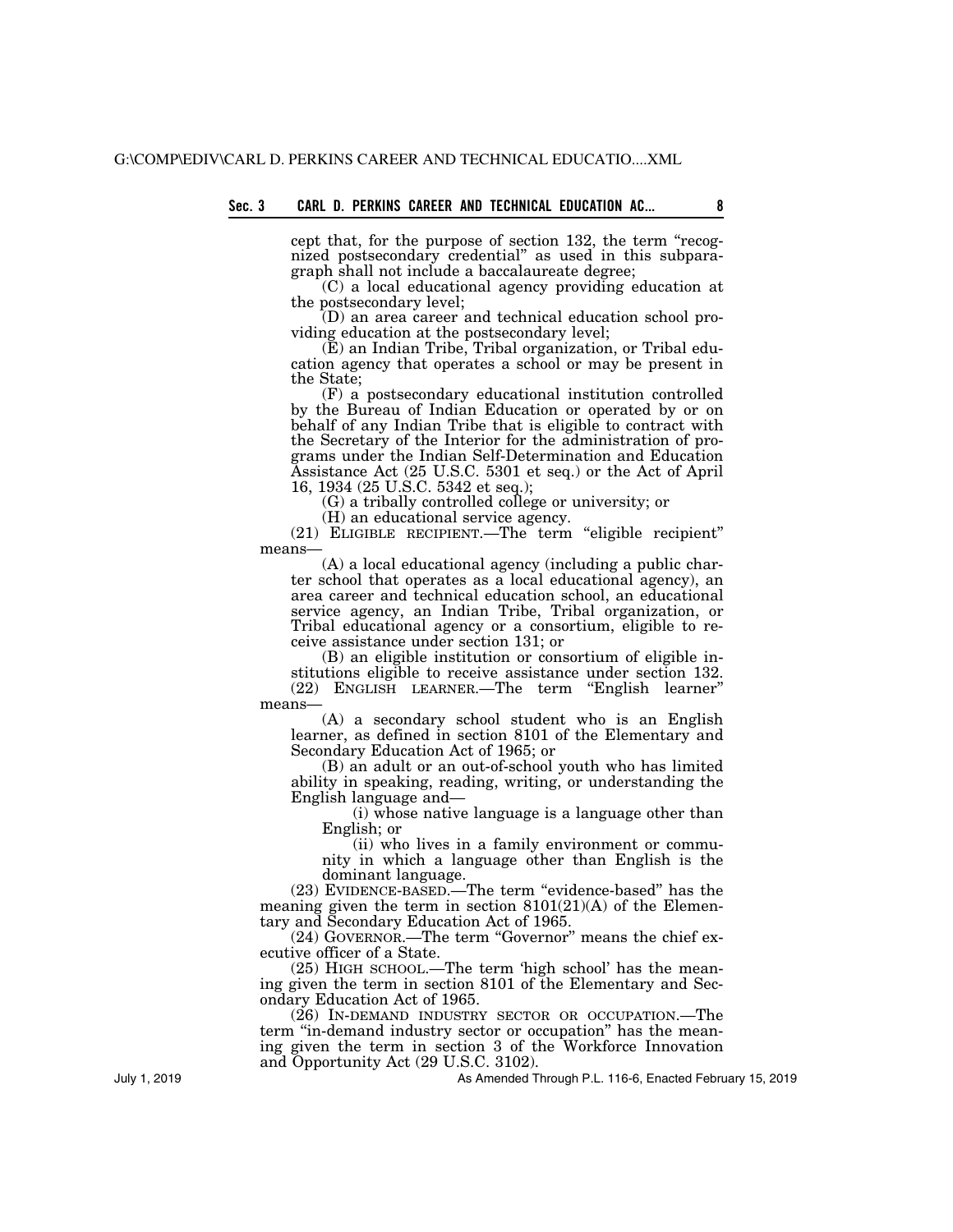cept that, for the purpose of section 132, the term "recognized postsecondary credential" as used in this subparagraph shall not include a baccalaureate degree;

(C) a local educational agency providing education at the postsecondary level;

(D) an area career and technical education school providing education at the postsecondary level;

(E) an Indian Tribe, Tribal organization, or Tribal education agency that operates a school or may be present in the State;

(F) a postsecondary educational institution controlled by the Bureau of Indian Education or operated by or on behalf of any Indian Tribe that is eligible to contract with the Secretary of the Interior for the administration of programs under the Indian Self-Determination and Education Assistance Act (25 U.S.C. 5301 et seq.) or the Act of April 16, 1934 (25 U.S.C. 5342 et seq.);

(G) a tribally controlled college or university; or

(H) an educational service agency.

(21) ELIGIBLE RECIPIENT.—The term "eligible recipient" means—

(A) a local educational agency (including a public charter school that operates as a local educational agency), an area career and technical education school, an educational service agency, an Indian Tribe, Tribal organization, or Tribal educational agency or a consortium, eligible to receive assistance under section 131; or

(B) an eligible institution or consortium of eligible institutions eligible to receive assistance under section 132.

(22) ENGLISH LEARNER.—The term "English learner" means—

(A) a secondary school student who is an English learner, as defined in section 8101 of the Elementary and Secondary Education Act of 1965; or

(B) an adult or an out-of-school youth who has limited ability in speaking, reading, writing, or understanding the English language and—

(i) whose native language is a language other than English; or

(ii) who lives in a family environment or community in which a language other than English is the dominant language.

(23) EVIDENCE-BASED.—The term "evidence-based" has the meaning given the term in section 8101(21)(A) of the Elementary and Secondary Education Act of 1965.

(24) GOVERNOR.—The term "Governor" means the chief executive officer of a State.

(25) HIGH SCHOOL.—The term 'high school' has the meaning given the term in section 8101 of the Elementary and Secondary Education Act of 1965.

(26) IN-DEMAND INDUSTRY SECTOR OR OCCUPATION.—The term "in-demand industry sector or occupation" has the meaning given the term in section 3 of the Workforce Innovation and Opportunity Act (29 U.S.C. 3102).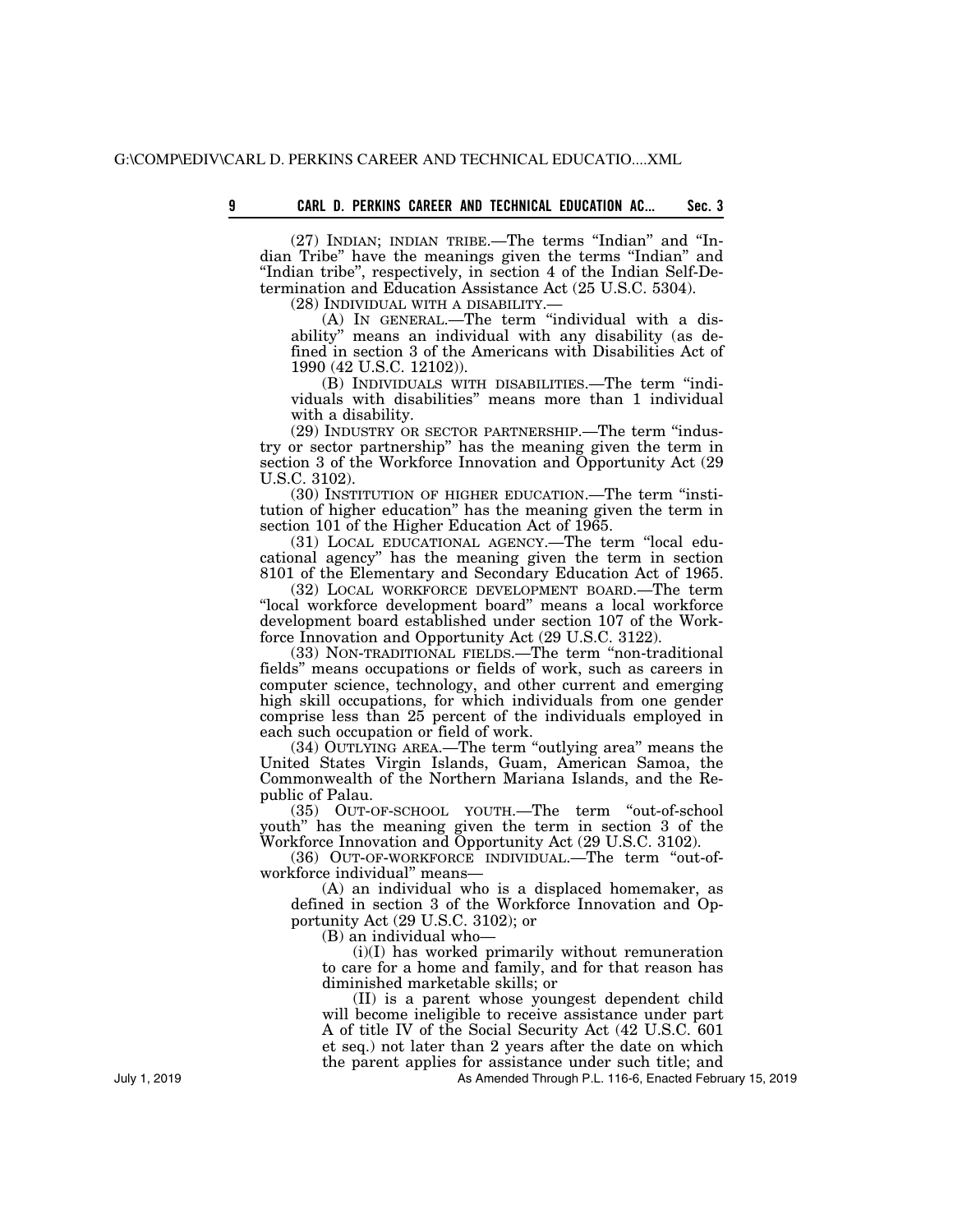(27) INDIAN; INDIAN TRIBE.—The terms "Indian" and "Indian Tribe" have the meanings given the terms "Indian" and "Indian tribe", respectively, in section 4 of the Indian Self-Determination and Education Assistance Act (25 U.S.C. 5304).

(28) INDIVIDUAL WITH A DISABILITY.—

(A) IN GENERAL.—The term "individual with a disability" means an individual with any disability (as defined in section 3 of the Americans with Disabilities Act of 1990 (42 U.S.C. 12102)).

(B) INDIVIDUALS WITH DISABILITIES.—The term "individuals with disabilities" means more than 1 individual with a disability.

(29) INDUSTRY OR SECTOR PARTNERSHIP.—The term "industry or sector partnership" has the meaning given the term in section 3 of the Workforce Innovation and Opportunity Act (29 U.S.C. 3102).

(30) INSTITUTION OF HIGHER EDUCATION.—The term "institution of higher education" has the meaning given the term in section 101 of the Higher Education Act of 1965.

(31) LOCAL EDUCATIONAL AGENCY.—The term "local educational agency" has the meaning given the term in section 8101 of the Elementary and Secondary Education Act of 1965.

(32) LOCAL WORKFORCE DEVELOPMENT BOARD.—The term "local workforce development board" means a local workforce development board established under section 107 of the Workforce Innovation and Opportunity Act (29 U.S.C. 3122).

(33) NON-TRADITIONAL FIELDS.—The term "non-traditional fields" means occupations or fields of work, such as careers in computer science, technology, and other current and emerging high skill occupations, for which individuals from one gender comprise less than 25 percent of the individuals employed in each such occupation or field of work.

(34) OUTLYING AREA.—The term "outlying area" means the United States Virgin Islands, Guam, American Samoa, the Commonwealth of the Northern Mariana Islands, and the Republic of Palau.

(35) OUT-OF-SCHOOL YOUTH.—The term "out-of-school youth" has the meaning given the term in section 3 of the Workforce Innovation and Opportunity Act (29 U.S.C. 3102).

(36) OUT-OF-WORKFORCE INDIVIDUAL.—The term "out-of-workforce individual" means—

(A) an individual who is a displaced homemaker, as defined in section 3 of the Workforce Innovation and Opportunity Act (29 U.S.C. 3102); or

(B) an individual who—

(i)(I) has worked primarily without remuneration to care for a home and family, and for that reason has diminished marketable skills; or

(II) is a parent whose youngest dependent child will become ineligible to receive assistance under part A of title IV of the Social Security Act (42 U.S.C. 601 et seq.) not later than 2 years after the date on which the parent applies for assistance under such title; and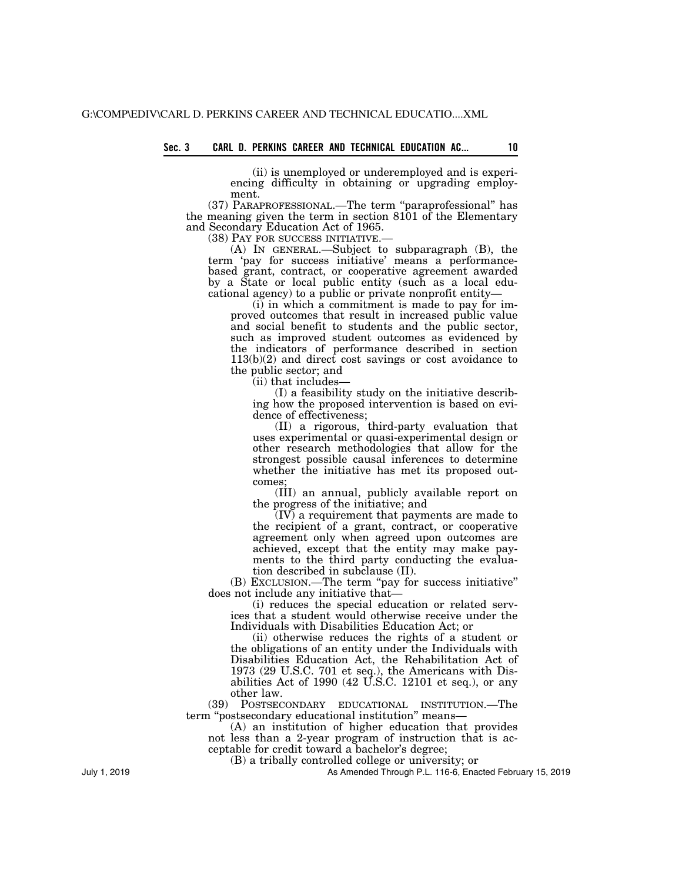(ii) is unemployed or underemployed and is experiencing difficulty in obtaining or upgrading employment.

(37) PARAPROFESSIONAL.—The term "paraprofessional" has the meaning given the term in section 8101 of the Elementary and Secondary Education Act of 1965.

(38) PAY FOR SUCCESS INITIATIVE.—

(A) IN GENERAL.—Subject to subparagraph (B), the term 'pay for success initiative' means a performance-based grant, contract, or cooperative agreement awarded by a State or local public entity (such as a local educational agency) to a public or private nonprofit entity—

(i) in which a commitment is made to pay for improved outcomes that result in increased public value and social benefit to students and the public sector, such as improved student outcomes as evidenced by the indicators of performance described in section 113(b)(2) and direct cost savings or cost avoidance to the public sector; and

(ii) that includes—

(I) a feasibility study on the initiative describing how the proposed intervention is based on evidence of effectiveness;

(II) a rigorous, third-party evaluation that uses experimental or quasi-experimental design or other research methodologies that allow for the strongest possible causal inferences to determine whether the initiative has met its proposed outcomes;

(III) an annual, publicly available report on the progress of the initiative; and

(IV) a requirement that payments are made to the recipient of a grant, contract, or cooperative agreement only when agreed upon outcomes are achieved, except that the entity may make payments to the third party conducting the evaluation described in subclause (II).

(B) EXCLUSION.—The term "pay for success initiative" does not include any initiative that—

(i) reduces the special education or related services that a student would otherwise receive under the Individuals with Disabilities Education Act; or

(ii) otherwise reduces the rights of a student or the obligations of an entity under the Individuals with Disabilities Education Act, the Rehabilitation Act of 1973 (29 U.S.C. 701 et seq.), the Americans with Disabilities Act of 1990 (42 U.S.C. 12101 et seq.), or any other law.

(39) POSTSECONDARY EDUCATIONAL INSTITUTION.—The term "postsecondary educational institution" means—

(A) an institution of higher education that provides not less than a 2-year program of instruction that is acceptable for credit toward a bachelor's degree;

(B) a tribally controlled college or university; or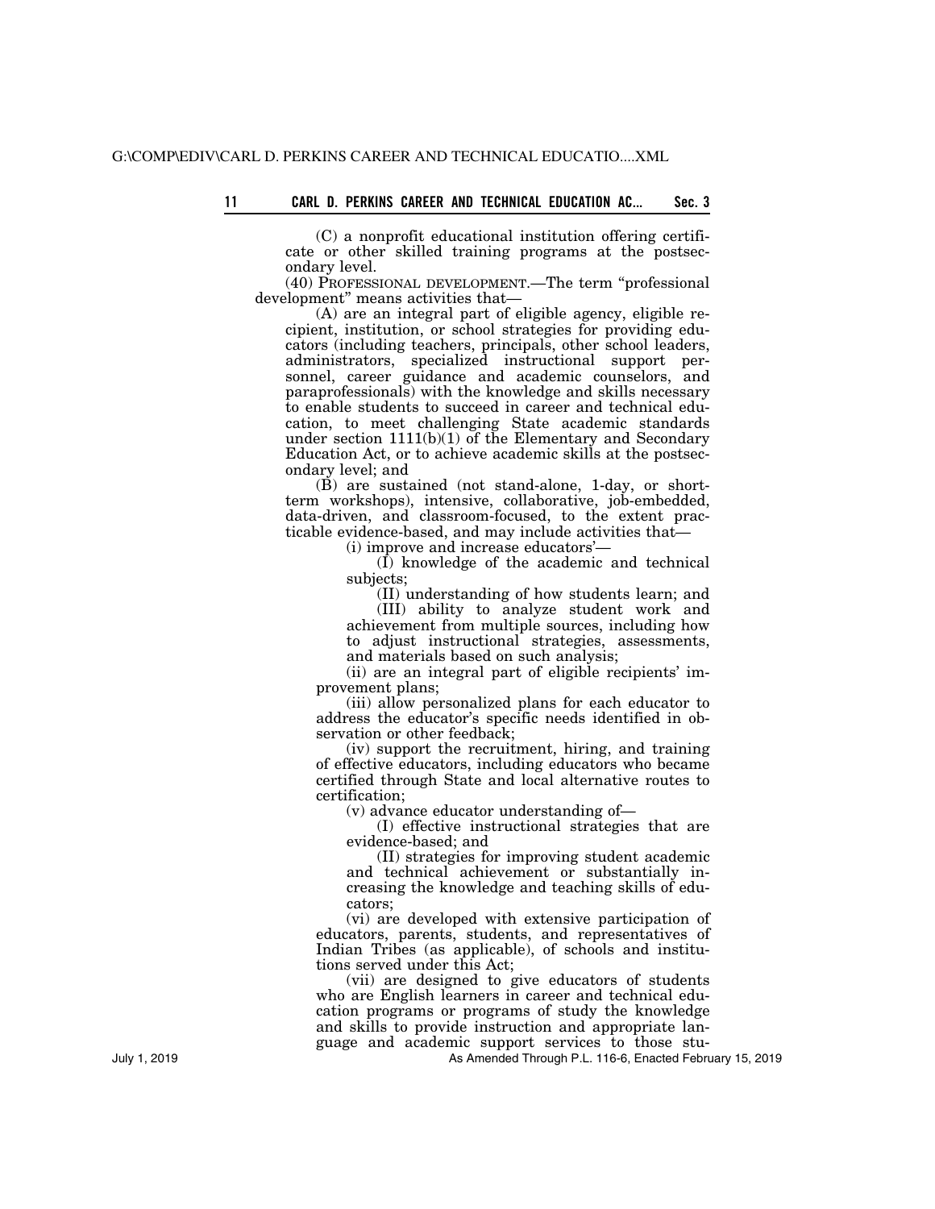(C) a nonprofit educational institution offering certificate or other skilled training programs at the postsecondary level.

(40) PROFESSIONAL DEVELOPMENT.—The term "professional development" means activities that—

(A) are an integral part of eligible agency, eligible recipient, institution, or school strategies for providing educators (including teachers, principals, other school leaders, administrators, specialized instructional support personnel, career guidance and academic counselors, and paraprofessionals) with the knowledge and skills necessary to enable students to succeed in career and technical education, to meet challenging State academic standards under section 1111(b)(1) of the Elementary and Secondary Education Act, or to achieve academic skills at the postsecondary level; and

(B) are sustained (not stand-alone, 1-day, or short-term workshops), intensive, collaborative, job-embedded, data-driven, and classroom-focused, to the extent practicable evidence-based, and may include activities that—

(i) improve and increase educators'—

(I) knowledge of the academic and technical subjects;

(II) understanding of how students learn; and

(III) ability to analyze student work and achievement from multiple sources, including how to adjust instructional strategies, assessments, and materials based on such analysis;

(ii) are an integral part of eligible recipients' improvement plans;

(iii) allow personalized plans for each educator to address the educator's specific needs identified in observation or other feedback;

(iv) support the recruitment, hiring, and training of effective educators, including educators who became certified through State and local alternative routes to certification;

(v) advance educator understanding of—

(I) effective instructional strategies that are evidence-based; and

(II) strategies for improving student academic and technical achievement or substantially increasing the knowledge and teaching skills of educators;

(vi) are developed with extensive participation of educators, parents, students, and representatives of Indian Tribes (as applicable), of schools and institutions served under this Act;

(vii) are designed to give educators of students who are English learners in career and technical education programs or programs of study the knowledge and skills to provide instruction and appropriate language and academic support services to those stu-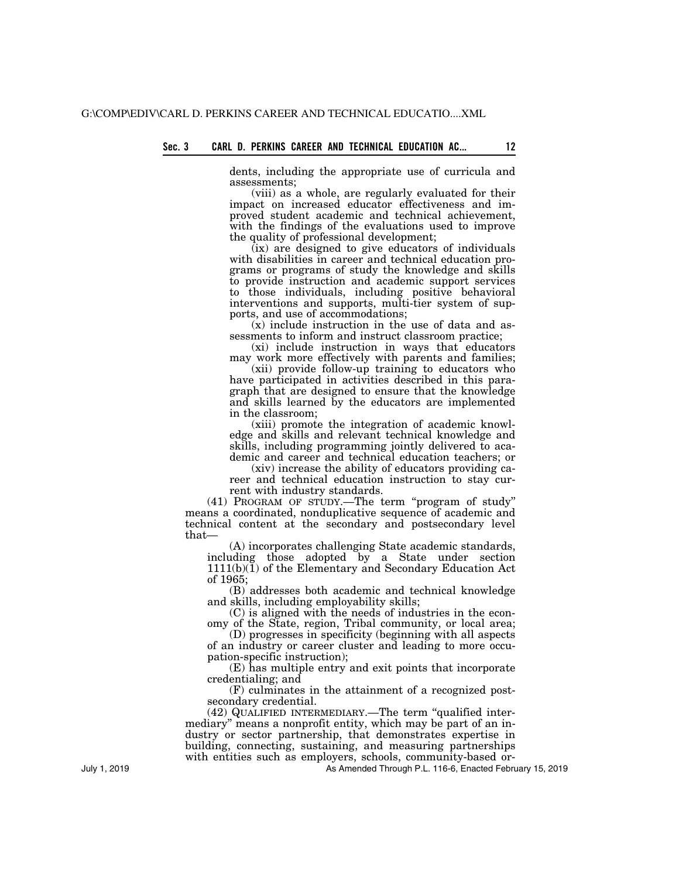dents, including the appropriate use of curricula and assessments;

(viii) as a whole, are regularly evaluated for their impact on increased educator effectiveness and improved student academic and technical achievement, with the findings of the evaluations used to improve the quality of professional development;

(ix) are designed to give educators of individuals with disabilities in career and technical education programs or programs of study the knowledge and skills to provide instruction and academic support services to those individuals, including positive behavioral interventions and supports, multi-tier system of supports, and use of accommodations;

(x) include instruction in the use of data and assessments to inform and instruct classroom practice;

(xi) include instruction in ways that educators may work more effectively with parents and families;

(xii) provide follow-up training to educators who have participated in activities described in this paragraph that are designed to ensure that the knowledge and skills learned by the educators are implemented in the classroom;

(xiii) promote the integration of academic knowledge and skills and relevant technical knowledge and skills, including programming jointly delivered to academic and career and technical education teachers; or

(xiv) increase the ability of educators providing career and technical education instruction to stay current with industry standards.

(41) PROGRAM OF STUDY.—The term "program of study" means a coordinated, nonduplicative sequence of academic and technical content at the secondary and postsecondary level that—

(A) incorporates challenging State academic standards, including those adopted by a State under section 1111(b)(1) of the Elementary and Secondary Education Act of 1965;

(B) addresses both academic and technical knowledge and skills, including employability skills;

(C) is aligned with the needs of industries in the economy of the State, region, Tribal community, or local area;

(D) progresses in specificity (beginning with all aspects of an industry or career cluster and leading to more occupation-specific instruction);

(E) has multiple entry and exit points that incorporate credentialing; and

(F) culminates in the attainment of a recognized postsecondary credential.

(42) QUALIFIED INTERMEDIARY.—The term "qualified intermediary" means a nonprofit entity, which may be part of an industry or sector partnership, that demonstrates expertise in building, connecting, sustaining, and measuring partnerships with entities such as employers, schools, community-based or-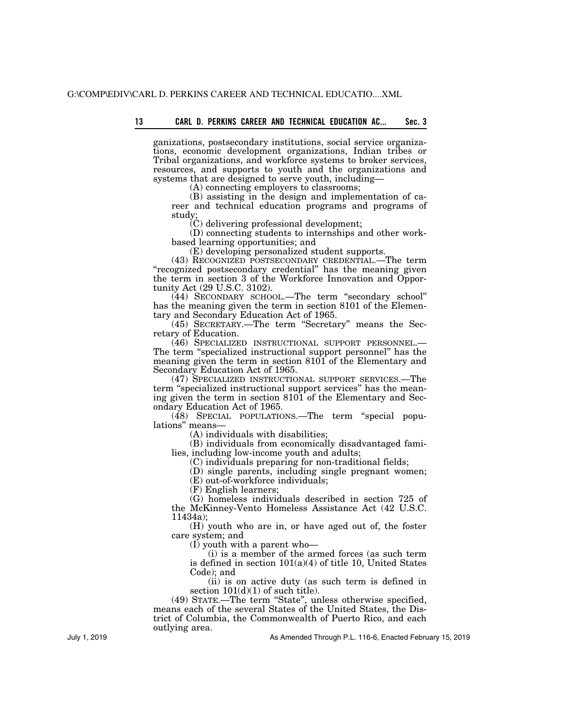ganizations, postsecondary institutions, social service organizations, economic development organizations, Indian tribes or Tribal organizations, and workforce systems to broker services, resources, and supports to youth and the organizations and systems that are designed to serve youth, including—

(A) connecting employers to classrooms;

(B) assisting in the design and implementation of career and technical education programs and programs of study;

(C) delivering professional development;

(D) connecting students to internships and other work-based learning opportunities; and

(E) developing personalized student supports.

(43) RECOGNIZED POSTSECONDARY CREDENTIAL.—The term "recognized postsecondary credential" has the meaning given the term in section 3 of the Workforce Innovation and Opportunity Act (29 U.S.C. 3102).

(44) SECONDARY SCHOOL.—The term "secondary school" has the meaning given the term in section 8101 of the Elementary and Secondary Education Act of 1965.

(45) SECRETARY.—The term "Secretary" means the Secretary of Education.

(46) SPECIALIZED INSTRUCTIONAL SUPPORT PERSONNEL.—The term "specialized instructional support personnel" has the meaning given the term in section 8101 of the Elementary and Secondary Education Act of 1965.

(47) SPECIALIZED INSTRUCTIONAL SUPPORT SERVICES.—The term "specialized instructional support services" has the meaning given the term in section 8101 of the Elementary and Secondary Education Act of 1965.

(48) SPECIAL POPULATIONS.—The term "special populations" means—

(A) individuals with disabilities;

(B) individuals from economically disadvantaged families, including low-income youth and adults;

(C) individuals preparing for non-traditional fields;

(D) single parents, including single pregnant women;

(E) out-of-workforce individuals;

(F) English learners;

(G) homeless individuals described in section 725 of the McKinney-Vento Homeless Assistance Act (42 U.S.C. 11434a);

(H) youth who are in, or have aged out of, the foster care system; and

(I) youth with a parent who—

(i) is a member of the armed forces (as such term is defined in section 101(a)(4) of title 10, United States Code); and

(ii) is on active duty (as such term is defined in section 101(d)(1) of such title).

(49) STATE.—The term "State", unless otherwise specified, means each of the several States of the United States, the District of Columbia, the Commonwealth of Puerto Rico, and each outlying area.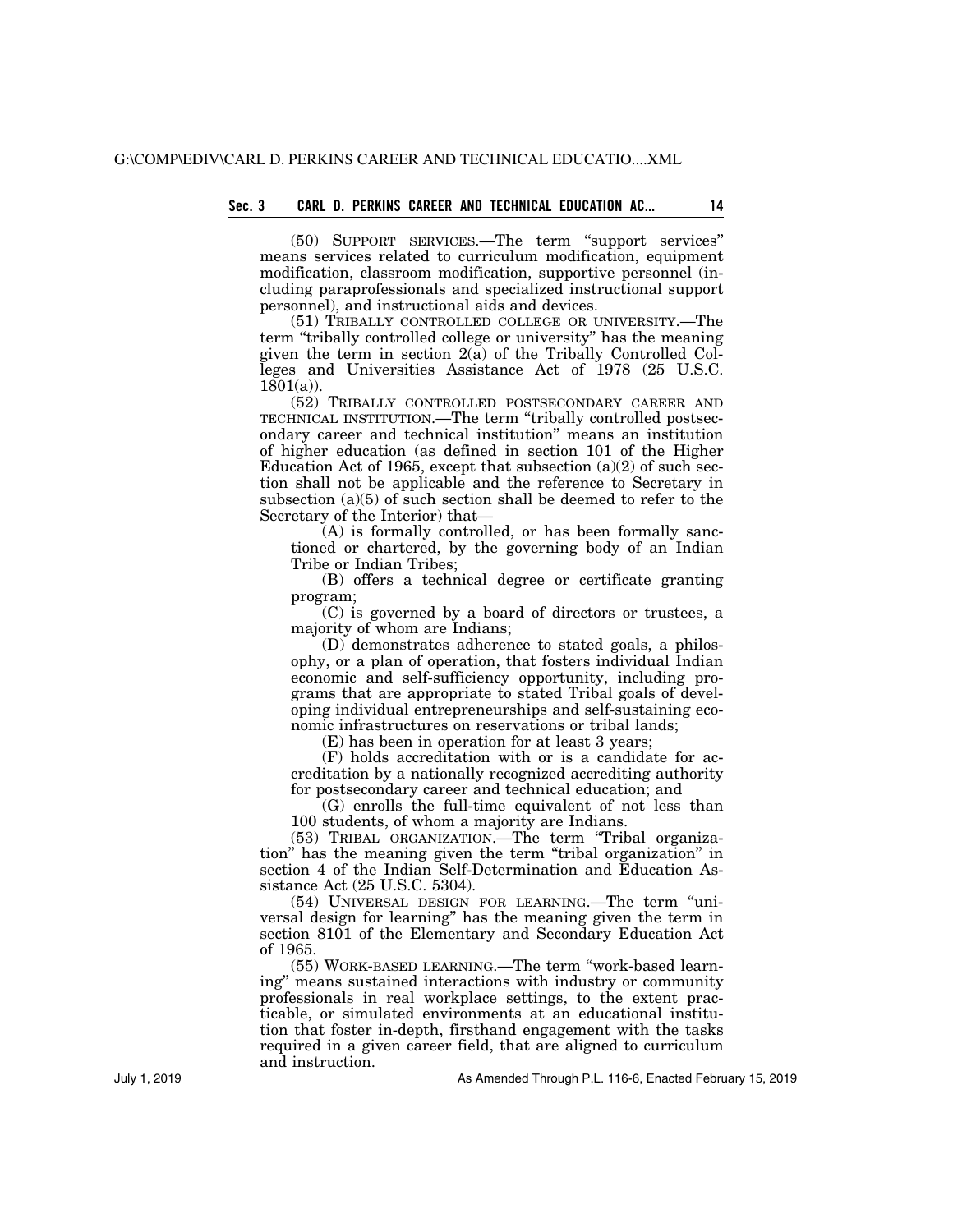(50) SUPPORT SERVICES.—The term "support services" means services related to curriculum modification, equipment modification, classroom modification, supportive personnel (including paraprofessionals and specialized instructional support personnel), and instructional aids and devices.

(51) TRIBALLY CONTROLLED COLLEGE OR UNIVERSITY.—The term "tribally controlled college or university" has the meaning given the term in section 2(a) of the Tribally Controlled Colleges and Universities Assistance Act of 1978 (25 U.S.C. 1801(a)).

(52) TRIBALLY CONTROLLED POSTSECONDARY CAREER AND TECHNICAL INSTITUTION.—The term "tribally controlled postsecondary career and technical institution" means an institution of higher education (as defined in section 101 of the Higher Education Act of 1965, except that subsection (a)(2) of such section shall not be applicable and the reference to Secretary in subsection (a)(5) of such section shall be deemed to refer to the Secretary of the Interior) that—

(A) is formally controlled, or has been formally sanctioned or chartered, by the governing body of an Indian Tribe or Indian Tribes;

(B) offers a technical degree or certificate granting program;

(C) is governed by a board of directors or trustees, a majority of whom are Indians;

(D) demonstrates adherence to stated goals, a philosophy, or a plan of operation, that fosters individual Indian economic and self-sufficiency opportunity, including programs that are appropriate to stated Tribal goals of developing individual entrepreneurships and self-sustaining economic infrastructures on reservations or tribal lands;

(E) has been in operation for at least 3 years;

(F) holds accreditation with or is a candidate for accreditation by a nationally recognized accrediting authority for postsecondary career and technical education; and

(G) enrolls the full-time equivalent of not less than 100 students, of whom a majority are Indians.

(53) TRIBAL ORGANIZATION.—The term "Tribal organization" has the meaning given the term "tribal organization" in section 4 of the Indian Self-Determination and Education Assistance Act (25 U.S.C. 5304).

(54) UNIVERSAL DESIGN FOR LEARNING.—The term "universal design for learning" has the meaning given the term in section 8101 of the Elementary and Secondary Education Act of 1965.

(55) WORK-BASED LEARNING.—The term "work-based learning" means sustained interactions with industry or community professionals in real workplace settings, to the extent practicable, or simulated environments at an educational institution that foster in-depth, firsthand engagement with the tasks required in a given career field, that are aligned to curriculum and instruction.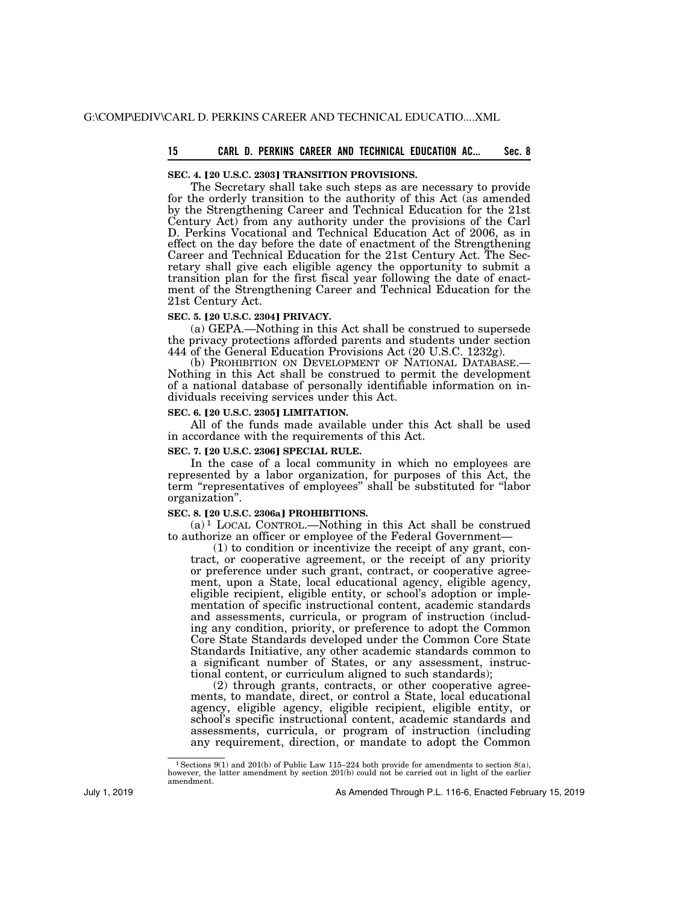### SEC. 4. [20 U.S.C. 2303] TRANSITION PROVISIONS.

The Secretary shall take such steps as are necessary to provide for the orderly transition to the authority of this Act (as amended by the Strengthening Career and Technical Education for the 21st Century Act) from any authority under the provisions of the Carl D. Perkins Vocational and Technical Education Act of 2006, as in effect on the day before the date of enactment of the Strengthening Career and Technical Education for the 21st Century Act. The Secretary shall give each eligible agency the opportunity to submit a transition plan for the first fiscal year following the date of enactment of the Strengthening Career and Technical Education for the 21st Century Act.

### SEC. 5. [20 U.S.C. 2304] PRIVACY.

(a) GEPA.—Nothing in this Act shall be construed to supersede the privacy protections afforded parents and students under section 444 of the General Education Provisions Act (20 U.S.C. 1232g).

(b) PROHIBITION ON DEVELOPMENT OF NATIONAL DATABASE.—Nothing in this Act shall be construed to permit the development of a national database of personally identifiable information on individuals receiving services under this Act.

### SEC. 6. [20 U.S.C. 2305] LIMITATION.

All of the funds made available under this Act shall be used in accordance with the requirements of this Act.

### SEC. 7. [20 U.S.C. 2306] SPECIAL RULE.

In the case of a local community in which no employees are represented by a labor organization, for purposes of this Act, the term "representatives of employees" shall be substituted for "labor organization".

### SEC. 8. [20 U.S.C. 2306a] PROHIBITIONS.

(a)[1] LOCAL CONTROL.—Nothing in this Act shall be construed to authorize an officer or employee of the Federal Government—

(1) to condition or incentivize the receipt of any grant, contract, or cooperative agreement, or the receipt of any priority or preference under such grant, contract, or cooperative agreement, upon a State, local educational agency, eligible agency, eligible recipient, eligible entity, or school's adoption or implementation of specific instructional content, academic standards and assessments, curricula, or program of instruction (including any condition, priority, or preference to adopt the Common Core State Standards developed under the Common Core State Standards Initiative, any other academic standards common to a significant number of States, or any assessment, instructional content, or curriculum aligned to such standards);

(2) through grants, contracts, or other cooperative agreements, to mandate, direct, or control a State, local educational agency, eligible agency, eligible recipient, eligible entity, or school's specific instructional content, academic standards and assessments, curricula, or program of instruction (including any requirement, direction, or mandate to adopt the Common

---

[1] Sections 9(1) and 201(b) of Public Law 115–224 both provide for amendments to section 8(a), however, the latter amendment by section 201(b) could not be carried out in light of the earlier amendment.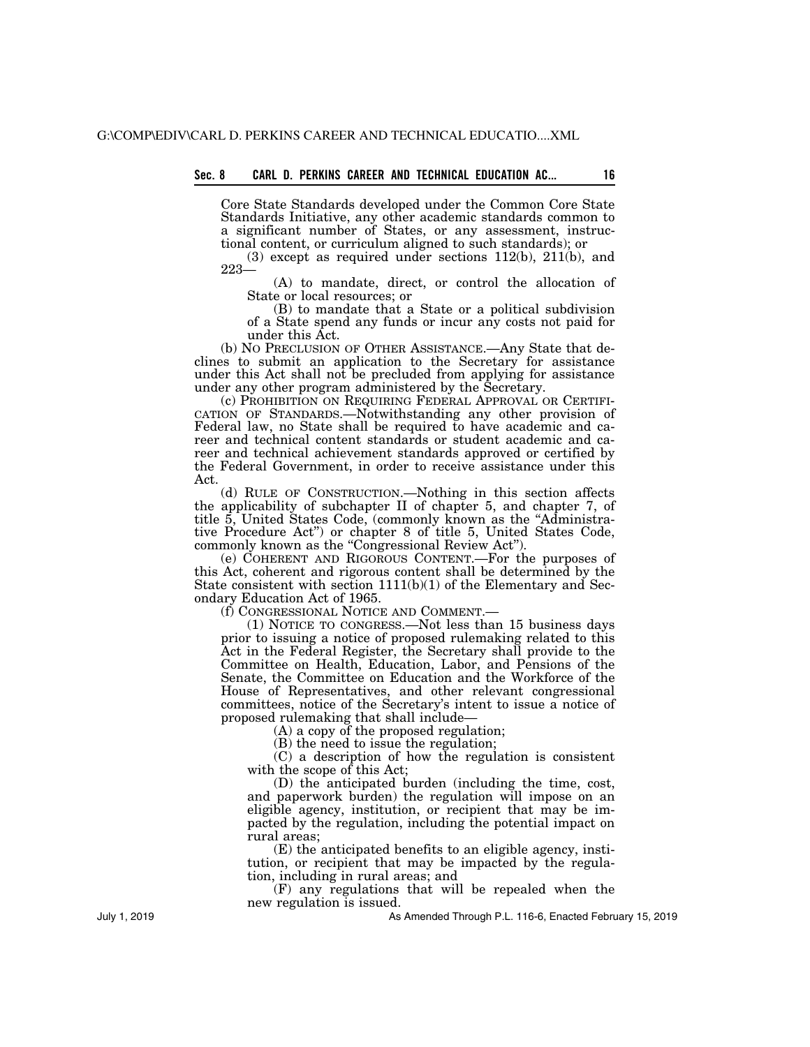Core State Standards developed under the Common Core State Standards Initiative, any other academic standards common to a significant number of States, or any assessment, instructional content, or curriculum aligned to such standards); or

(3) except as required under sections 112(b), 211(b), and 223—

(A) to mandate, direct, or control the allocation of State or local resources; or

(B) to mandate that a State or a political subdivision of a State spend any funds or incur any costs not paid for under this Act.

(b) NO PRECLUSION OF OTHER ASSISTANCE.—Any State that declines to submit an application to the Secretary for assistance under this Act shall not be precluded from applying for assistance under any other program administered by the Secretary.

(c) PROHIBITION ON REQUIRING FEDERAL APPROVAL OR CERTIFICATION OF STANDARDS.—Notwithstanding any other provision of Federal law, no State shall be required to have academic and career and technical content standards or student academic and career and technical achievement standards approved or certified by the Federal Government, in order to receive assistance under this Act.

(d) RULE OF CONSTRUCTION.—Nothing in this section affects the applicability of subchapter II of chapter 5, and chapter 7, of title 5, United States Code, (commonly known as the "Administrative Procedure Act") or chapter 8 of title 5, United States Code, commonly known as the "Congressional Review Act").

(e) COHERENT AND RIGOROUS CONTENT.—For the purposes of this Act, coherent and rigorous content shall be determined by the State consistent with section 1111(b)(1) of the Elementary and Secondary Education Act of 1965.

(f) CONGRESSIONAL NOTICE AND COMMENT.—

(1) NOTICE TO CONGRESS.—Not less than 15 business days prior to issuing a notice of proposed rulemaking related to this Act in the Federal Register, the Secretary shall provide to the Committee on Health, Education, Labor, and Pensions of the Senate, the Committee on Education and the Workforce of the House of Representatives, and other relevant congressional committees, notice of the Secretary's intent to issue a notice of proposed rulemaking that shall include—

(A) a copy of the proposed regulation;

(B) the need to issue the regulation;

(C) a description of how the regulation is consistent with the scope of this Act;

(D) the anticipated burden (including the time, cost, and paperwork burden) the regulation will impose on an eligible agency, institution, or recipient that may be impacted by the regulation, including the potential impact on rural areas;

(E) the anticipated benefits to an eligible agency, institution, or recipient that may be impacted by the regulation, including in rural areas; and

(F) any regulations that will be repealed when the new regulation is issued.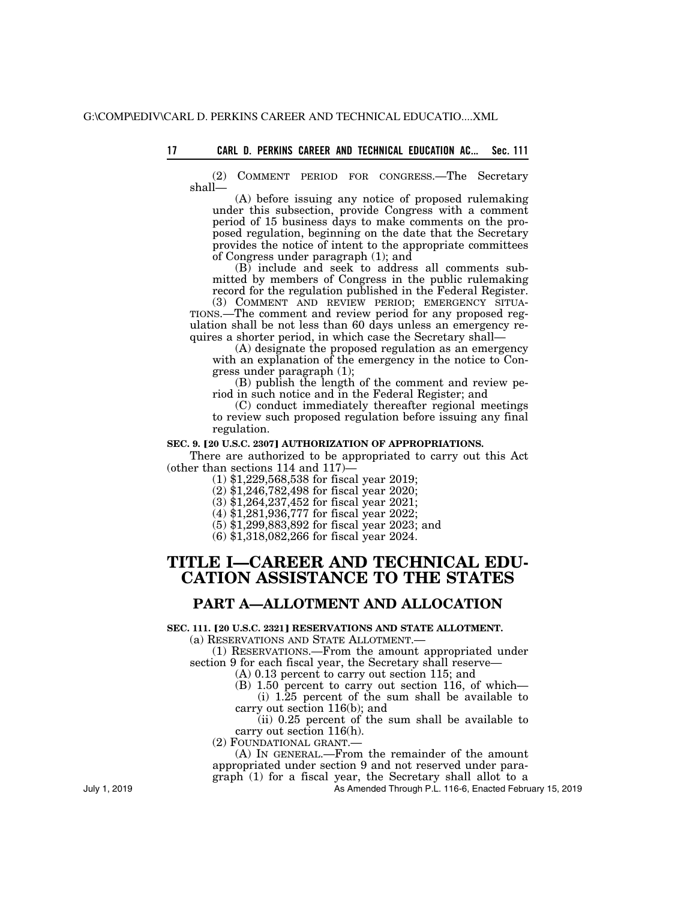(2) COMMENT PERIOD FOR CONGRESS.—The Secretary shall—

(A) before issuing any notice of proposed rulemaking under this subsection, provide Congress with a comment period of 15 business days to make comments on the proposed regulation, beginning on the date that the Secretary provides the notice of intent to the appropriate committees of Congress under paragraph (1); and

(B) include and seek to address all comments submitted by members of Congress in the public rulemaking record for the regulation published in the Federal Register.

(3) COMMENT AND REVIEW PERIOD; EMERGENCY SITUATIONS.—The comment and review period for any proposed regulation shall be not less than 60 days unless an emergency requires a shorter period, in which case the Secretary shall—

(A) designate the proposed regulation as an emergency with an explanation of the emergency in the notice to Congress under paragraph (1);

(B) publish the length of the comment and review period in such notice and in the Federal Register; and

(C) conduct immediately thereafter regional meetings to review such proposed regulation before issuing any final regulation.

**SEC. 9. [20 U.S.C. 2307] AUTHORIZATION OF APPROPRIATIONS.**

There are authorized to be appropriated to carry out this Act (other than sections 114 and 117)—

(1) $1,229,568,538 for fiscal year 2019;

(2) $1,246,782,498 for fiscal year 2020;

(3) $1,264,237,452 for fiscal year 2021;

(4) $1,281,936,777 for fiscal year 2022;

(5) $1,299,883,892 for fiscal year 2023; and

(6) $1,318,082,266 for fiscal year 2024.

# TITLE I—CAREER AND TECHNICAL EDUCATION ASSISTANCE TO THE STATES

## PART A—ALLOTMENT AND ALLOCATION

**SEC. 111. [20 U.S.C. 2321] RESERVATIONS AND STATE ALLOTMENT.**

(a) RESERVATIONS AND STATE ALLOTMENT.—

(1) RESERVATIONS.—From the amount appropriated under section 9 for each fiscal year, the Secretary shall reserve—

(A) 0.13 percent to carry out section 115; and

(B) 1.50 percent to carry out section 116, of which—

(i) 1.25 percent of the sum shall be available to carry out section 116(b); and

(ii) 0.25 percent of the sum shall be available to carry out section 116(h).

(2) FOUNDATIONAL GRANT.—

(A) IN GENERAL.—From the remainder of the amount appropriated under section 9 and not reserved under paragraph (1) for a fiscal year, the Secretary shall allot to a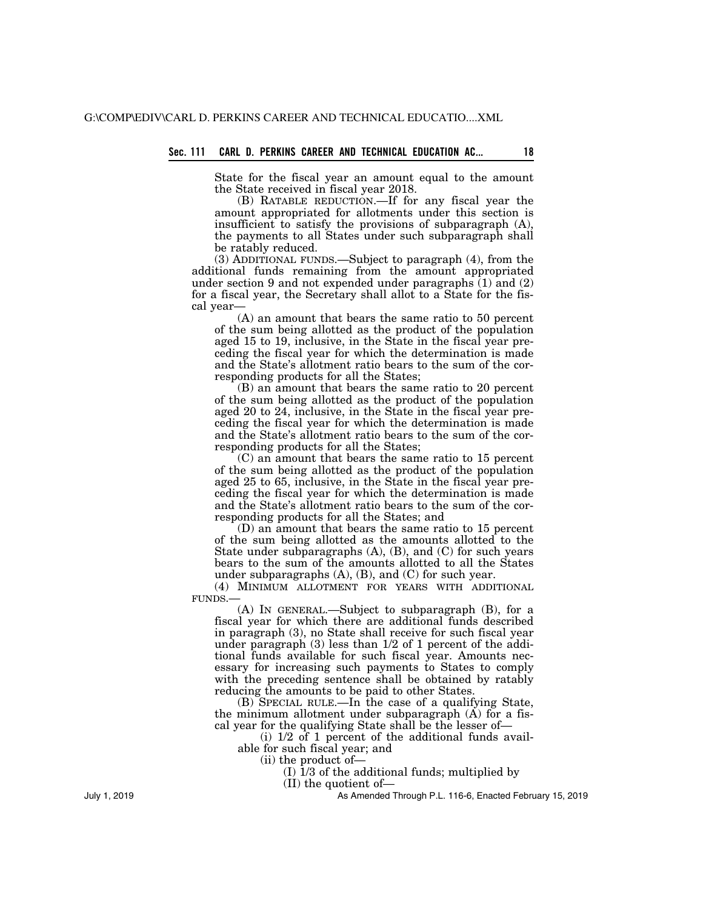State for the fiscal year an amount equal to the amount the State received in fiscal year 2018.

(B) RATABLE REDUCTION.—If for any fiscal year the amount appropriated for allotments under this section is insufficient to satisfy the provisions of subparagraph (A), the payments to all States under such subparagraph shall be ratably reduced.

(3) ADDITIONAL FUNDS.—Subject to paragraph (4), from the additional funds remaining from the amount appropriated under section 9 and not expended under paragraphs (1) and (2) for a fiscal year, the Secretary shall allot to a State for the fiscal year—

(A) an amount that bears the same ratio to 50 percent of the sum being allotted as the product of the population aged 15 to 19, inclusive, in the State in the fiscal year preceding the fiscal year for which the determination is made and the State's allotment ratio bears to the sum of the corresponding products for all the States;

(B) an amount that bears the same ratio to 20 percent of the sum being allotted as the product of the population aged 20 to 24, inclusive, in the State in the fiscal year preceding the fiscal year for which the determination is made and the State's allotment ratio bears to the sum of the corresponding products for all the States;

(C) an amount that bears the same ratio to 15 percent of the sum being allotted as the product of the population aged 25 to 65, inclusive, in the State in the fiscal year preceding the fiscal year for which the determination is made and the State's allotment ratio bears to the sum of the corresponding products for all the States; and

(D) an amount that bears the same ratio to 15 percent of the sum being allotted as the amounts allotted to the State under subparagraphs (A), (B), and (C) for such years bears to the sum of the amounts allotted to all the States under subparagraphs (A), (B), and (C) for such year.

(4) MINIMUM ALLOTMENT FOR YEARS WITH ADDITIONAL FUNDS.—

(A) IN GENERAL.—Subject to subparagraph (B), for a fiscal year for which there are additional funds described in paragraph (3), no State shall receive for such fiscal year under paragraph (3) less than 1/2 of 1 percent of the additional funds available for such fiscal year. Amounts necessary for increasing such payments to States to comply with the preceding sentence shall be obtained by ratably reducing the amounts to be paid to other States.

(B) SPECIAL RULE.—In the case of a qualifying State, the minimum allotment under subparagraph (A) for a fiscal year for the qualifying State shall be the lesser of—

(i) 1/2 of 1 percent of the additional funds available for such fiscal year; and

(ii) the product of—

(I) 1/3 of the additional funds; multiplied by

(II) the quotient of—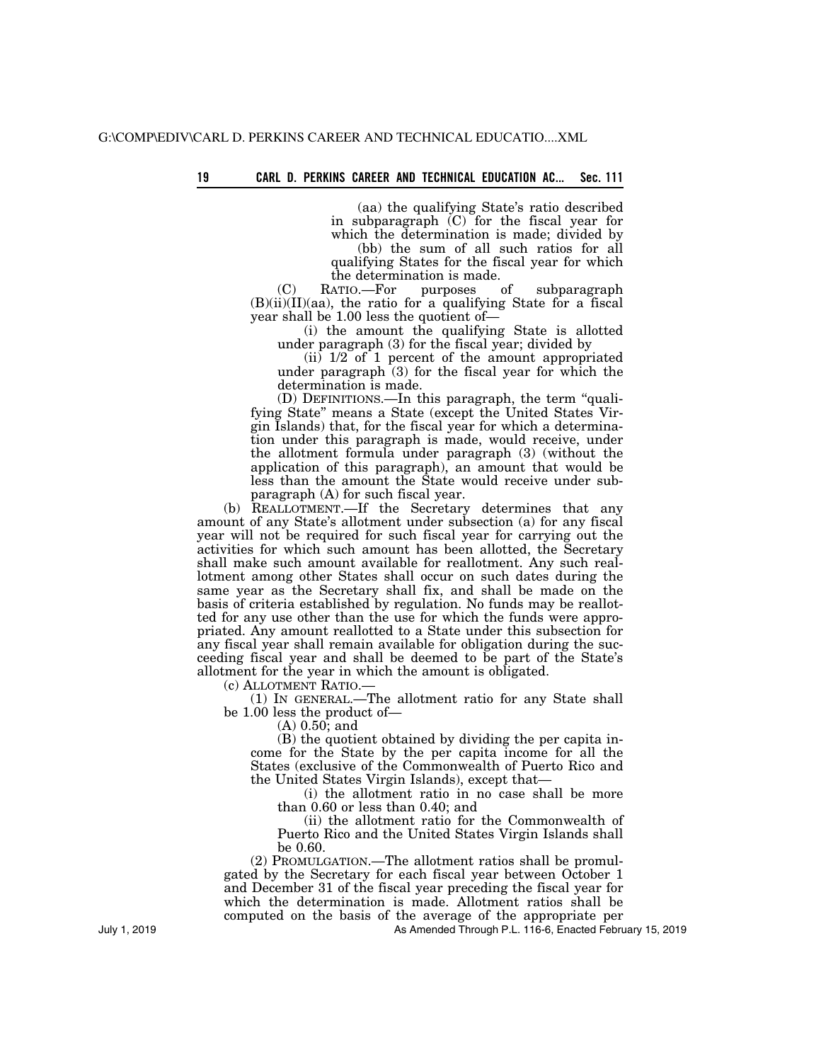(aa) the qualifying State's ratio described in subparagraph (C) for the fiscal year for which the determination is made; divided by

(bb) the sum of all such ratios for all qualifying States for the fiscal year for which the determination is made.

(C) RATIO.—For purposes of subparagraph (B)(ii)(II)(aa), the ratio for a qualifying State for a fiscal year shall be 1.00 less the quotient of—

(i) the amount the qualifying State is allotted under paragraph (3) for the fiscal year; divided by

(ii) 1/2 of 1 percent of the amount appropriated under paragraph (3) for the fiscal year for which the determination is made.

(D) DEFINITIONS.—In this paragraph, the term "qualifying State" means a State (except the United States Virgin Islands) that, for the fiscal year for which a determination under this paragraph is made, would receive, under the allotment formula under paragraph (3) (without the application of this paragraph), an amount that would be less than the amount the State would receive under subparagraph (A) for such fiscal year.

(b) REALLOTMENT.—If the Secretary determines that any amount of any State's allotment under subsection (a) for any fiscal year will not be required for such fiscal year for carrying out the activities for which such amount has been allotted, the Secretary shall make such amount available for reallotment. Any such reallotment among other States shall occur on such dates during the same year as the Secretary shall fix, and shall be made on the basis of criteria established by regulation. No funds may be reallotted for any use other than the use for which the funds were appropriated. Any amount reallotted to a State under this subsection for any fiscal year shall remain available for obligation during the succeeding fiscal year and shall be deemed to be part of the State's allotment for the year in which the amount is obligated.

(c) ALLOTMENT RATIO.—

(1) IN GENERAL.—The allotment ratio for any State shall be 1.00 less the product of—

(A) 0.50; and

(B) the quotient obtained by dividing the per capita income for the State by the per capita income for all the States (exclusive of the Commonwealth of Puerto Rico and the United States Virgin Islands), except that—

(i) the allotment ratio in no case shall be more than 0.60 or less than 0.40; and

(ii) the allotment ratio for the Commonwealth of Puerto Rico and the United States Virgin Islands shall be 0.60.

(2) PROMULGATION.—The allotment ratios shall be promulgated by the Secretary for each fiscal year between October 1 and December 31 of the fiscal year preceding the fiscal year for which the determination is made. Allotment ratios shall be computed on the basis of the average of the appropriate per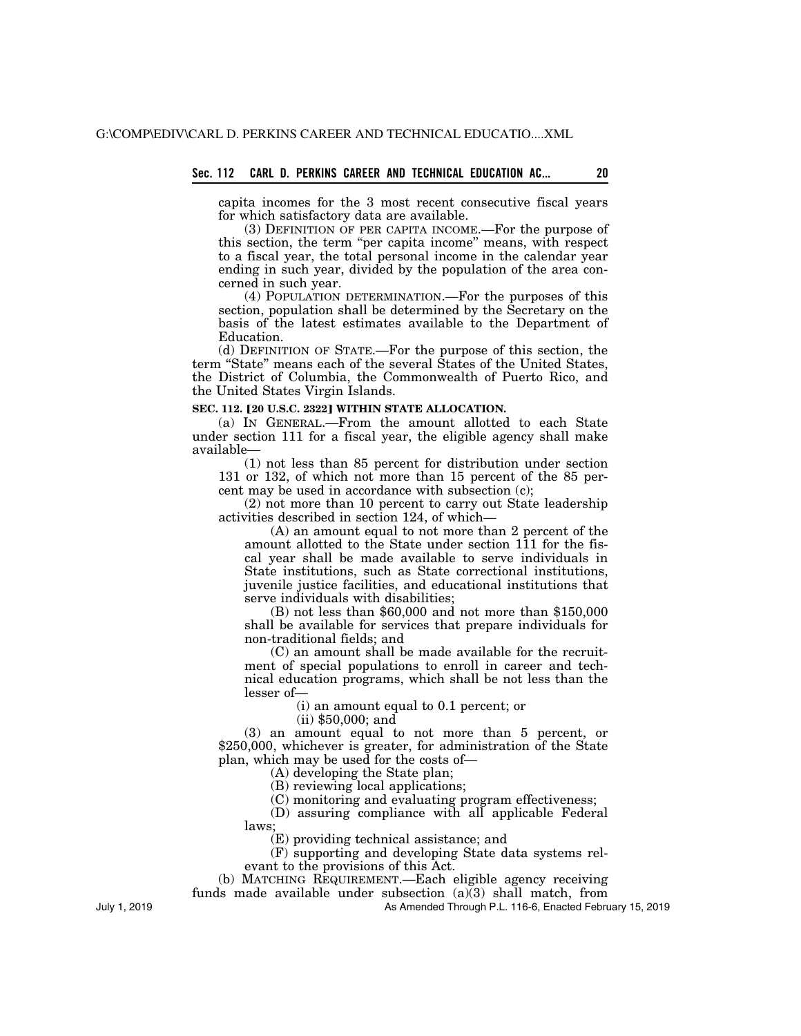capita incomes for the 3 most recent consecutive fiscal years for which satisfactory data are available.

(3) DEFINITION OF PER CAPITA INCOME.—For the purpose of this section, the term "per capita income" means, with respect to a fiscal year, the total personal income in the calendar year ending in such year, divided by the population of the area concerned in such year.

(4) POPULATION DETERMINATION.—For the purposes of this section, population shall be determined by the Secretary on the basis of the latest estimates available to the Department of Education.

(d) DEFINITION OF STATE.—For the purpose of this section, the term "State" means each of the several States of the United States, the District of Columbia, the Commonwealth of Puerto Rico, and the United States Virgin Islands.

**SEC. 112. [20 U.S.C. 2322] WITHIN STATE ALLOCATION.**

(a) IN GENERAL.—From the amount allotted to each State under section 111 for a fiscal year, the eligible agency shall make available—

(1) not less than 85 percent for distribution under section 131 or 132, of which not more than 15 percent of the 85 percent may be used in accordance with subsection (c);

(2) not more than 10 percent to carry out State leadership activities described in section 124, of which—

(A) an amount equal to not more than 2 percent of the amount allotted to the State under section 111 for the fiscal year shall be made available to serve individuals in State institutions, such as State correctional institutions, juvenile justice facilities, and educational institutions that serve individuals with disabilities;

(B) not less than $60,000 and not more than $150,000 shall be available for services that prepare individuals for non-traditional fields; and

(C) an amount shall be made available for the recruitment of special populations to enroll in career and technical education programs, which shall be not less than the lesser of—

(i) an amount equal to 0.1 percent; or

(ii) $50,000; and

(3) an amount equal to not more than 5 percent, or $250,000, whichever is greater, for administration of the State plan, which may be used for the costs of—

(A) developing the State plan;

(B) reviewing local applications;

(C) monitoring and evaluating program effectiveness;

(D) assuring compliance with all applicable Federal laws;

(E) providing technical assistance; and

(F) supporting and developing State data systems relevant to the provisions of this Act.

(b) MATCHING REQUIREMENT.—Each eligible agency receiving funds made available under subsection (a)(3) shall match, from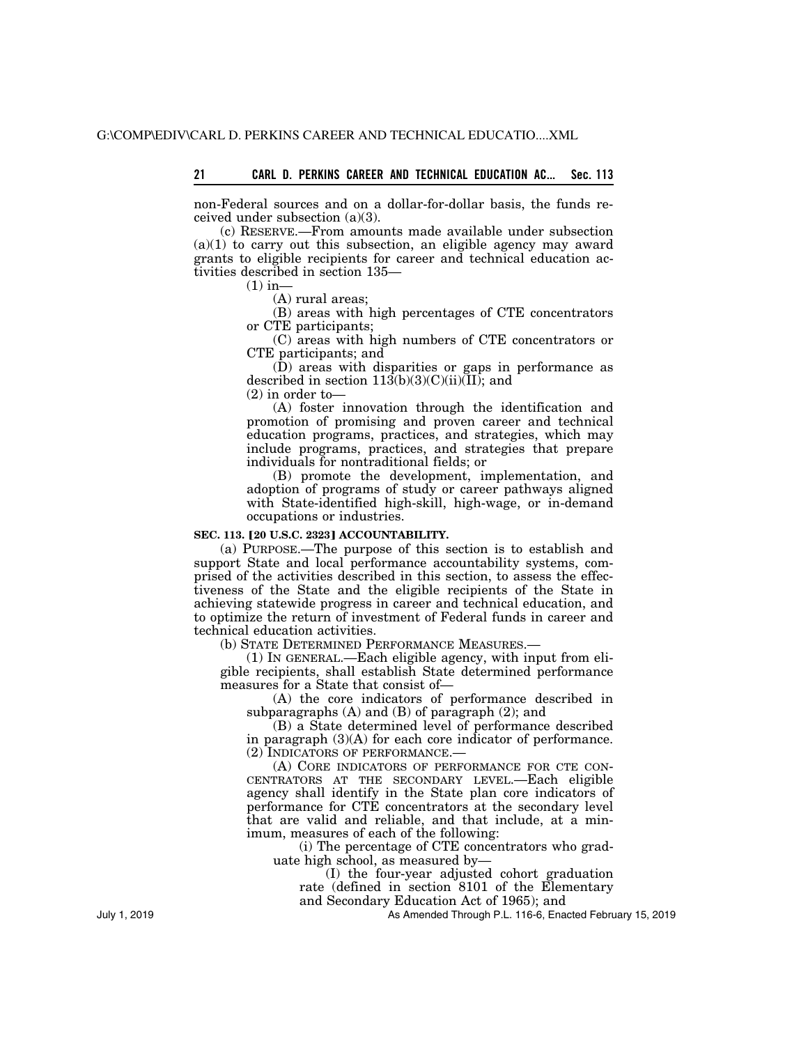non-Federal sources and on a dollar-for-dollar basis, the funds received under subsection (a)(3).

(c) RESERVE.—From amounts made available under subsection (a)(1) to carry out this subsection, an eligible agency may award grants to eligible recipients for career and technical education activities described in section 135—

(1) in—

(A) rural areas;

(B) areas with high percentages of CTE concentrators or CTE participants;

(C) areas with high numbers of CTE concentrators or CTE participants; and

(D) areas with disparities or gaps in performance as described in section 113(b)(3)(C)(ii)(II); and

(2) in order to—

(A) foster innovation through the identification and promotion of promising and proven career and technical education programs, practices, and strategies, which may include programs, practices, and strategies that prepare individuals for nontraditional fields; or

(B) promote the development, implementation, and adoption of programs of study or career pathways aligned with State-identified high-skill, high-wage, or in-demand occupations or industries.

**SEC. 113. [20 U.S.C. 2323] ACCOUNTABILITY.**

(a) PURPOSE.—The purpose of this section is to establish and support State and local performance accountability systems, comprised of the activities described in this section, to assess the effectiveness of the State and the eligible recipients of the State in achieving statewide progress in career and technical education, and to optimize the return of investment of Federal funds in career and technical education activities.

(b) STATE DETERMINED PERFORMANCE MEASURES.—

(1) IN GENERAL.—Each eligible agency, with input from eligible recipients, shall establish State determined performance measures for a State that consist of—

(A) the core indicators of performance described in subparagraphs (A) and (B) of paragraph (2); and

(B) a State determined level of performance described in paragraph (3)(A) for each core indicator of performance.

(2) INDICATORS OF PERFORMANCE.—

(A) CORE INDICATORS OF PERFORMANCE FOR CTE CONCENTRATORS AT THE SECONDARY LEVEL.—Each eligible agency shall identify in the State plan core indicators of performance for CTE concentrators at the secondary level that are valid and reliable, and that include, at a minimum, measures of each of the following:

(i) The percentage of CTE concentrators who graduate high school, as measured by—

(I) the four-year adjusted cohort graduation rate (defined in section 8101 of the Elementary and Secondary Education Act of 1965); and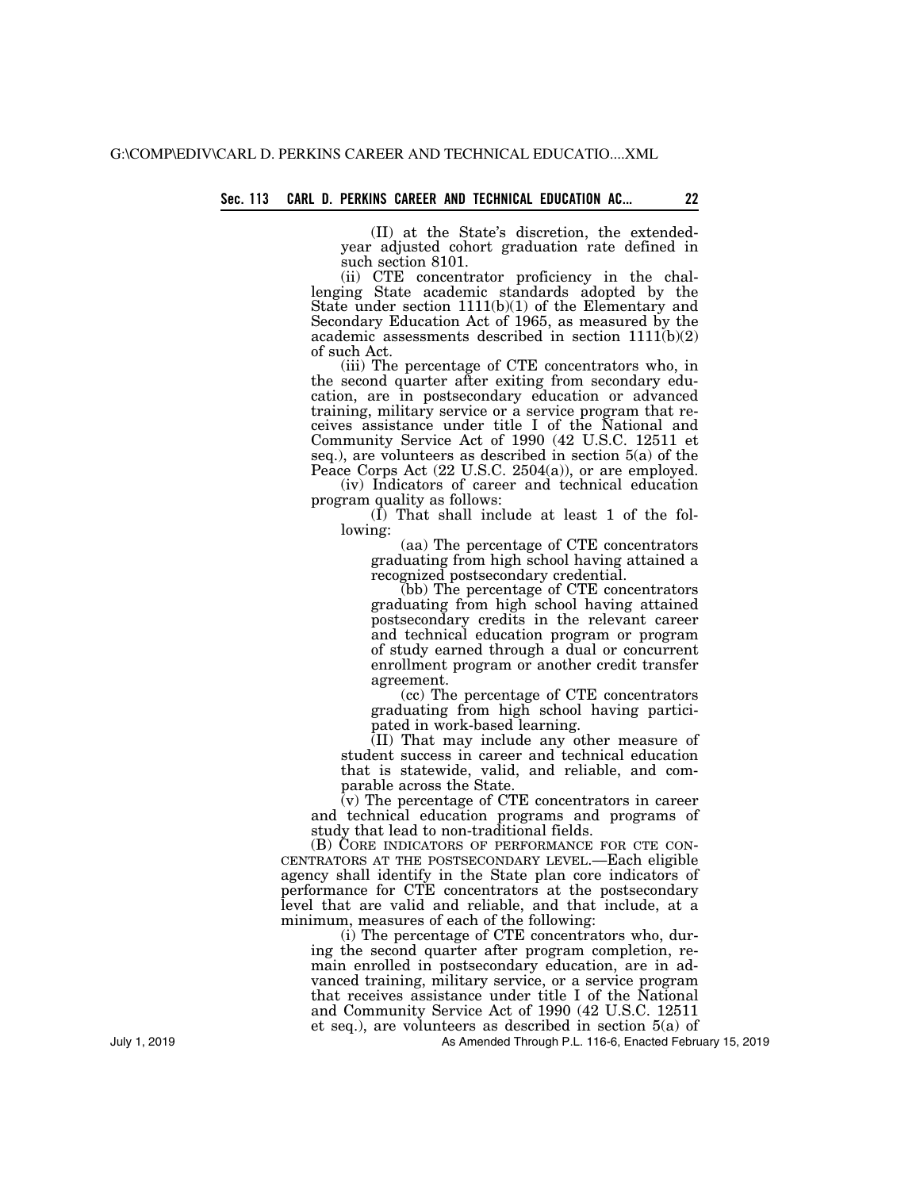(II) at the State's discretion, the extended-year adjusted cohort graduation rate defined in such section 8101.

(ii) CTE concentrator proficiency in the challenging State academic standards adopted by the State under section 1111(b)(1) of the Elementary and Secondary Education Act of 1965, as measured by the academic assessments described in section 1111(b)(2) of such Act.

(iii) The percentage of CTE concentrators who, in the second quarter after exiting from secondary education, are in postsecondary education or advanced training, military service or a service program that receives assistance under title I of the National and Community Service Act of 1990 (42 U.S.C. 12511 et seq.), are volunteers as described in section 5(a) of the Peace Corps Act (22 U.S.C. 2504(a)), or are employed.

(iv) Indicators of career and technical education program quality as follows:

(I) That shall include at least 1 of the following:

(aa) The percentage of CTE concentrators graduating from high school having attained a recognized postsecondary credential.

(bb) The percentage of CTE concentrators graduating from high school having attained postsecondary credits in the relevant career and technical education program or program of study earned through a dual or concurrent enrollment program or another credit transfer agreement.

(cc) The percentage of CTE concentrators graduating from high school having participated in work-based learning.

(II) That may include any other measure of student success in career and technical education that is statewide, valid, and reliable, and comparable across the State.

(v) The percentage of CTE concentrators in career and technical education programs and programs of study that lead to non-traditional fields.

(B) CORE INDICATORS OF PERFORMANCE FOR CTE CONCENTRATORS AT THE POSTSECONDARY LEVEL.—Each eligible agency shall identify in the State plan core indicators of performance for CTE concentrators at the postsecondary level that are valid and reliable, and that include, at a minimum, measures of each of the following:

(i) The percentage of CTE concentrators who, during the second quarter after program completion, remain enrolled in postsecondary education, are in advanced training, military service, or a service program that receives assistance under title I of the National and Community Service Act of 1990 (42 U.S.C. 12511 et seq.), are volunteers as described in section 5(a) of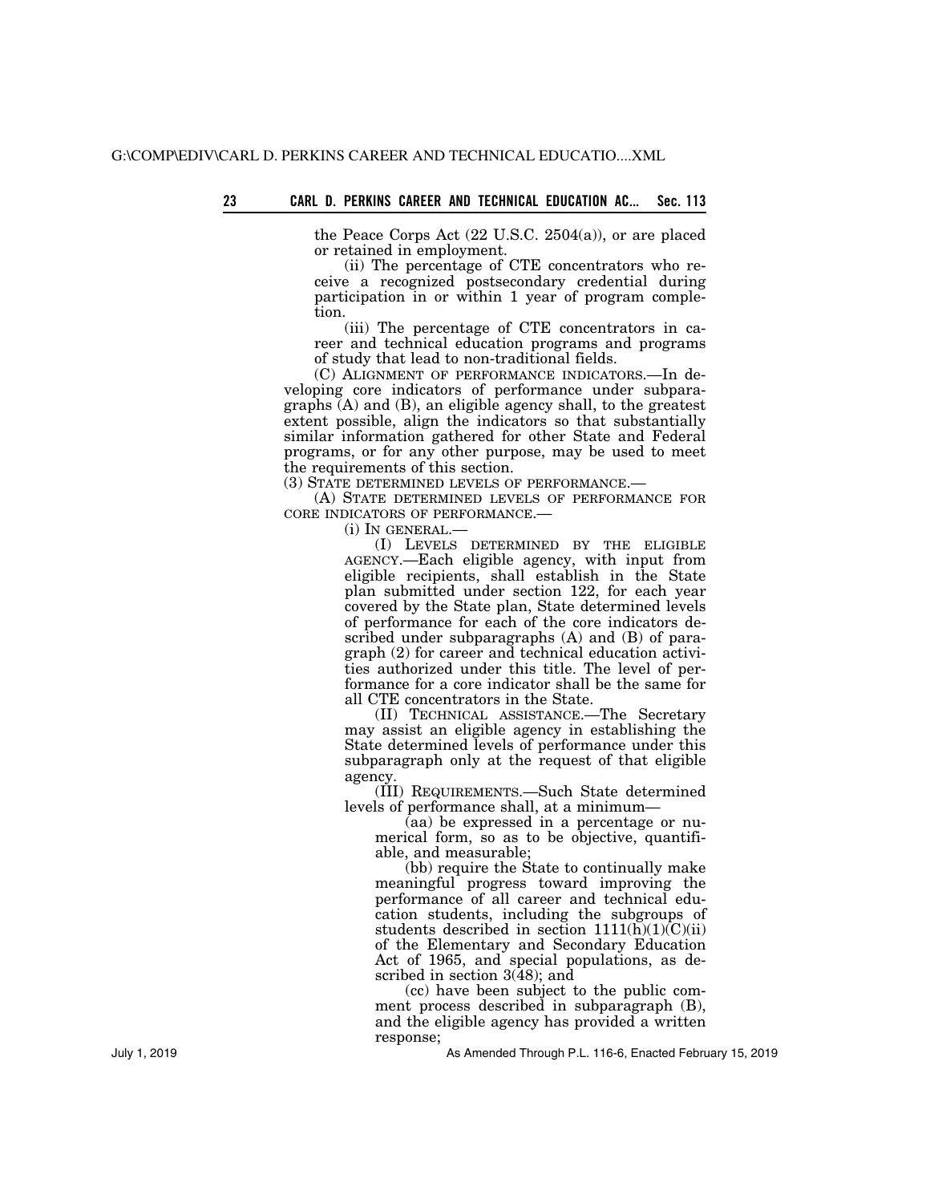the Peace Corps Act (22 U.S.C. 2504(a)), or are placed or retained in employment.

(ii) The percentage of CTE concentrators who receive a recognized postsecondary credential during participation in or within 1 year of program completion.

(iii) The percentage of CTE concentrators in career and technical education programs and programs of study that lead to non-traditional fields.

(C) ALIGNMENT OF PERFORMANCE INDICATORS.—In developing core indicators of performance under subparagraphs (A) and (B), an eligible agency shall, to the greatest extent possible, align the indicators so that substantially similar information gathered for other State and Federal programs, or for any other purpose, may be used to meet the requirements of this section.

(3) STATE DETERMINED LEVELS OF PERFORMANCE.—

(A) STATE DETERMINED LEVELS OF PERFORMANCE FOR CORE INDICATORS OF PERFORMANCE.—

(i) IN GENERAL.—

(I) LEVELS DETERMINED BY THE ELIGIBLE AGENCY.—Each eligible agency, with input from eligible recipients, shall establish in the State plan submitted under section 122, for each year covered by the State plan, State determined levels of performance for each of the core indicators described under subparagraphs (A) and (B) of paragraph (2) for career and technical education activities authorized under this title. The level of performance for a core indicator shall be the same for all CTE concentrators in the State.

(II) TECHNICAL ASSISTANCE.—The Secretary may assist an eligible agency in establishing the State determined levels of performance under this subparagraph only at the request of that eligible agency.

(III) REQUIREMENTS.—Such State determined levels of performance shall, at a minimum—

(aa) be expressed in a percentage or numerical form, so as to be objective, quantifiable, and measurable;

(bb) require the State to continually make meaningful progress toward improving the performance of all career and technical education students, including the subgroups of students described in section 1111(h)(1)(C)(ii) of the Elementary and Secondary Education Act of 1965, and special populations, as described in section 3(48); and

(cc) have been subject to the public comment process described in subparagraph (B), and the eligible agency has provided a written response;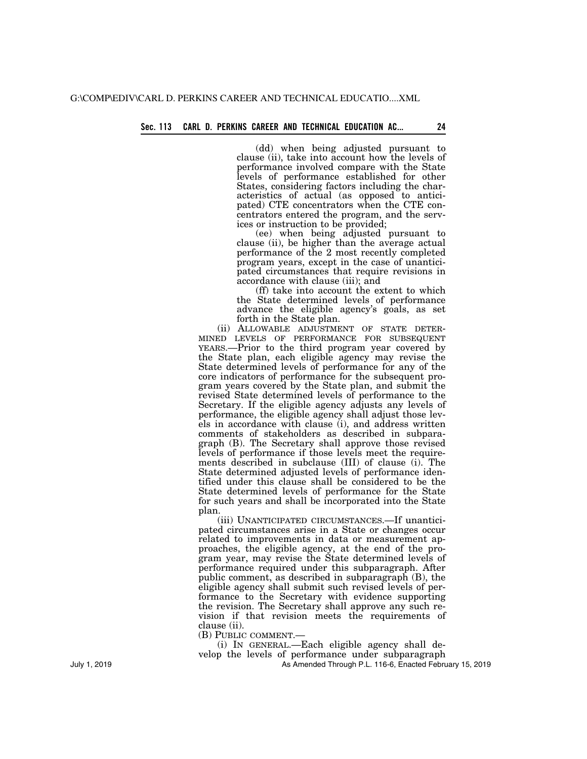(dd) when being adjusted pursuant to clause (ii), take into account how the levels of performance involved compare with the State levels of performance established for other States, considering factors including the characteristics of actual (as opposed to anticipated) CTE concentrators when the CTE concentrators entered the program, and the services or instruction to be provided;

(ee) when being adjusted pursuant to clause (ii), be higher than the average actual performance of the 2 most recently completed program years, except in the case of unanticipated circumstances that require revisions in accordance with clause (iii); and

(ff) take into account the extent to which the State determined levels of performance advance the eligible agency's goals, as set forth in the State plan.

(ii) ALLOWABLE ADJUSTMENT OF STATE DETERMINED LEVELS OF PERFORMANCE FOR SUBSEQUENT YEARS.—Prior to the third program year covered by the State plan, each eligible agency may revise the State determined levels of performance for any of the core indicators of performance for the subsequent program years covered by the State plan, and submit the revised State determined levels of performance to the Secretary. If the eligible agency adjusts any levels of performance, the eligible agency shall adjust those levels in accordance with clause (i), and address written comments of stakeholders as described in subparagraph (B). The Secretary shall approve those revised levels of performance if those levels meet the requirements described in subclause (III) of clause (i). The State determined adjusted levels of performance identified under this clause shall be considered to be the State determined levels of performance for the State for such years and shall be incorporated into the State plan.

(iii) UNANTICIPATED CIRCUMSTANCES.—If unanticipated circumstances arise in a State or changes occur related to improvements in data or measurement approaches, the eligible agency, at the end of the program year, may revise the State determined levels of performance required under this subparagraph. After public comment, as described in subparagraph (B), the eligible agency shall submit such revised levels of performance to the Secretary with evidence supporting the revision. The Secretary shall approve any such revision if that revision meets the requirements of clause (ii).

(B) PUBLIC COMMENT.—

(i) IN GENERAL.—Each eligible agency shall develop the levels of performance under subparagraph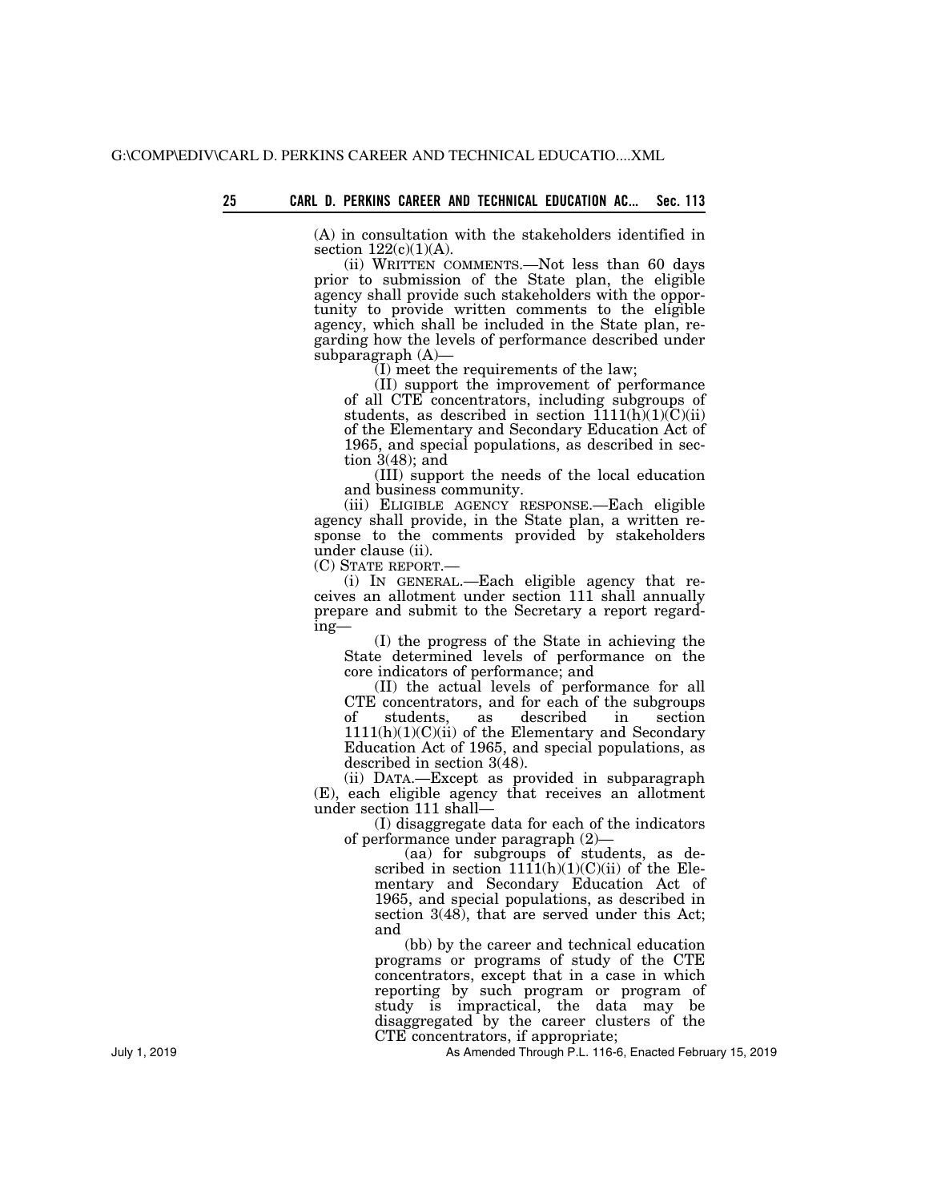(A) in consultation with the stakeholders identified in section 122(c)(1)(A).

(ii) WRITTEN COMMENTS.—Not less than 60 days prior to submission of the State plan, the eligible agency shall provide such stakeholders with the opportunity to provide written comments to the eligible agency, which shall be included in the State plan, regarding how the levels of performance described under subparagraph (A)—

(I) meet the requirements of the law;

(II) support the improvement of performance of all CTE concentrators, including subgroups of students, as described in section 1111(h)(1)(C)(ii) of the Elementary and Secondary Education Act of 1965, and special populations, as described in section 3(48); and

(III) support the needs of the local education and business community.

(iii) ELIGIBLE AGENCY RESPONSE.—Each eligible agency shall provide, in the State plan, a written response to the comments provided by stakeholders under clause (ii).

(C) STATE REPORT.—

(i) IN GENERAL.—Each eligible agency that receives an allotment under section 111 shall annually prepare and submit to the Secretary a report regarding—

(I) the progress of the State in achieving the State determined levels of performance on the core indicators of performance; and

(II) the actual levels of performance for all CTE concentrators, and for each of the subgroups of students, as described in section 1111(h)(1)(C)(ii) of the Elementary and Secondary Education Act of 1965, and special populations, as described in section 3(48).

(ii) DATA.—Except as provided in subparagraph (E), each eligible agency that receives an allotment under section 111 shall—

(I) disaggregate data for each of the indicators of performance under paragraph (2)—

(aa) for subgroups of students, as described in section 1111(h)(1)(C)(ii) of the Elementary and Secondary Education Act of 1965, and special populations, as described in section 3(48), that are served under this Act; and

(bb) by the career and technical education programs or programs of study of the CTE concentrators, except that in a case in which reporting by such program or program of study is impractical, the data may be disaggregated by the career clusters of the CTE concentrators, if appropriate;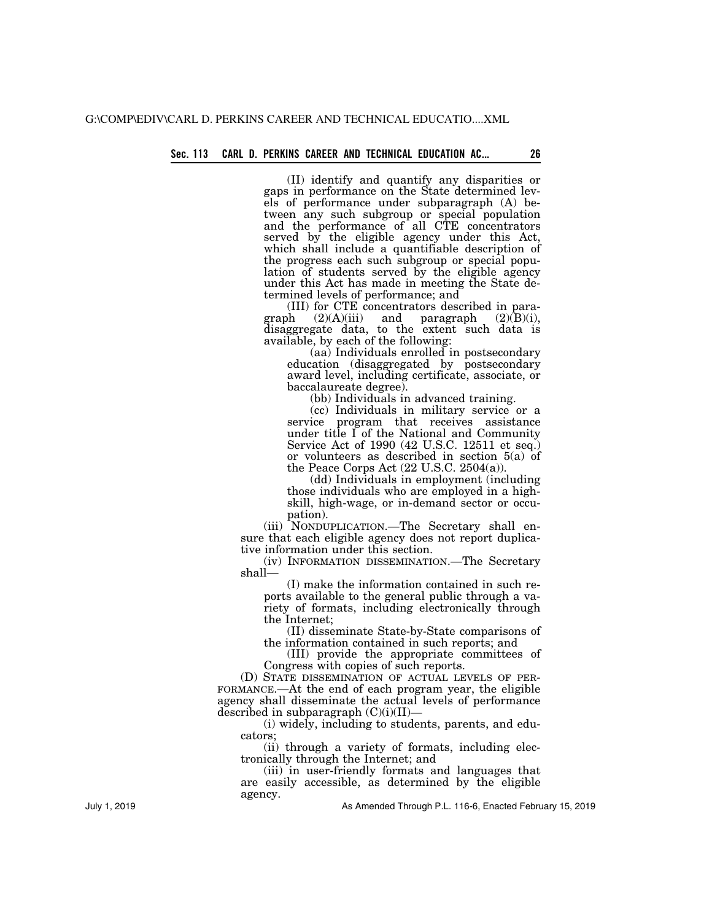(II) identify and quantify any disparities or gaps in performance on the State determined levels of performance under subparagraph (A) between any such subgroup or special population and the performance of all CTE concentrators served by the eligible agency under this Act, which shall include a quantifiable description of the progress each such subgroup or special population of students served by the eligible agency under this Act has made in meeting the State determined levels of performance; and

(III) for CTE concentrators described in paragraph (2)(A)(iii) and paragraph (2)(B)(i), disaggregate data, to the extent such data is available, by each of the following:

(aa) Individuals enrolled in postsecondary education (disaggregated by postsecondary award level, including certificate, associate, or baccalaureate degree).

(bb) Individuals in advanced training.

(cc) Individuals in military service or a service program that receives assistance under title I of the National and Community Service Act of 1990 (42 U.S.C. 12511 et seq.) or volunteers as described in section 5(a) of the Peace Corps Act (22 U.S.C. 2504(a)).

(dd) Individuals in employment (including those individuals who are employed in a high-skill, high-wage, or in-demand sector or occupation).

(iii) NONDUPLICATION.—The Secretary shall ensure that each eligible agency does not report duplicative information under this section.

(iv) INFORMATION DISSEMINATION.—The Secretary shall—

(I) make the information contained in such reports available to the general public through a variety of formats, including electronically through the Internet;

(II) disseminate State-by-State comparisons of the information contained in such reports; and

(III) provide the appropriate committees of Congress with copies of such reports.

(D) STATE DISSEMINATION OF ACTUAL LEVELS OF PERFORMANCE.—At the end of each program year, the eligible agency shall disseminate the actual levels of performance described in subparagraph (C)(i)(II)—

(i) widely, including to students, parents, and educators;

(ii) through a variety of formats, including electronically through the Internet; and

(iii) in user-friendly formats and languages that are easily accessible, as determined by the eligible agency.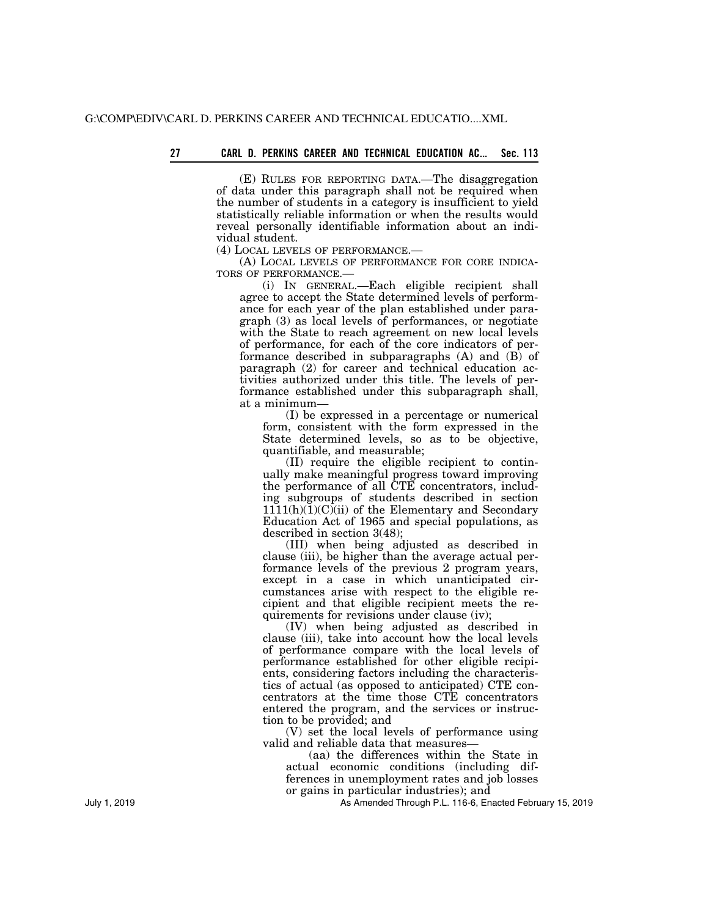(E) RULES FOR REPORTING DATA.—The disaggregation of data under this paragraph shall not be required when the number of students in a category is insufficient to yield statistically reliable information or when the results would reveal personally identifiable information about an individual student.

(4) LOCAL LEVELS OF PERFORMANCE.—

(A) LOCAL LEVELS OF PERFORMANCE FOR CORE INDICATORS OF PERFORMANCE.—

(i) IN GENERAL.—Each eligible recipient shall agree to accept the State determined levels of performance for each year of the plan established under paragraph (3) as local levels of performances, or negotiate with the State to reach agreement on new local levels of performance, for each of the core indicators of performance described in subparagraphs (A) and (B) of paragraph (2) for career and technical education activities authorized under this title. The levels of performance established under this subparagraph shall, at a minimum—

(I) be expressed in a percentage or numerical form, consistent with the form expressed in the State determined levels, so as to be objective, quantifiable, and measurable;

(II) require the eligible recipient to continually make meaningful progress toward improving the performance of all CTE concentrators, including subgroups of students described in section 1111(h)(1)(C)(ii) of the Elementary and Secondary Education Act of 1965 and special populations, as described in section 3(48);

(III) when being adjusted as described in clause (iii), be higher than the average actual performance levels of the previous 2 program years, except in a case in which unanticipated circumstances arise with respect to the eligible recipient and that eligible recipient meets the requirements for revisions under clause (iv);

(IV) when being adjusted as described in clause (iii), take into account how the local levels of performance compare with the local levels of performance established for other eligible recipients, considering factors including the characteristics of actual (as opposed to anticipated) CTE concentrators at the time those CTE concentrators entered the program, and the services or instruction to be provided; and

(V) set the local levels of performance using valid and reliable data that measures—

(aa) the differences within the State in actual economic conditions (including differences in unemployment rates and job losses or gains in particular industries); and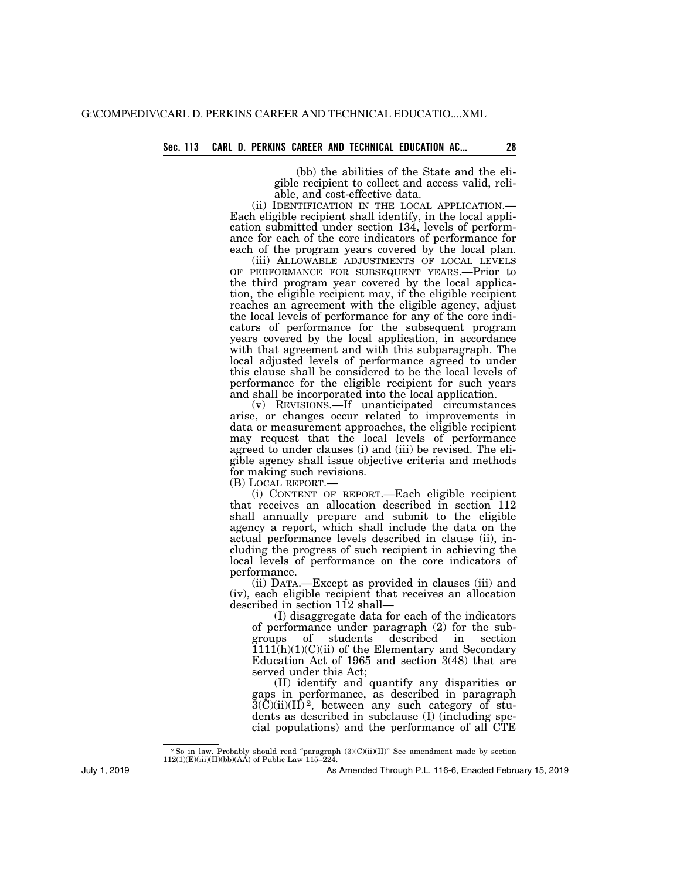(bb) the abilities of the State and the eligible recipient to collect and access valid, reliable, and cost-effective data.

(ii) IDENTIFICATION IN THE LOCAL APPLICATION.—Each eligible recipient shall identify, in the local application submitted under section 134, levels of performance for each of the core indicators of performance for each of the program years covered by the local plan.

(iii) ALLOWABLE ADJUSTMENTS OF LOCAL LEVELS OF PERFORMANCE FOR SUBSEQUENT YEARS.—Prior to the third program year covered by the local application, the eligible recipient may, if the eligible recipient reaches an agreement with the eligible agency, adjust the local levels of performance for any of the core indicators of performance for the subsequent program years covered by the local application, in accordance with that agreement and with this subparagraph. The local adjusted levels of performance agreed to under this clause shall be considered to be the local levels of performance for the eligible recipient for such years and shall be incorporated into the local application.

(v) REVISIONS.—If unanticipated circumstances arise, or changes occur related to improvements in data or measurement approaches, the eligible recipient may request that the local levels of performance agreed to under clauses (i) and (iii) be revised. The eligible agency shall issue objective criteria and methods for making such revisions.

(B) LOCAL REPORT.—

(i) CONTENT OF REPORT.—Each eligible recipient that receives an allocation described in section 112 shall annually prepare and submit to the eligible agency a report, which shall include the data on the actual performance levels described in clause (ii), including the progress of such recipient in achieving the local levels of performance on the core indicators of performance.

(ii) DATA.—Except as provided in clauses (iii) and (iv), each eligible recipient that receives an allocation described in section 112 shall—

(I) disaggregate data for each of the indicators of performance under paragraph (2) for the subgroups of students described in section 1111(h)(1)(C)(ii) of the Elementary and Secondary Education Act of 1965 and section 3(48) that are served under this Act;

(II) identify and quantify any disparities or gaps in performance, as described in paragraph 3(C)(ii)(II)[2], between any such category of students as described in subclause (I) (including special populations) and the performance of all CTE

---

[2] So in law. Probably should read "paragraph (3)(C)(ii)(II)" See amendment made by section 112(1)(E)(iii)(II)(bb)(AA) of Public Law 115–224.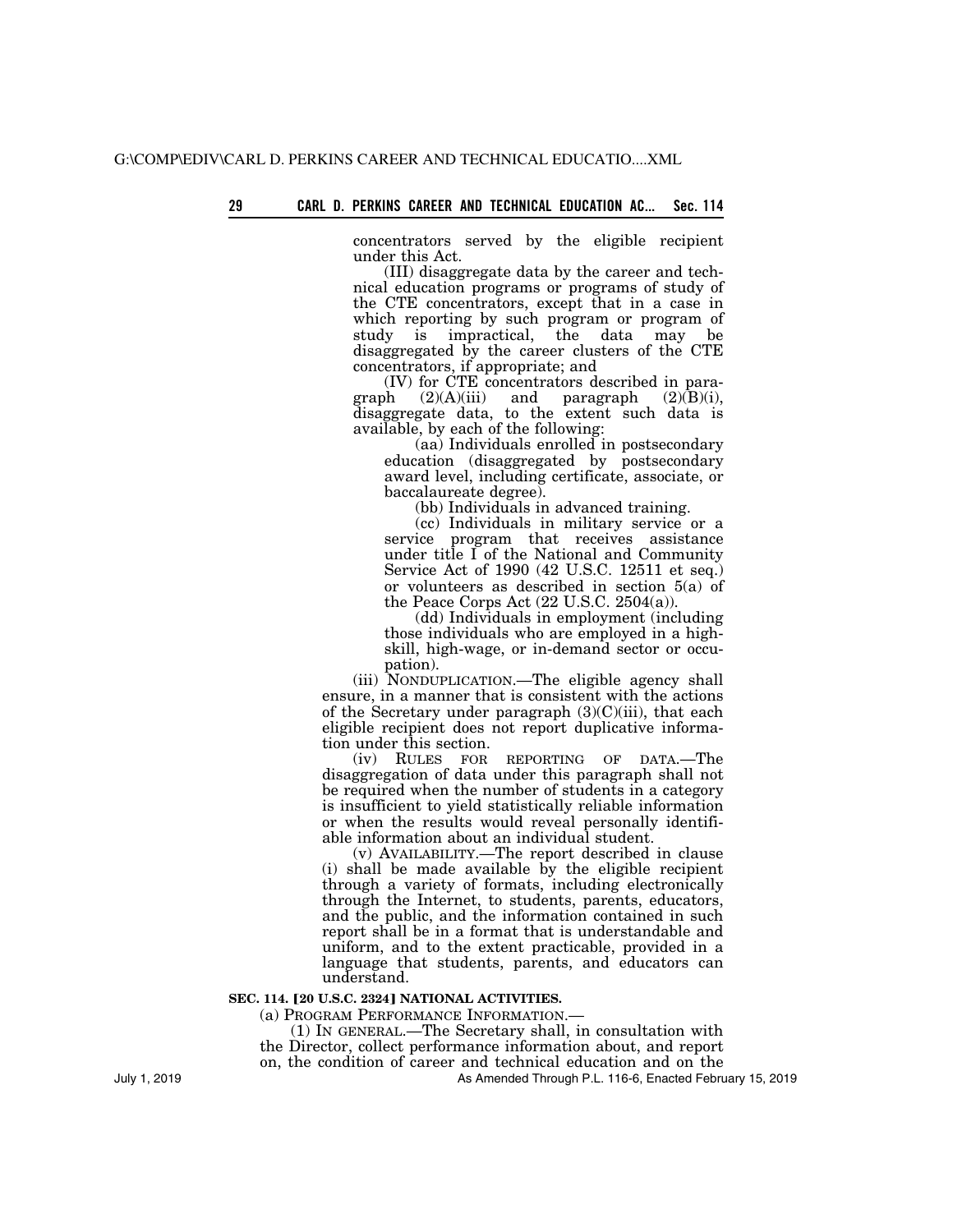concentrators served by the eligible recipient under this Act.

(III) disaggregate data by the career and technical education programs or programs of study of the CTE concentrators, except that in a case in which reporting by such program or program of study is impractical, the data may be disaggregated by the career clusters of the CTE concentrators, if appropriate; and

(IV) for CTE concentrators described in paragraph (2)(A)(iii) and paragraph (2)(B)(i), disaggregate data, to the extent such data is available, by each of the following:

(aa) Individuals enrolled in postsecondary education (disaggregated by postsecondary award level, including certificate, associate, or baccalaureate degree).

(bb) Individuals in advanced training.

(cc) Individuals in military service or a service program that receives assistance under title I of the National and Community Service Act of 1990 (42 U.S.C. 12511 et seq.) or volunteers as described in section 5(a) of the Peace Corps Act (22 U.S.C. 2504(a)).

(dd) Individuals in employment (including those individuals who are employed in a high-skill, high-wage, or in-demand sector or occupation).

(iii) NONDUPLICATION.—The eligible agency shall ensure, in a manner that is consistent with the actions of the Secretary under paragraph (3)(C)(iii), that each eligible recipient does not report duplicative information under this section.

(iv) RULES FOR REPORTING OF DATA.—The disaggregation of data under this paragraph shall not be required when the number of students in a category is insufficient to yield statistically reliable information or when the results would reveal personally identifiable information about an individual student.

(v) AVAILABILITY.—The report described in clause (i) shall be made available by the eligible recipient through a variety of formats, including electronically through the Internet, to students, parents, educators, and the public, and the information contained in such report shall be in a format that is understandable and uniform, and to the extent practicable, provided in a language that students, parents, and educators can understand.

**SEC. 114. [20 U.S.C. 2324] NATIONAL ACTIVITIES.**

(a) PROGRAM PERFORMANCE INFORMATION.—

(1) IN GENERAL.—The Secretary shall, in consultation with the Director, collect performance information about, and report on, the condition of career and technical education and on the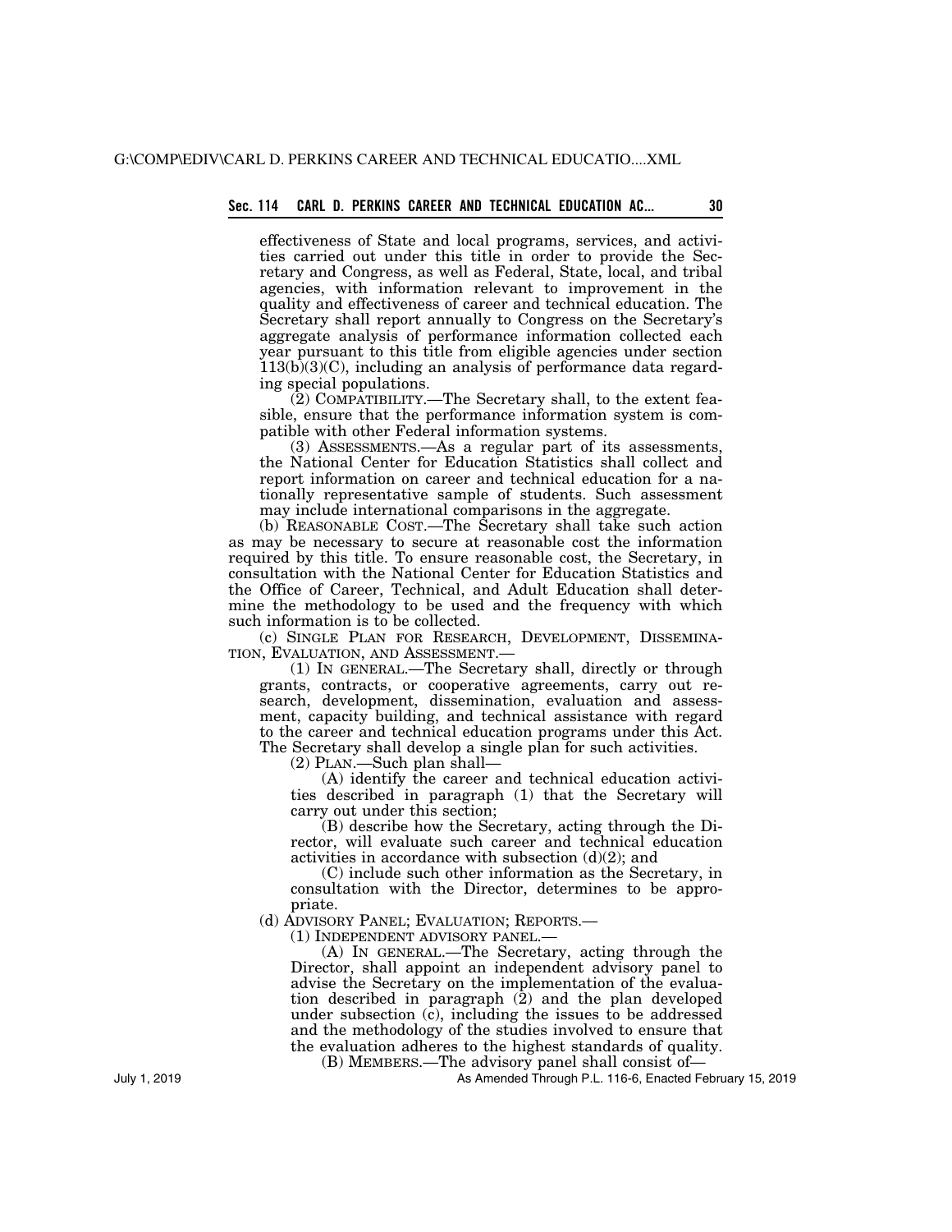effectiveness of State and local programs, services, and activities carried out under this title in order to provide the Secretary and Congress, as well as Federal, State, local, and tribal agencies, with information relevant to improvement in the quality and effectiveness of career and technical education. The Secretary shall report annually to Congress on the Secretary's aggregate analysis of performance information collected each year pursuant to this title from eligible agencies under section 113(b)(3)(C), including an analysis of performance data regarding special populations.

(2) COMPATIBILITY.—The Secretary shall, to the extent feasible, ensure that the performance information system is compatible with other Federal information systems.

(3) ASSESSMENTS.—As a regular part of its assessments, the National Center for Education Statistics shall collect and report information on career and technical education for a nationally representative sample of students. Such assessment may include international comparisons in the aggregate.

(b) REASONABLE COST.—The Secretary shall take such action as may be necessary to secure at reasonable cost the information required by this title. To ensure reasonable cost, the Secretary, in consultation with the National Center for Education Statistics and the Office of Career, Technical, and Adult Education shall determine the methodology to be used and the frequency with which such information is to be collected.

(c) SINGLE PLAN FOR RESEARCH, DEVELOPMENT, DISSEMINATION, EVALUATION, AND ASSESSMENT.—

(1) IN GENERAL.—The Secretary shall, directly or through grants, contracts, or cooperative agreements, carry out research, development, dissemination, evaluation and assessment, capacity building, and technical assistance with regard to the career and technical education programs under this Act. The Secretary shall develop a single plan for such activities.

(2) PLAN.—Such plan shall—

(A) identify the career and technical education activities described in paragraph (1) that the Secretary will carry out under this section;

(B) describe how the Secretary, acting through the Director, will evaluate such career and technical education activities in accordance with subsection (d)(2); and

(C) include such other information as the Secretary, in consultation with the Director, determines to be appropriate.

(d) ADVISORY PANEL; EVALUATION; REPORTS.—

(1) INDEPENDENT ADVISORY PANEL.—

(A) IN GENERAL.—The Secretary, acting through the Director, shall appoint an independent advisory panel to advise the Secretary on the implementation of the evaluation described in paragraph (2) and the plan developed under subsection (c), including the issues to be addressed and the methodology of the studies involved to ensure that the evaluation adheres to the highest standards of quality.

(B) MEMBERS.—The advisory panel shall consist of—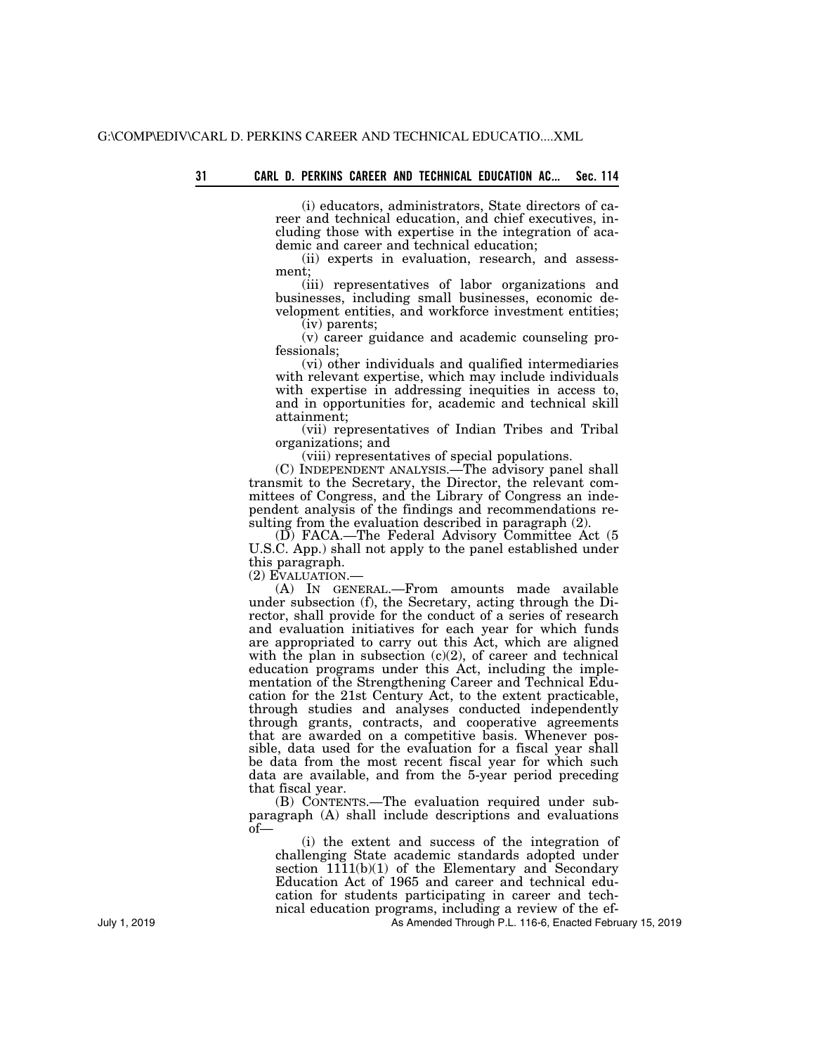(i) educators, administrators, State directors of career and technical education, and chief executives, including those with expertise in the integration of academic and career and technical education;

(ii) experts in evaluation, research, and assessment;

(iii) representatives of labor organizations and businesses, including small businesses, economic development entities, and workforce investment entities;

(iv) parents;

(v) career guidance and academic counseling professionals;

(vi) other individuals and qualified intermediaries with relevant expertise, which may include individuals with expertise in addressing inequities in access to, and in opportunities for, academic and technical skill attainment;

(vii) representatives of Indian Tribes and Tribal organizations; and

(viii) representatives of special populations.

(C) INDEPENDENT ANALYSIS.—The advisory panel shall transmit to the Secretary, the Director, the relevant committees of Congress, and the Library of Congress an independent analysis of the findings and recommendations resulting from the evaluation described in paragraph (2).

(D) FACA.—The Federal Advisory Committee Act (5 U.S.C. App.) shall not apply to the panel established under this paragraph.

(2) EVALUATION.—

(A) IN GENERAL.—From amounts made available under subsection (f), the Secretary, acting through the Director, shall provide for the conduct of a series of research and evaluation initiatives for each year for which funds are appropriated to carry out this Act, which are aligned with the plan in subsection (c)(2), of career and technical education programs under this Act, including the implementation of the Strengthening Career and Technical Education for the 21st Century Act, to the extent practicable, through studies and analyses conducted independently through grants, contracts, and cooperative agreements that are awarded on a competitive basis. Whenever possible, data used for the evaluation for a fiscal year shall be data from the most recent fiscal year for which such data are available, and from the 5-year period preceding that fiscal year.

(B) CONTENTS.—The evaluation required under subparagraph (A) shall include descriptions and evaluations of—

(i) the extent and success of the integration of challenging State academic standards adopted under section 1111(b)(1) of the Elementary and Secondary Education Act of 1965 and career and technical education for students participating in career and technical education programs, including a review of the ef-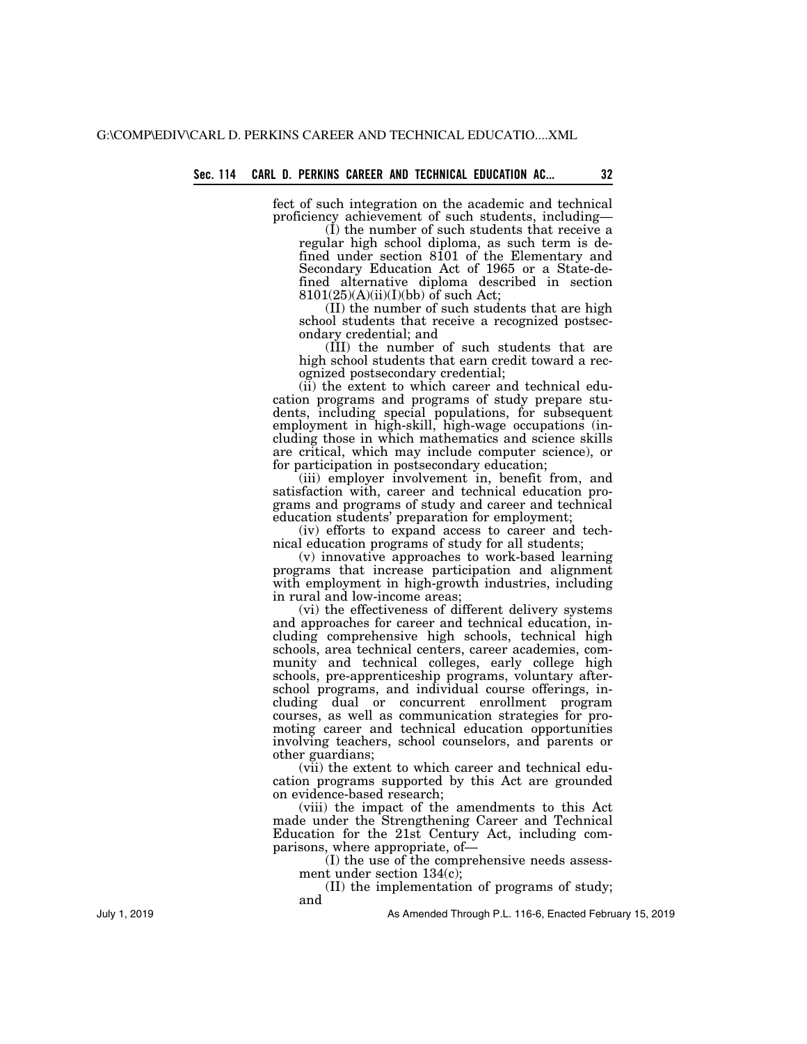fect of such integration on the academic and technical proficiency achievement of such students, including—

(I) the number of such students that receive a regular high school diploma, as such term is defined under section 8101 of the Elementary and Secondary Education Act of 1965 or a State-defined alternative diploma described in section 8101(25)(A)(ii)(I)(bb) of such Act;

(II) the number of such students that are high school students that receive a recognized postsecondary credential; and

(III) the number of such students that are high school students that earn credit toward a recognized postsecondary credential;

(ii) the extent to which career and technical education programs and programs of study prepare students, including special populations, for subsequent employment in high-skill, high-wage occupations (including those in which mathematics and science skills are critical, which may include computer science), or for participation in postsecondary education;

(iii) employer involvement in, benefit from, and satisfaction with, career and technical education programs and programs of study and career and technical education students' preparation for employment;

(iv) efforts to expand access to career and technical education programs of study for all students;

(v) innovative approaches to work-based learning programs that increase participation and alignment with employment in high-growth industries, including in rural and low-income areas;

(vi) the effectiveness of different delivery systems and approaches for career and technical education, including comprehensive high schools, technical high schools, area technical centers, career academies, community and technical colleges, early college high schools, pre-apprenticeship programs, voluntary after-school programs, and individual course offerings, including dual or concurrent enrollment program courses, as well as communication strategies for promoting career and technical education opportunities involving teachers, school counselors, and parents or other guardians;

(vii) the extent to which career and technical education programs supported by this Act are grounded on evidence-based research;

(viii) the impact of the amendments to this Act made under the Strengthening Career and Technical Education for the 21st Century Act, including comparisons, where appropriate, of—

(I) the use of the comprehensive needs assessment under section 134(c);

(II) the implementation of programs of study; and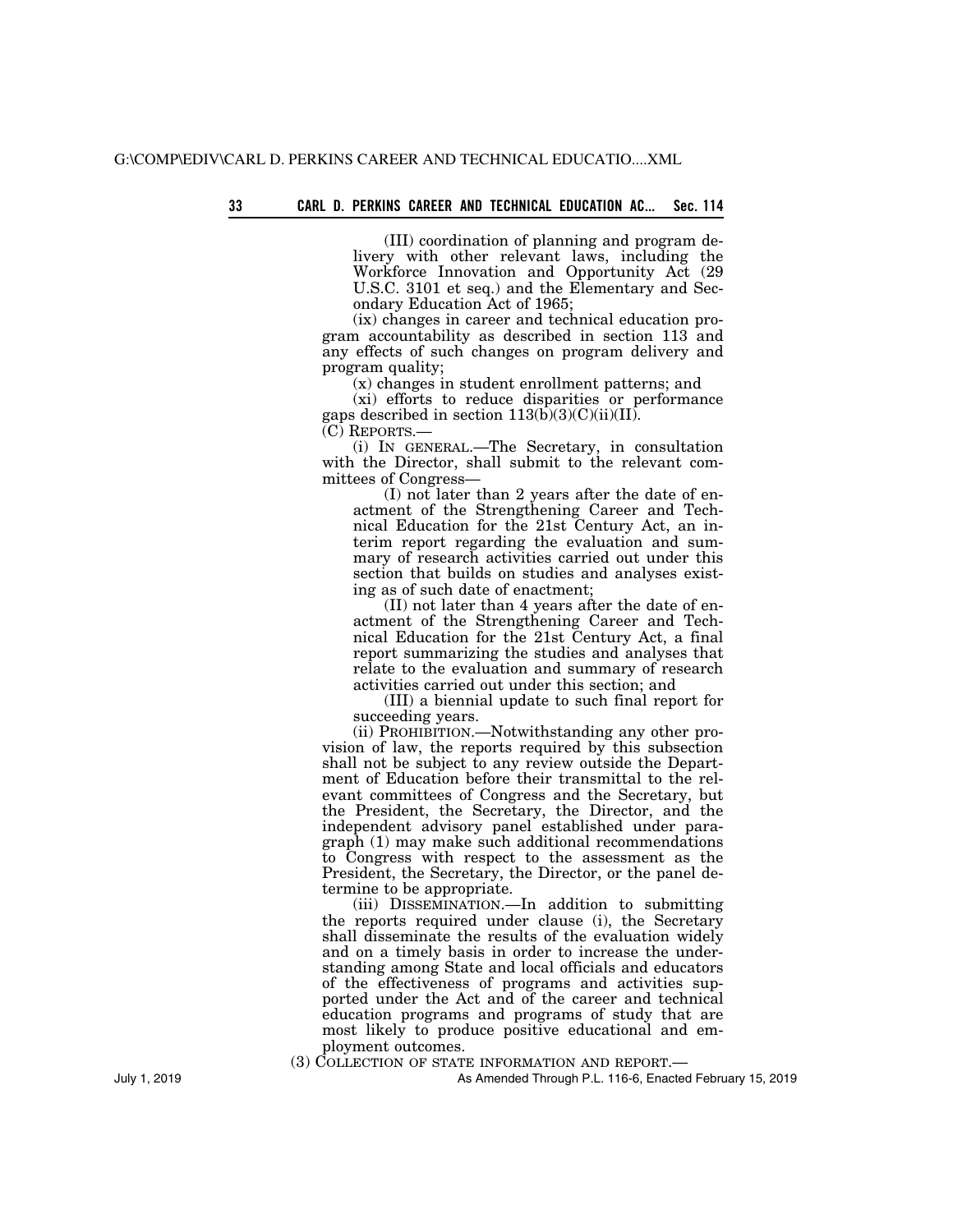(III) coordination of planning and program delivery with other relevant laws, including the Workforce Innovation and Opportunity Act (29 U.S.C. 3101 et seq.) and the Elementary and Secondary Education Act of 1965;

(ix) changes in career and technical education program accountability as described in section 113 and any effects of such changes on program delivery and program quality;

(x) changes in student enrollment patterns; and

(xi) efforts to reduce disparities or performance gaps described in section 113(b)(3)(C)(ii)(II).

(C) REPORTS.—

(i) IN GENERAL.—The Secretary, in consultation with the Director, shall submit to the relevant committees of Congress—

(I) not later than 2 years after the date of enactment of the Strengthening Career and Technical Education for the 21st Century Act, an interim report regarding the evaluation and summary of research activities carried out under this section that builds on studies and analyses existing as of such date of enactment;

(II) not later than 4 years after the date of enactment of the Strengthening Career and Technical Education for the 21st Century Act, a final report summarizing the studies and analyses that relate to the evaluation and summary of research activities carried out under this section; and

(III) a biennial update to such final report for succeeding years.

(ii) PROHIBITION.—Notwithstanding any other provision of law, the reports required by this subsection shall not be subject to any review outside the Department of Education before their transmittal to the relevant committees of Congress and the Secretary, but the President, the Secretary, the Director, and the independent advisory panel established under paragraph (1) may make such additional recommendations to Congress with respect to the assessment as the President, the Secretary, the Director, or the panel determine to be appropriate.

(iii) DISSEMINATION.—In addition to submitting the reports required under clause (i), the Secretary shall disseminate the results of the evaluation widely and on a timely basis in order to increase the understanding among State and local officials and educators of the effectiveness of programs and activities supported under the Act and of the career and technical education programs and programs of study that are most likely to produce positive educational and employment outcomes.

(3) COLLECTION OF STATE INFORMATION AND REPORT.—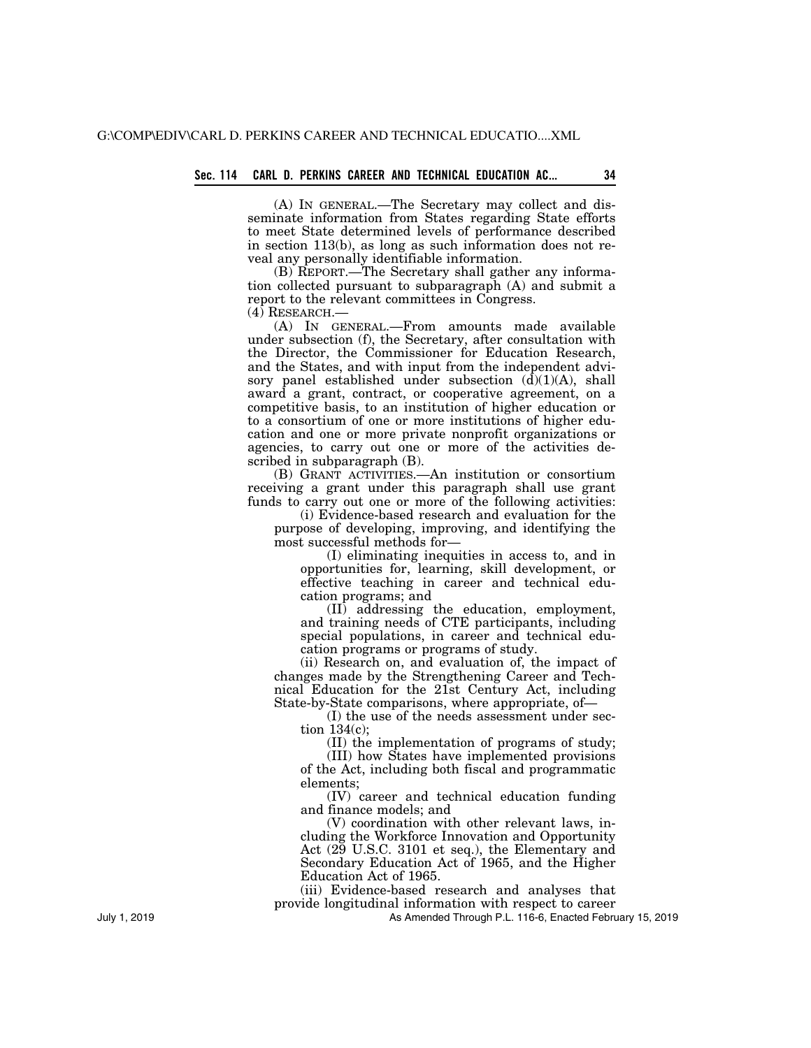(A) IN GENERAL.—The Secretary may collect and disseminate information from States regarding State efforts to meet State determined levels of performance described in section 113(b), as long as such information does not reveal any personally identifiable information.

(B) REPORT.—The Secretary shall gather any information collected pursuant to subparagraph (A) and submit a report to the relevant committees in Congress.

(4) RESEARCH.—

(A) IN GENERAL.—From amounts made available under subsection (f), the Secretary, after consultation with the Director, the Commissioner for Education Research, and the States, and with input from the independent advisory panel established under subsection (d)(1)(A), shall award a grant, contract, or cooperative agreement, on a competitive basis, to an institution of higher education or to a consortium of one or more institutions of higher education and one or more private nonprofit organizations or agencies, to carry out one or more of the activities described in subparagraph (B).

(B) GRANT ACTIVITIES.—An institution or consortium receiving a grant under this paragraph shall use grant funds to carry out one or more of the following activities:

(i) Evidence-based research and evaluation for the purpose of developing, improving, and identifying the most successful methods for—

(I) eliminating inequities in access to, and in opportunities for, learning, skill development, or effective teaching in career and technical education programs; and

(II) addressing the education, employment, and training needs of CTE participants, including special populations, in career and technical education programs or programs of study.

(ii) Research on, and evaluation of, the impact of changes made by the Strengthening Career and Technical Education for the 21st Century Act, including State-by-State comparisons, where appropriate, of—

(I) the use of the needs assessment under section 134(c);

(II) the implementation of programs of study;

(III) how States have implemented provisions of the Act, including both fiscal and programmatic elements;

(IV) career and technical education funding and finance models; and

(V) coordination with other relevant laws, including the Workforce Innovation and Opportunity Act (29 U.S.C. 3101 et seq.), the Elementary and Secondary Education Act of 1965, and the Higher Education Act of 1965.

(iii) Evidence-based research and analyses that provide longitudinal information with respect to career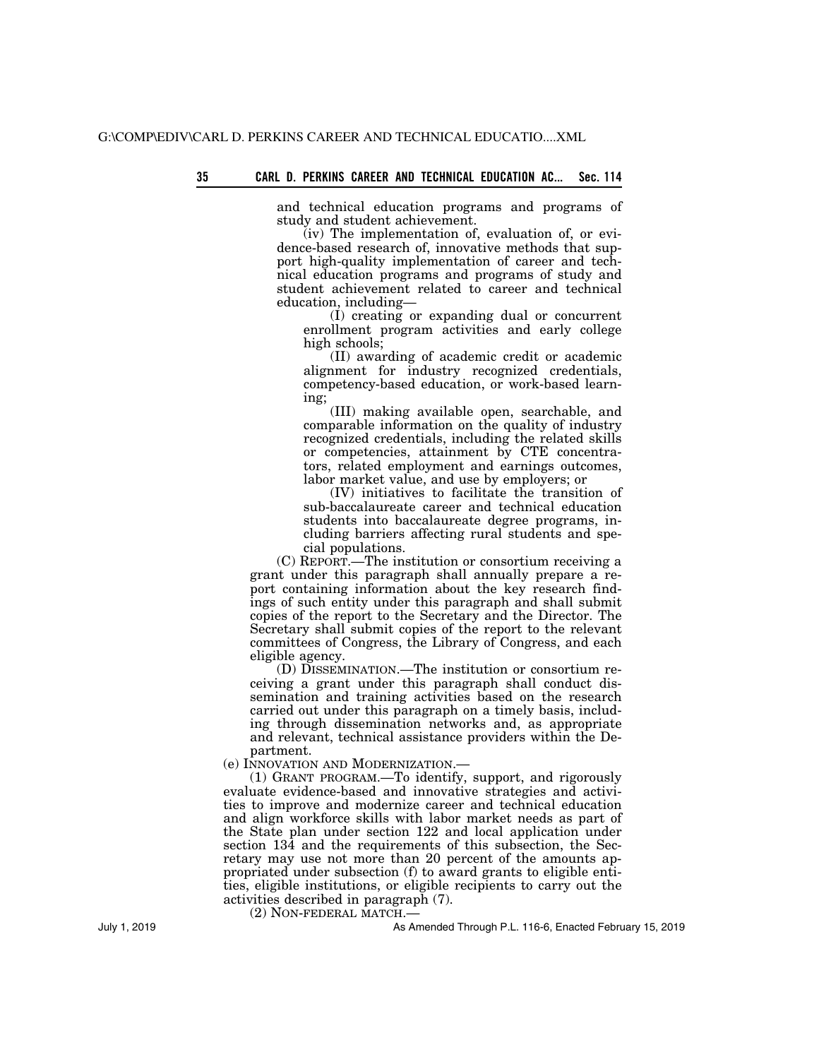and technical education programs and programs of study and student achievement.

(iv) The implementation of, evaluation of, or evidence-based research of, innovative methods that support high-quality implementation of career and technical education programs and programs of study and student achievement related to career and technical education, including—

(I) creating or expanding dual or concurrent enrollment program activities and early college high schools;

(II) awarding of academic credit or academic alignment for industry recognized credentials, competency-based education, or work-based learning;

(III) making available open, searchable, and comparable information on the quality of industry recognized credentials, including the related skills or competencies, attainment by CTE concentrators, related employment and earnings outcomes, labor market value, and use by employers; or

(IV) initiatives to facilitate the transition of sub-baccalaureate career and technical education students into baccalaureate degree programs, including barriers affecting rural students and special populations.

(C) REPORT.—The institution or consortium receiving a grant under this paragraph shall annually prepare a report containing information about the key research findings of such entity under this paragraph and shall submit copies of the report to the Secretary and the Director. The Secretary shall submit copies of the report to the relevant committees of Congress, the Library of Congress, and each eligible agency.

(D) DISSEMINATION.—The institution or consortium receiving a grant under this paragraph shall conduct dissemination and training activities based on the research carried out under this paragraph on a timely basis, including through dissemination networks and, as appropriate and relevant, technical assistance providers within the Department.

(e) INNOVATION AND MODERNIZATION.—

(1) GRANT PROGRAM.—To identify, support, and rigorously evaluate evidence-based and innovative strategies and activities to improve and modernize career and technical education and align workforce skills with labor market needs as part of the State plan under section 122 and local application under section 134 and the requirements of this subsection, the Secretary may use not more than 20 percent of the amounts appropriated under subsection (f) to award grants to eligible entities, eligible institutions, or eligible recipients to carry out the activities described in paragraph (7).

(2) NON-FEDERAL MATCH.—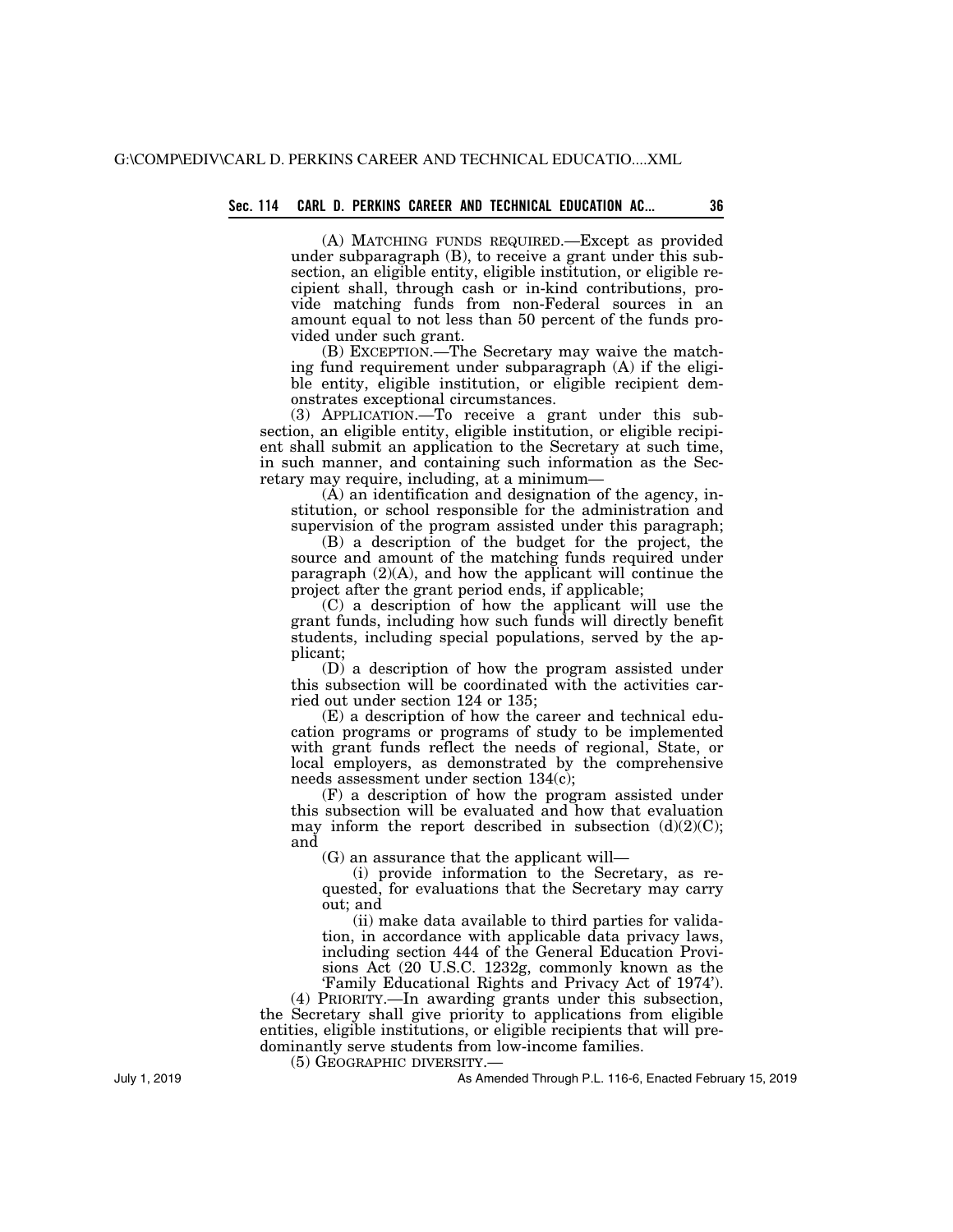(A) MATCHING FUNDS REQUIRED.—Except as provided under subparagraph (B), to receive a grant under this subsection, an eligible entity, eligible institution, or eligible recipient shall, through cash or in-kind contributions, provide matching funds from non-Federal sources in an amount equal to not less than 50 percent of the funds provided under such grant.

(B) EXCEPTION.—The Secretary may waive the matching fund requirement under subparagraph (A) if the eligible entity, eligible institution, or eligible recipient demonstrates exceptional circumstances.

(3) APPLICATION.—To receive a grant under this subsection, an eligible entity, eligible institution, or eligible recipient shall submit an application to the Secretary at such time, in such manner, and containing such information as the Secretary may require, including, at a minimum—

(A) an identification and designation of the agency, institution, or school responsible for the administration and supervision of the program assisted under this paragraph;

(B) a description of the budget for the project, the source and amount of the matching funds required under paragraph (2)(A), and how the applicant will continue the project after the grant period ends, if applicable;

(C) a description of how the applicant will use the grant funds, including how such funds will directly benefit students, including special populations, served by the applicant;

(D) a description of how the program assisted under this subsection will be coordinated with the activities carried out under section 124 or 135;

(E) a description of how the career and technical education programs or programs of study to be implemented with grant funds reflect the needs of regional, State, or local employers, as demonstrated by the comprehensive needs assessment under section 134(c);

(F) a description of how the program assisted under this subsection will be evaluated and how that evaluation may inform the report described in subsection (d)(2)(C); and

(G) an assurance that the applicant will—

(i) provide information to the Secretary, as requested, for evaluations that the Secretary may carry out; and

(ii) make data available to third parties for validation, in accordance with applicable data privacy laws, including section 444 of the General Education Provisions Act (20 U.S.C. 1232g, commonly known as the 'Family Educational Rights and Privacy Act of 1974').

(4) PRIORITY.—In awarding grants under this subsection, the Secretary shall give priority to applications from eligible entities, eligible institutions, or eligible recipients that will predominantly serve students from low-income families.

(5) GEOGRAPHIC DIVERSITY.—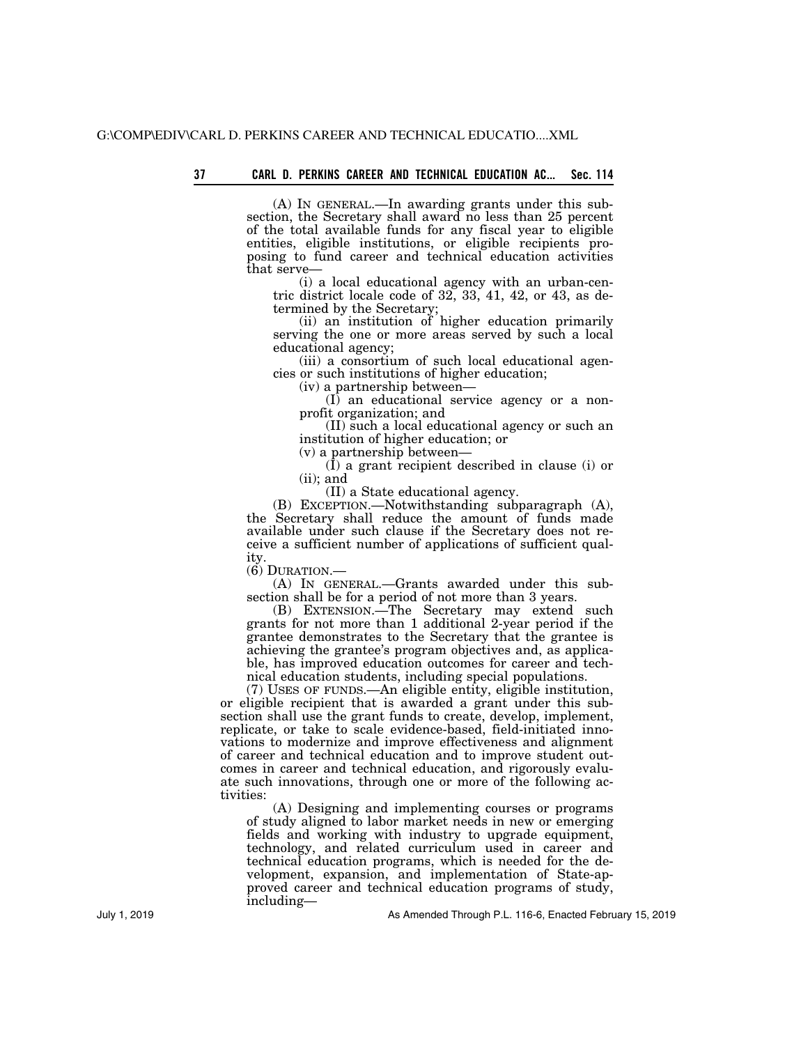(A) IN GENERAL.—In awarding grants under this subsection, the Secretary shall award no less than 25 percent of the total available funds for any fiscal year to eligible entities, eligible institutions, or eligible recipients proposing to fund career and technical education activities that serve—

(i) a local educational agency with an urban-centric district locale code of 32, 33, 41, 42, or 43, as determined by the Secretary;

(ii) an institution of higher education primarily serving the one or more areas served by such a local educational agency;

(iii) a consortium of such local educational agencies or such institutions of higher education;

(iv) a partnership between—

(I) an educational service agency or a nonprofit organization; and

(II) such a local educational agency or such an institution of higher education; or

(v) a partnership between—

(I) a grant recipient described in clause (i) or (ii); and

(II) a State educational agency.

(B) EXCEPTION.—Notwithstanding subparagraph (A), the Secretary shall reduce the amount of funds made available under such clause if the Secretary does not receive a sufficient number of applications of sufficient quality.

(6) DURATION.—

(A) IN GENERAL.—Grants awarded under this subsection shall be for a period of not more than 3 years.

(B) EXTENSION.—The Secretary may extend such grants for not more than 1 additional 2-year period if the grantee demonstrates to the Secretary that the grantee is achieving the grantee's program objectives and, as applicable, has improved education outcomes for career and technical education students, including special populations.

(7) USES OF FUNDS.—An eligible entity, eligible institution, or eligible recipient that is awarded a grant under this subsection shall use the grant funds to create, develop, implement, replicate, or take to scale evidence-based, field-initiated innovations to modernize and improve effectiveness and alignment of career and technical education and to improve student outcomes in career and technical education, and rigorously evaluate such innovations, through one or more of the following activities:

(A) Designing and implementing courses or programs of study aligned to labor market needs in new or emerging fields and working with industry to upgrade equipment, technology, and related curriculum used in career and technical education programs, which is needed for the development, expansion, and implementation of State-approved career and technical education programs of study, including—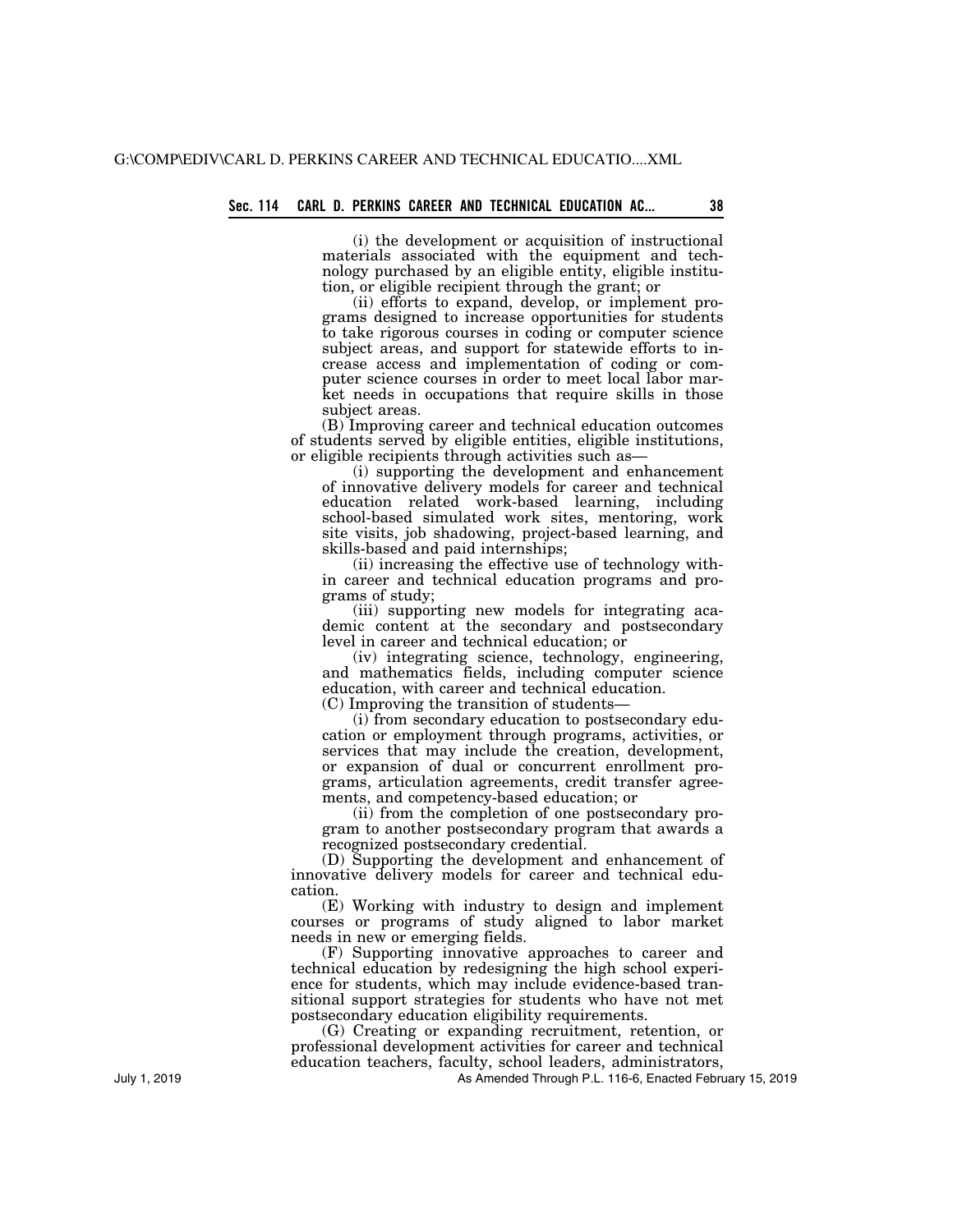(i) the development or acquisition of instructional materials associated with the equipment and technology purchased by an eligible entity, eligible institution, or eligible recipient through the grant; or

(ii) efforts to expand, develop, or implement programs designed to increase opportunities for students to take rigorous courses in coding or computer science subject areas, and support for statewide efforts to increase access and implementation of coding or computer science courses in order to meet local labor market needs in occupations that require skills in those subject areas.

(B) Improving career and technical education outcomes of students served by eligible entities, eligible institutions, or eligible recipients through activities such as—

(i) supporting the development and enhancement of innovative delivery models for career and technical education related work-based learning, including school-based simulated work sites, mentoring, work site visits, job shadowing, project-based learning, and skills-based and paid internships;

(ii) increasing the effective use of technology within career and technical education programs and programs of study;

(iii) supporting new models for integrating academic content at the secondary and postsecondary level in career and technical education; or

(iv) integrating science, technology, engineering, and mathematics fields, including computer science education, with career and technical education.

(C) Improving the transition of students—

(i) from secondary education to postsecondary education or employment through programs, activities, or services that may include the creation, development, or expansion of dual or concurrent enrollment programs, articulation agreements, credit transfer agreements, and competency-based education; or

(ii) from the completion of one postsecondary program to another postsecondary program that awards a recognized postsecondary credential.

(D) Supporting the development and enhancement of innovative delivery models for career and technical education.

(E) Working with industry to design and implement courses or programs of study aligned to labor market needs in new or emerging fields.

(F) Supporting innovative approaches to career and technical education by redesigning the high school experience for students, which may include evidence-based transitional support strategies for students who have not met postsecondary education eligibility requirements.

(G) Creating or expanding recruitment, retention, or professional development activities for career and technical education teachers, faculty, school leaders, administrators,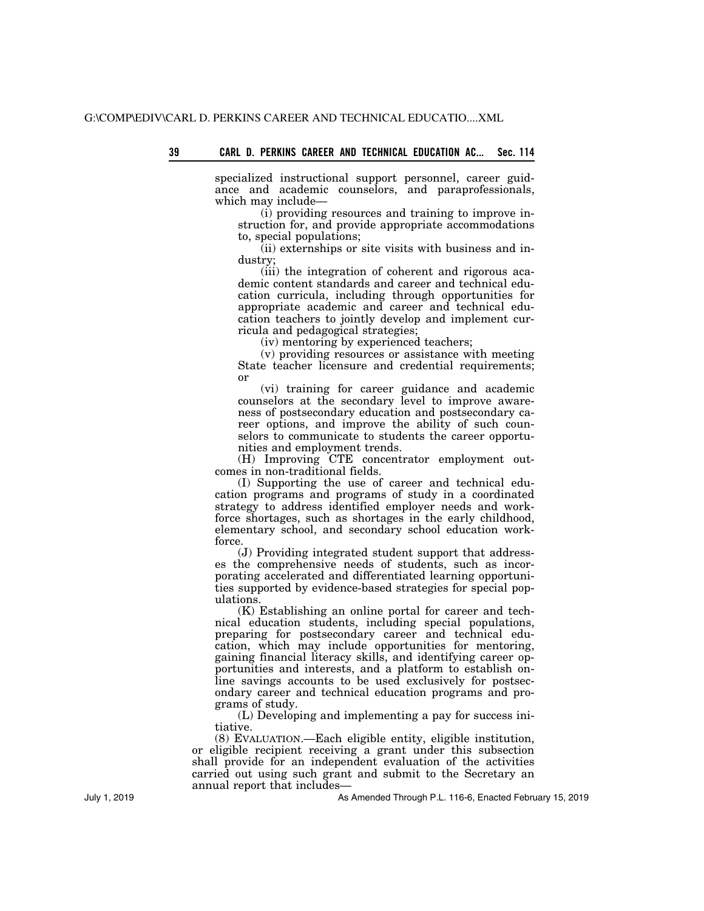specialized instructional support personnel, career guidance and academic counselors, and paraprofessionals, which may include—

(i) providing resources and training to improve instruction for, and provide appropriate accommodations to, special populations;

(ii) externships or site visits with business and industry;

(iii) the integration of coherent and rigorous academic content standards and career and technical education curricula, including through opportunities for appropriate academic and career and technical education teachers to jointly develop and implement curricula and pedagogical strategies;

(iv) mentoring by experienced teachers;

(v) providing resources or assistance with meeting State teacher licensure and credential requirements; or

(vi) training for career guidance and academic counselors at the secondary level to improve awareness of postsecondary education and postsecondary career options, and improve the ability of such counselors to communicate to students the career opportunities and employment trends.

(H) Improving CTE concentrator employment outcomes in non-traditional fields.

(I) Supporting the use of career and technical education programs and programs of study in a coordinated strategy to address identified employer needs and workforce shortages, such as shortages in the early childhood, elementary school, and secondary school education workforce.

(J) Providing integrated student support that addresses the comprehensive needs of students, such as incorporating accelerated and differentiated learning opportunities supported by evidence-based strategies for special populations.

(K) Establishing an online portal for career and technical education students, including special populations, preparing for postsecondary career and technical education, which may include opportunities for mentoring, gaining financial literacy skills, and identifying career opportunities and interests, and a platform to establish online savings accounts to be used exclusively for postsecondary career and technical education programs and programs of study.

(L) Developing and implementing a pay for success initiative.

(8) EVALUATION.—Each eligible entity, eligible institution, or eligible recipient receiving a grant under this subsection shall provide for an independent evaluation of the activities carried out using such grant and submit to the Secretary an annual report that includes—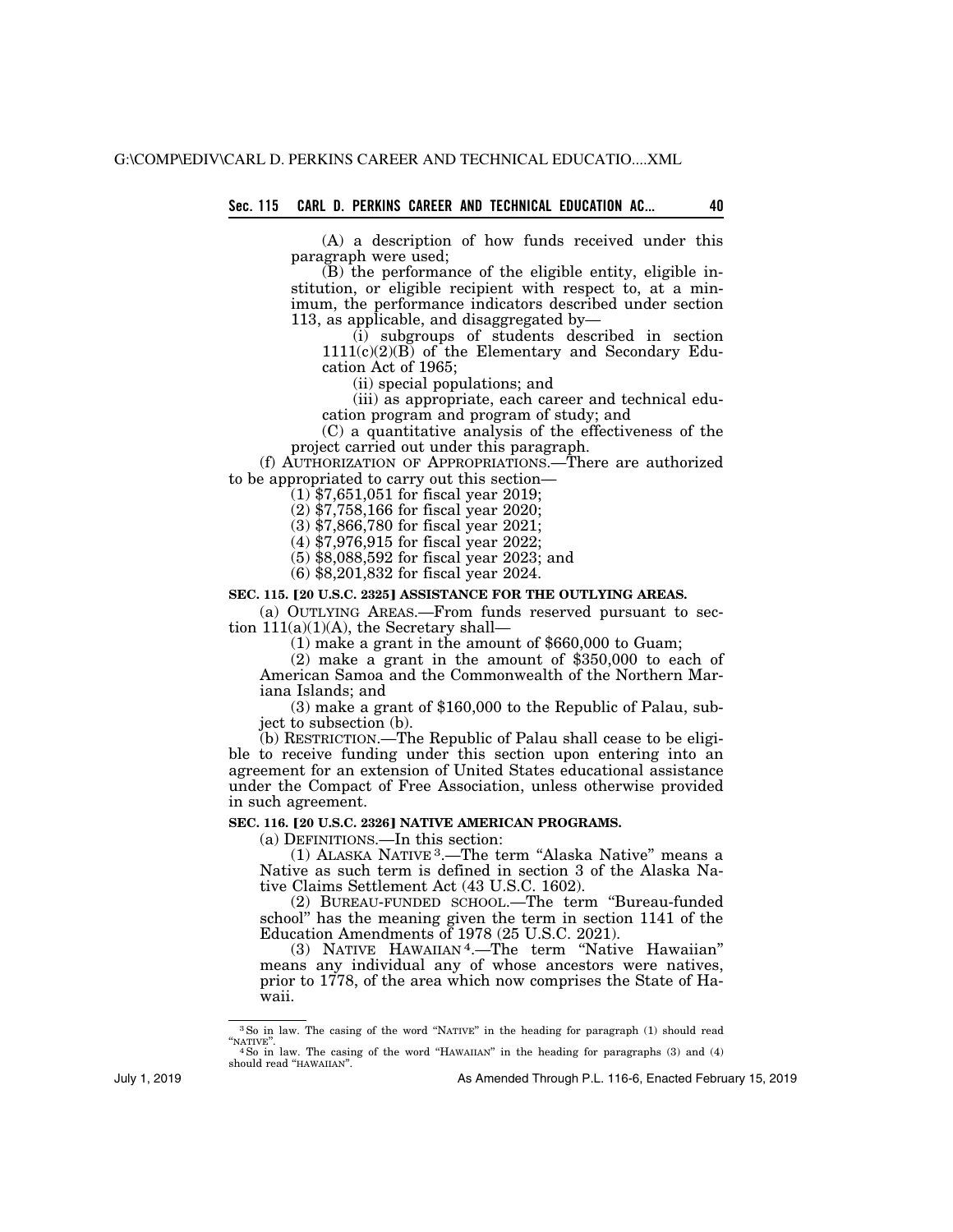(A) a description of how funds received under this paragraph were used;

(B) the performance of the eligible entity, eligible institution, or eligible recipient with respect to, at a minimum, the performance indicators described under section 113, as applicable, and disaggregated by—

(i) subgroups of students described in section 1111(c)(2)(B) of the Elementary and Secondary Education Act of 1965;

(ii) special populations; and

(iii) as appropriate, each career and technical education program and program of study; and

(C) a quantitative analysis of the effectiveness of the project carried out under this paragraph.

(f) AUTHORIZATION OF APPROPRIATIONS.—There are authorized to be appropriated to carry out this section—

(1) $7,651,051 for fiscal year 2019;

(2) $7,758,166 for fiscal year 2020;

(3) $7,866,780 for fiscal year 2021;

(4) $7,976,915 for fiscal year 2022;

(5) $8,088,592 for fiscal year 2023; and

(6) $8,201,832 for fiscal year 2024.

**SEC. 115. [20 U.S.C. 2325] ASSISTANCE FOR THE OUTLYING AREAS.**

(a) OUTLYING AREAS.—From funds reserved pursuant to section 111(a)(1)(A), the Secretary shall—

(1) make a grant in the amount of $660,000 to Guam;

(2) make a grant in the amount of $350,000 to each of American Samoa and the Commonwealth of the Northern Mariana Islands; and

(3) make a grant of $160,000 to the Republic of Palau, subject to subsection (b).

(b) RESTRICTION.—The Republic of Palau shall cease to be eligible to receive funding under this section upon entering into an agreement for an extension of United States educational assistance under the Compact of Free Association, unless otherwise provided in such agreement.

**SEC. 116. [20 U.S.C. 2326] NATIVE AMERICAN PROGRAMS.**

(a) DEFINITIONS.—In this section:

(1) ALASKA NATIVE[3].—The term "Alaska Native" means a Native as such term is defined in section 3 of the Alaska Native Claims Settlement Act (43 U.S.C. 1602).

(2) BUREAU-FUNDED SCHOOL.—The term "Bureau-funded school" has the meaning given the term in section 1141 of the Education Amendments of 1978 (25 U.S.C. 2021).

(3) NATIVE HAWAIIAN[4].—The term "Native Hawaiian" means any individual any of whose ancestors were natives, prior to 1778, of the area which now comprises the State of Hawaii.

---

[3] So in law. The casing of the word "NATIVE" in the heading for paragraph (1) should read "NATIVE".

[4] So in law. The casing of the word "HAWAIIAN" in the heading for paragraphs (3) and (4) should read "HAWAIIAN".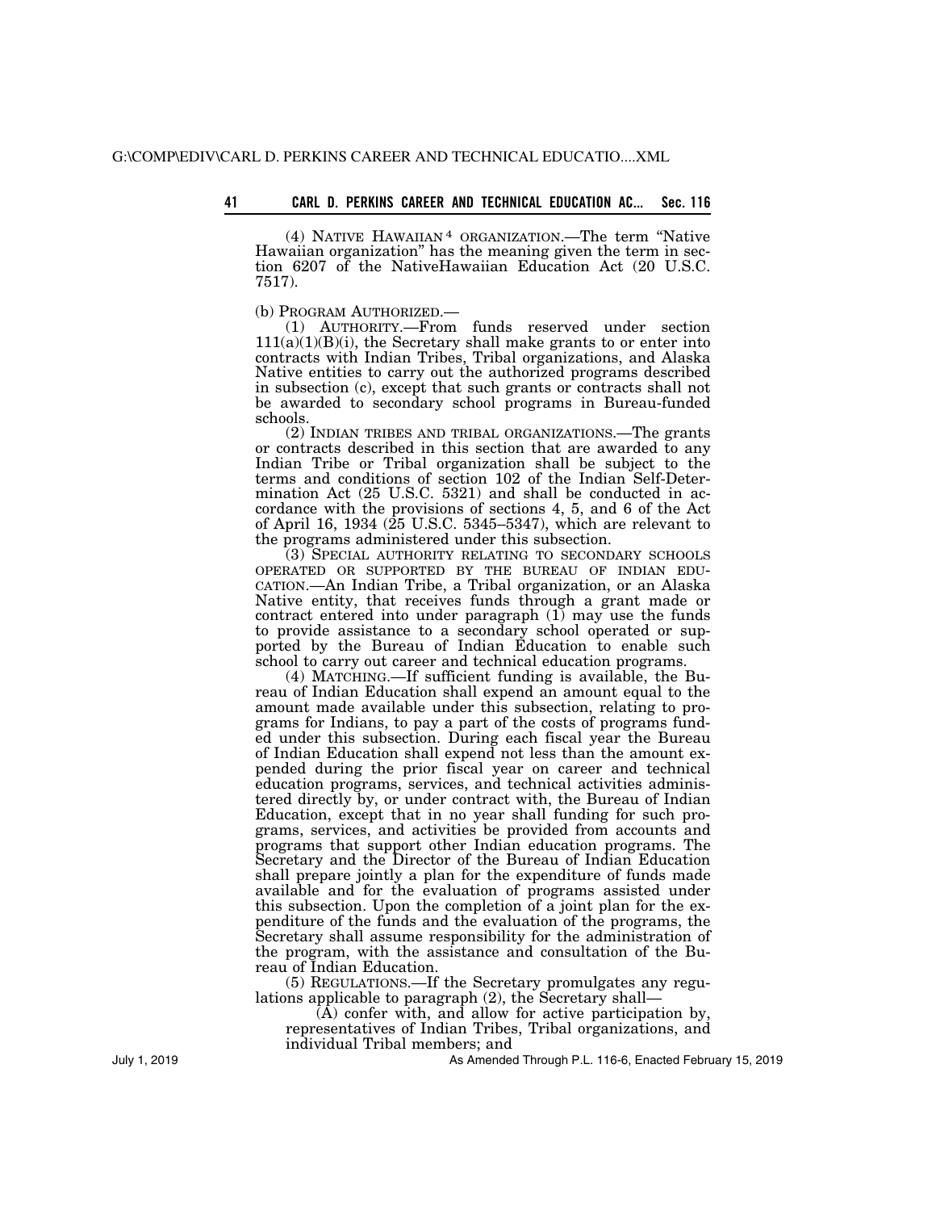(4) NATIVE HAWAIIAN[4] ORGANIZATION.—The term "Native Hawaiian organization" has the meaning given the term in section 6207 of the NativeHawaiian Education Act (20 U.S.C. 7517).

(b) PROGRAM AUTHORIZED.—

(1) AUTHORITY.—From funds reserved under section 111(a)(1)(B)(i), the Secretary shall make grants to or enter into contracts with Indian Tribes, Tribal organizations, and Alaska Native entities to carry out the authorized programs described in subsection (c), except that such grants or contracts shall not be awarded to secondary school programs in Bureau-funded schools.

(2) INDIAN TRIBES AND TRIBAL ORGANIZATIONS.—The grants or contracts described in this section that are awarded to any Indian Tribe or Tribal organization shall be subject to the terms and conditions of section 102 of the Indian Self-Determination Act (25 U.S.C. 5321) and shall be conducted in accordance with the provisions of sections 4, 5, and 6 of the Act of April 16, 1934 (25 U.S.C. 5345–5347), which are relevant to the programs administered under this subsection.

(3) SPECIAL AUTHORITY RELATING TO SECONDARY SCHOOLS OPERATED OR SUPPORTED BY THE BUREAU OF INDIAN EDUCATION.—An Indian Tribe, a Tribal organization, or an Alaska Native entity, that receives funds through a grant made or contract entered into under paragraph (1) may use the funds to provide assistance to a secondary school operated or supported by the Bureau of Indian Education to enable such school to carry out career and technical education programs.

(4) MATCHING.—If sufficient funding is available, the Bureau of Indian Education shall expend an amount equal to the amount made available under this subsection, relating to programs for Indians, to pay a part of the costs of programs funded under this subsection. During each fiscal year the Bureau of Indian Education shall expend not less than the amount expended during the prior fiscal year on career and technical education programs, services, and technical activities administered directly by, or under contract with, the Bureau of Indian Education, except that in no year shall funding for such programs, services, and activities be provided from accounts and programs that support other Indian education programs. The Secretary and the Director of the Bureau of Indian Education shall prepare jointly a plan for the expenditure of funds made available and for the evaluation of programs assisted under this subsection. Upon the completion of a joint plan for the expenditure of the funds and the evaluation of the programs, the Secretary shall assume responsibility for the administration of the program, with the assistance and consultation of the Bureau of Indian Education.

(5) REGULATIONS.—If the Secretary promulgates any regulations applicable to paragraph (2), the Secretary shall—

(A) confer with, and allow for active participation by, representatives of Indian Tribes, Tribal organizations, and individual Tribal members; and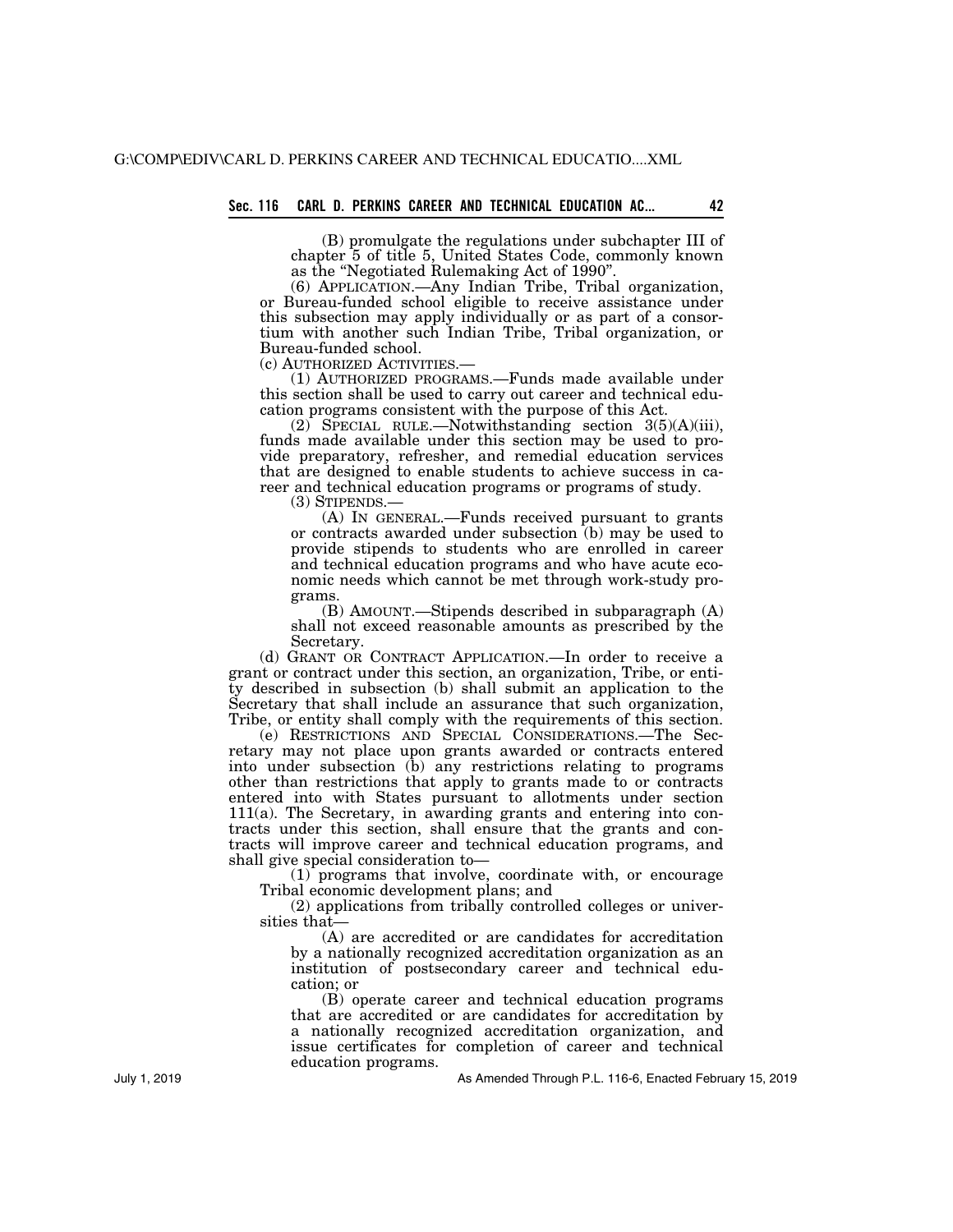(B) promulgate the regulations under subchapter III of chapter 5 of title 5, United States Code, commonly known as the "Negotiated Rulemaking Act of 1990".

(6) APPLICATION.—Any Indian Tribe, Tribal organization, or Bureau-funded school eligible to receive assistance under this subsection may apply individually or as part of a consortium with another such Indian Tribe, Tribal organization, or Bureau-funded school.

(c) AUTHORIZED ACTIVITIES.—

(1) AUTHORIZED PROGRAMS.—Funds made available under this section shall be used to carry out career and technical education programs consistent with the purpose of this Act.

(2) SPECIAL RULE.—Notwithstanding section 3(5)(A)(iii), funds made available under this section may be used to provide preparatory, refresher, and remedial education services that are designed to enable students to achieve success in career and technical education programs or programs of study.

(3) STIPENDS.—

(A) IN GENERAL.—Funds received pursuant to grants or contracts awarded under subsection (b) may be used to provide stipends to students who are enrolled in career and technical education programs and who have acute economic needs which cannot be met through work-study programs.

(B) AMOUNT.—Stipends described in subparagraph (A) shall not exceed reasonable amounts as prescribed by the Secretary.

(d) GRANT OR CONTRACT APPLICATION.—In order to receive a grant or contract under this section, an organization, Tribe, or entity described in subsection (b) shall submit an application to the Secretary that shall include an assurance that such organization, Tribe, or entity shall comply with the requirements of this section.

(e) RESTRICTIONS AND SPECIAL CONSIDERATIONS.—The Secretary may not place upon grants awarded or contracts entered into under subsection (b) any restrictions relating to programs other than restrictions that apply to grants made to or contracts entered into with States pursuant to allotments under section 111(a). The Secretary, in awarding grants and entering into contracts under this section, shall ensure that the grants and contracts will improve career and technical education programs, and shall give special consideration to—

(1) programs that involve, coordinate with, or encourage Tribal economic development plans; and

(2) applications from tribally controlled colleges or universities that—

(A) are accredited or are candidates for accreditation by a nationally recognized accreditation organization as an institution of postsecondary career and technical education; or

(B) operate career and technical education programs that are accredited or are candidates for accreditation by a nationally recognized accreditation organization, and issue certificates for completion of career and technical education programs.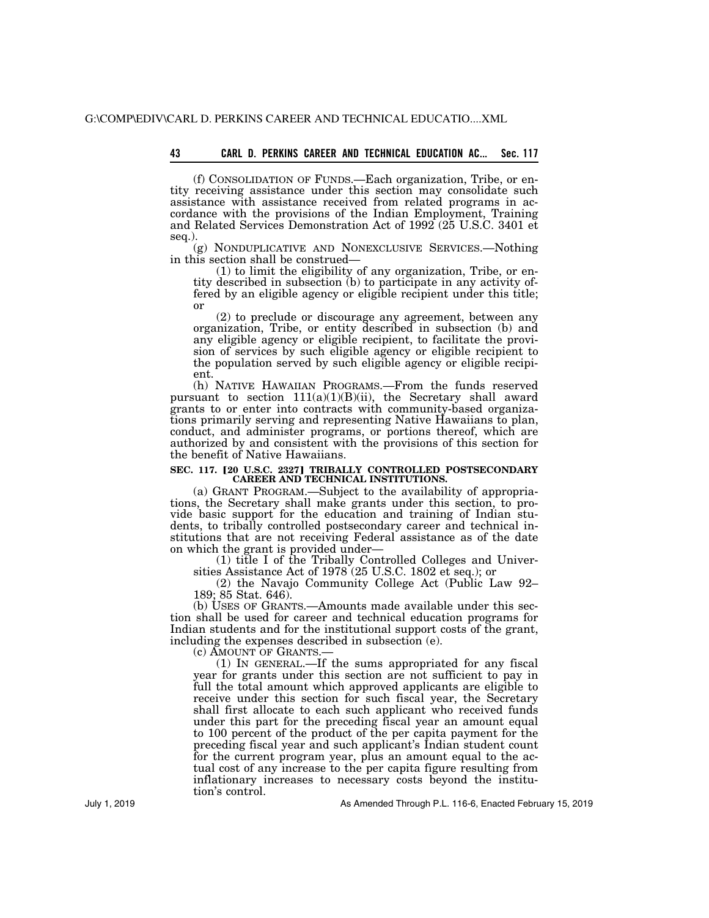(f) CONSOLIDATION OF FUNDS.—Each organization, Tribe, or entity receiving assistance under this section may consolidate such assistance with assistance received from related programs in accordance with the provisions of the Indian Employment, Training and Related Services Demonstration Act of 1992 (25 U.S.C. 3401 et seq.).

(g) NONDUPLICATIVE AND NONEXCLUSIVE SERVICES.—Nothing in this section shall be construed—

(1) to limit the eligibility of any organization, Tribe, or entity described in subsection (b) to participate in any activity offered by an eligible agency or eligible recipient under this title; or

(2) to preclude or discourage any agreement, between any organization, Tribe, or entity described in subsection (b) and any eligible agency or eligible recipient, to facilitate the provision of services by such eligible agency or eligible recipient to the population served by such eligible agency or eligible recipient.

(h) NATIVE HAWAIIAN PROGRAMS.—From the funds reserved pursuant to section 111(a)(1)(B)(ii), the Secretary shall award grants to or enter into contracts with community-based organizations primarily serving and representing Native Hawaiians to plan, conduct, and administer programs, or portions thereof, which are authorized by and consistent with the provisions of this section for the benefit of Native Hawaiians.

**SEC. 117. [20 U.S.C. 2327] TRIBALLY CONTROLLED POSTSECONDARY CAREER AND TECHNICAL INSTITUTIONS.**

(a) GRANT PROGRAM.—Subject to the availability of appropriations, the Secretary shall make grants under this section, to provide basic support for the education and training of Indian students, to tribally controlled postsecondary career and technical institutions that are not receiving Federal assistance as of the date on which the grant is provided under—

(1) title I of the Tribally Controlled Colleges and Universities Assistance Act of 1978 (25 U.S.C. 1802 et seq.); or

(2) the Navajo Community College Act (Public Law 92–189; 85 Stat. 646).

(b) USES OF GRANTS.—Amounts made available under this section shall be used for career and technical education programs for Indian students and for the institutional support costs of the grant, including the expenses described in subsection (e).

(c) AMOUNT OF GRANTS.—

(1) IN GENERAL.—If the sums appropriated for any fiscal year for grants under this section are not sufficient to pay in full the total amount which approved applicants are eligible to receive under this section for such fiscal year, the Secretary shall first allocate to each such applicant who received funds under this part for the preceding fiscal year an amount equal to 100 percent of the product of the per capita payment for the preceding fiscal year and such applicant's Indian student count for the current program year, plus an amount equal to the actual cost of any increase to the per capita figure resulting from inflationary increases to necessary costs beyond the institution's control.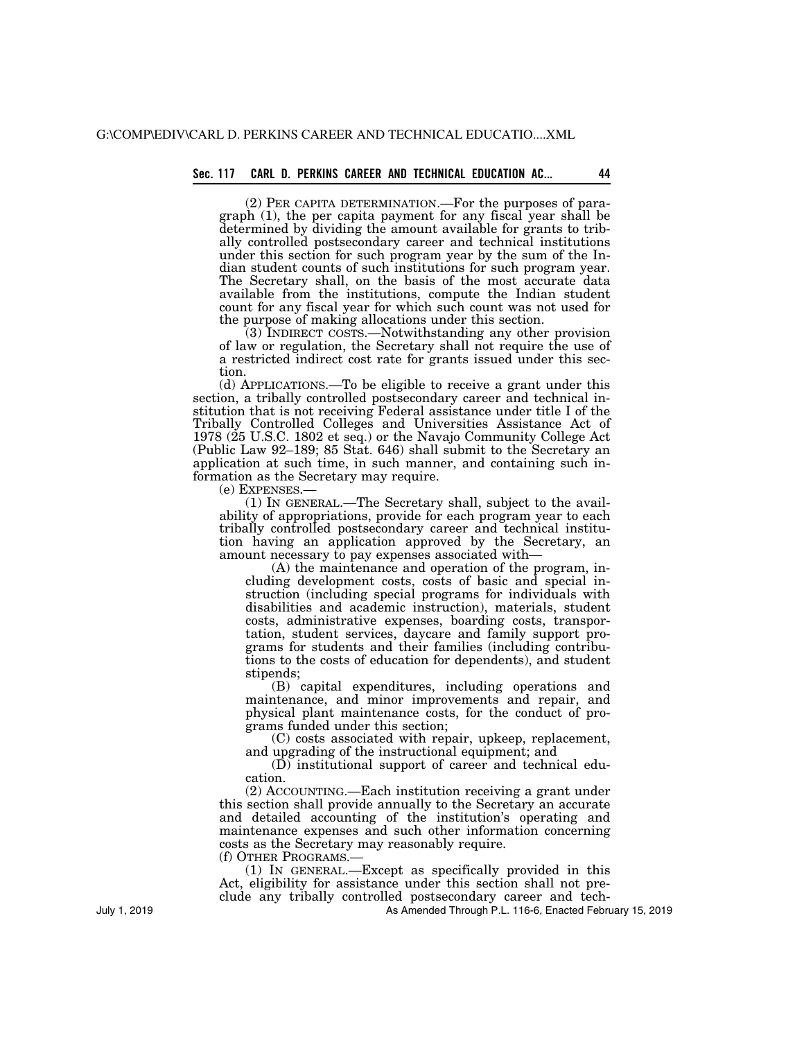(2) PER CAPITA DETERMINATION.—For the purposes of paragraph (1), the per capita payment for any fiscal year shall be determined by dividing the amount available for grants to tribally controlled postsecondary career and technical institutions under this section for such program year by the sum of the Indian student counts of such institutions for such program year. The Secretary shall, on the basis of the most accurate data available from the institutions, compute the Indian student count for any fiscal year for which such count was not used for the purpose of making allocations under this section.

(3) INDIRECT COSTS.—Notwithstanding any other provision of law or regulation, the Secretary shall not require the use of a restricted indirect cost rate for grants issued under this section.

(d) APPLICATIONS.—To be eligible to receive a grant under this section, a tribally controlled postsecondary career and technical institution that is not receiving Federal assistance under title I of the Tribally Controlled Colleges and Universities Assistance Act of 1978 (25 U.S.C. 1802 et seq.) or the Navajo Community College Act (Public Law 92–189; 85 Stat. 646) shall submit to the Secretary an application at such time, in such manner, and containing such information as the Secretary may require.

(e) EXPENSES.—

(1) IN GENERAL.—The Secretary shall, subject to the availability of appropriations, provide for each program year to each tribally controlled postsecondary career and technical institution having an application approved by the Secretary, an amount necessary to pay expenses associated with—

(A) the maintenance and operation of the program, including development costs, costs of basic and special instruction (including special programs for individuals with disabilities and academic instruction), materials, student costs, administrative expenses, boarding costs, transportation, student services, daycare and family support programs for students and their families (including contributions to the costs of education for dependents), and student stipends;

(B) capital expenditures, including operations and maintenance, and minor improvements and repair, and physical plant maintenance costs, for the conduct of programs funded under this section;

(C) costs associated with repair, upkeep, replacement, and upgrading of the instructional equipment; and

(D) institutional support of career and technical education.

(2) ACCOUNTING.—Each institution receiving a grant under this section shall provide annually to the Secretary an accurate and detailed accounting of the institution's operating and maintenance expenses and such other information concerning costs as the Secretary may reasonably require.

(f) OTHER PROGRAMS.—

(1) IN GENERAL.—Except as specifically provided in this Act, eligibility for assistance under this section shall not preclude any tribally controlled postsecondary career and tech-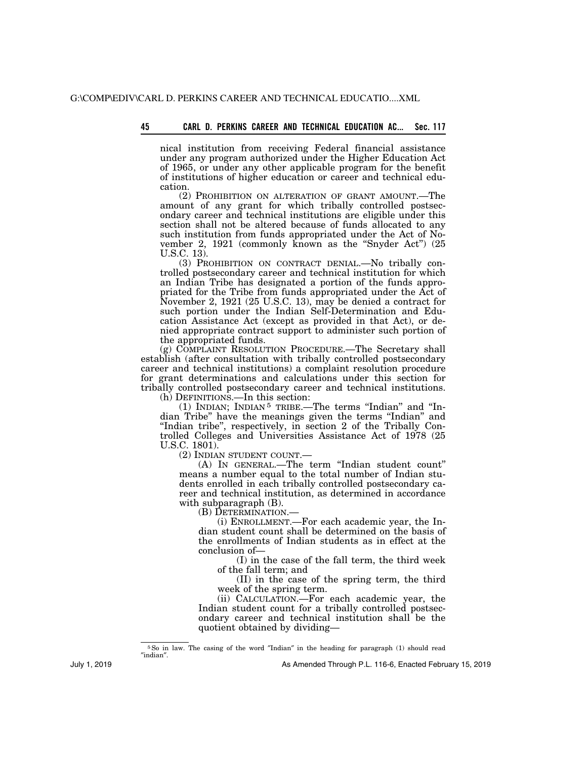nical institution from receiving Federal financial assistance under any program authorized under the Higher Education Act of 1965, or under any other applicable program for the benefit of institutions of higher education or career and technical education.

(2) PROHIBITION ON ALTERATION OF GRANT AMOUNT.—The amount of any grant for which tribally controlled postsecondary career and technical institutions are eligible under this section shall not be altered because of funds allocated to any such institution from funds appropriated under the Act of November 2, 1921 (commonly known as the "Snyder Act") (25 U.S.C. 13).

(3) PROHIBITION ON CONTRACT DENIAL.—No tribally controlled postsecondary career and technical institution for which an Indian Tribe has designated a portion of the funds appropriated for the Tribe from funds appropriated under the Act of November 2, 1921 (25 U.S.C. 13), may be denied a contract for such portion under the Indian Self-Determination and Education Assistance Act (except as provided in that Act), or denied appropriate contract support to administer such portion of the appropriated funds.

(g) COMPLAINT RESOLUTION PROCEDURE.—The Secretary shall establish (after consultation with tribally controlled postsecondary career and technical institutions) a complaint resolution procedure for grant determinations and calculations under this section for tribally controlled postsecondary career and technical institutions.

(h) DEFINITIONS.—In this section:

(1) INDIAN; INDIAN[5] TRIBE.—The terms "Indian" and "Indian Tribe" have the meanings given the terms "Indian" and "Indian tribe", respectively, in section 2 of the Tribally Controlled Colleges and Universities Assistance Act of 1978 (25 U.S.C. 1801).

(2) INDIAN STUDENT COUNT.—

(A) IN GENERAL.—The term "Indian student count" means a number equal to the total number of Indian students enrolled in each tribally controlled postsecondary career and technical institution, as determined in accordance with subparagraph (B).

(B) DETERMINATION.—

(i) ENROLLMENT.—For each academic year, the Indian student count shall be determined on the basis of the enrollments of Indian students as in effect at the conclusion of—

(I) in the case of the fall term, the third week of the fall term; and

(II) in the case of the spring term, the third week of the spring term.

(ii) CALCULATION.—For each academic year, the Indian student count for a tribally controlled postsecondary career and technical institution shall be the quotient obtained by dividing—

---

[5] So in law. The casing of the word "Indian" in the heading for paragraph (1) should read "indian".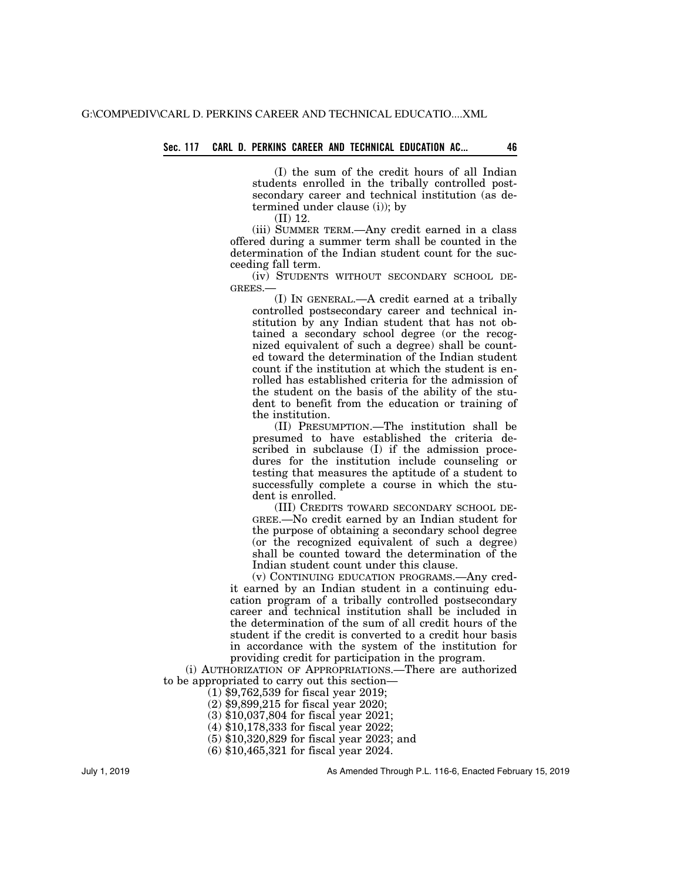(I) the sum of the credit hours of all Indian students enrolled in the tribally controlled postsecondary career and technical institution (as determined under clause (i)); by

(II) 12.

(iii) SUMMER TERM.—Any credit earned in a class offered during a summer term shall be counted in the determination of the Indian student count for the succeeding fall term.

(iv) STUDENTS WITHOUT SECONDARY SCHOOL DEGREES.—

(I) IN GENERAL.—A credit earned at a tribally controlled postsecondary career and technical institution by any Indian student that has not obtained a secondary school degree (or the recognized equivalent of such a degree) shall be counted toward the determination of the Indian student count if the institution at which the student is enrolled has established criteria for the admission of the student on the basis of the ability of the student to benefit from the education or training of the institution.

(II) PRESUMPTION.—The institution shall be presumed to have established the criteria described in subclause (I) if the admission procedures for the institution include counseling or testing that measures the aptitude of a student to successfully complete a course in which the student is enrolled.

(III) CREDITS TOWARD SECONDARY SCHOOL DEGREE.—No credit earned by an Indian student for the purpose of obtaining a secondary school degree (or the recognized equivalent of such a degree) shall be counted toward the determination of the Indian student count under this clause.

(v) CONTINUING EDUCATION PROGRAMS.—Any credit earned by an Indian student in a continuing education program of a tribally controlled postsecondary career and technical institution shall be included in the determination of the sum of all credit hours of the student if the credit is converted to a credit hour basis in accordance with the system of the institution for providing credit for participation in the program.

(i) AUTHORIZATION OF APPROPRIATIONS.—There are authorized to be appropriated to carry out this section—

(1) $9,762,539 for fiscal year 2019;

(2) $9,899,215 for fiscal year 2020;

(3) $10,037,804 for fiscal year 2021;

(4) $10,178,333 for fiscal year 2022;

(5) $10,320,829 for fiscal year 2023; and

(6) $10,465,321 for fiscal year 2024.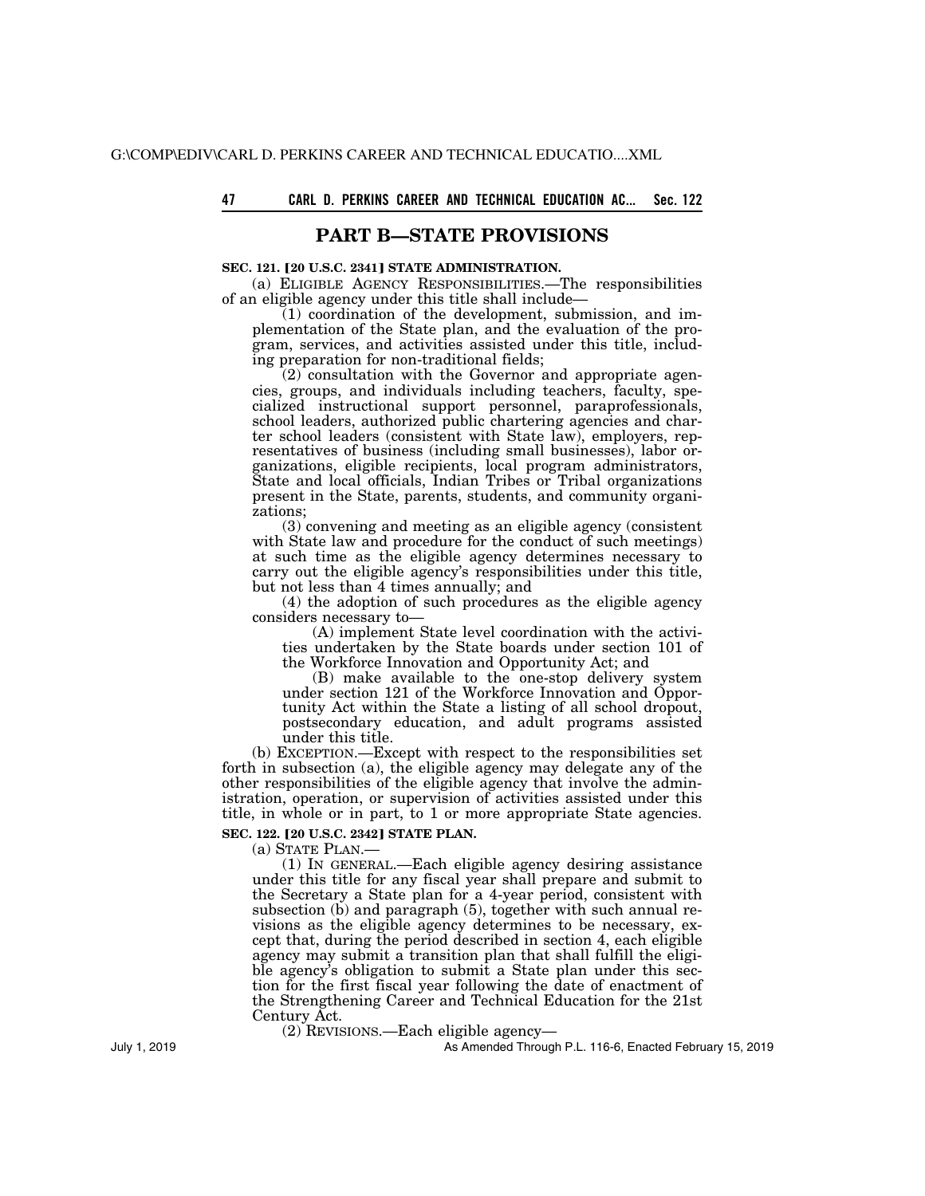## PART B—STATE PROVISIONS

**SEC. 121. [20 U.S.C. 2341] STATE ADMINISTRATION.**

(a) ELIGIBLE AGENCY RESPONSIBILITIES.—The responsibilities of an eligible agency under this title shall include—

(1) coordination of the development, submission, and implementation of the State plan, and the evaluation of the program, services, and activities assisted under this title, including preparation for non-traditional fields;

(2) consultation with the Governor and appropriate agencies, groups, and individuals including teachers, faculty, specialized instructional support personnel, paraprofessionals, school leaders, authorized public chartering agencies and charter school leaders (consistent with State law), employers, representatives of business (including small businesses), labor organizations, eligible recipients, local program administrators, State and local officials, Indian Tribes or Tribal organizations present in the State, parents, students, and community organizations;

(3) convening and meeting as an eligible agency (consistent with State law and procedure for the conduct of such meetings) at such time as the eligible agency determines necessary to carry out the eligible agency's responsibilities under this title, but not less than 4 times annually; and

(4) the adoption of such procedures as the eligible agency considers necessary to—

(A) implement State level coordination with the activities undertaken by the State boards under section 101 of the Workforce Innovation and Opportunity Act; and

(B) make available to the one-stop delivery system under section 121 of the Workforce Innovation and Opportunity Act within the State a listing of all school dropout, postsecondary education, and adult programs assisted under this title.

(b) EXCEPTION.—Except with respect to the responsibilities set forth in subsection (a), the eligible agency may delegate any of the other responsibilities of the eligible agency that involve the administration, operation, or supervision of activities assisted under this title, in whole or in part, to 1 or more appropriate State agencies.

**SEC. 122. [20 U.S.C. 2342] STATE PLAN.**

(a) STATE PLAN.—

(1) IN GENERAL.—Each eligible agency desiring assistance under this title for any fiscal year shall prepare and submit to the Secretary a State plan for a 4-year period, consistent with subsection (b) and paragraph (5), together with such annual revisions as the eligible agency determines to be necessary, except that, during the period described in section 4, each eligible agency may submit a transition plan that shall fulfill the eligible agency's obligation to submit a State plan under this section for the first fiscal year following the date of enactment of the Strengthening Career and Technical Education for the 21st Century Act.

(2) REVISIONS.—Each eligible agency—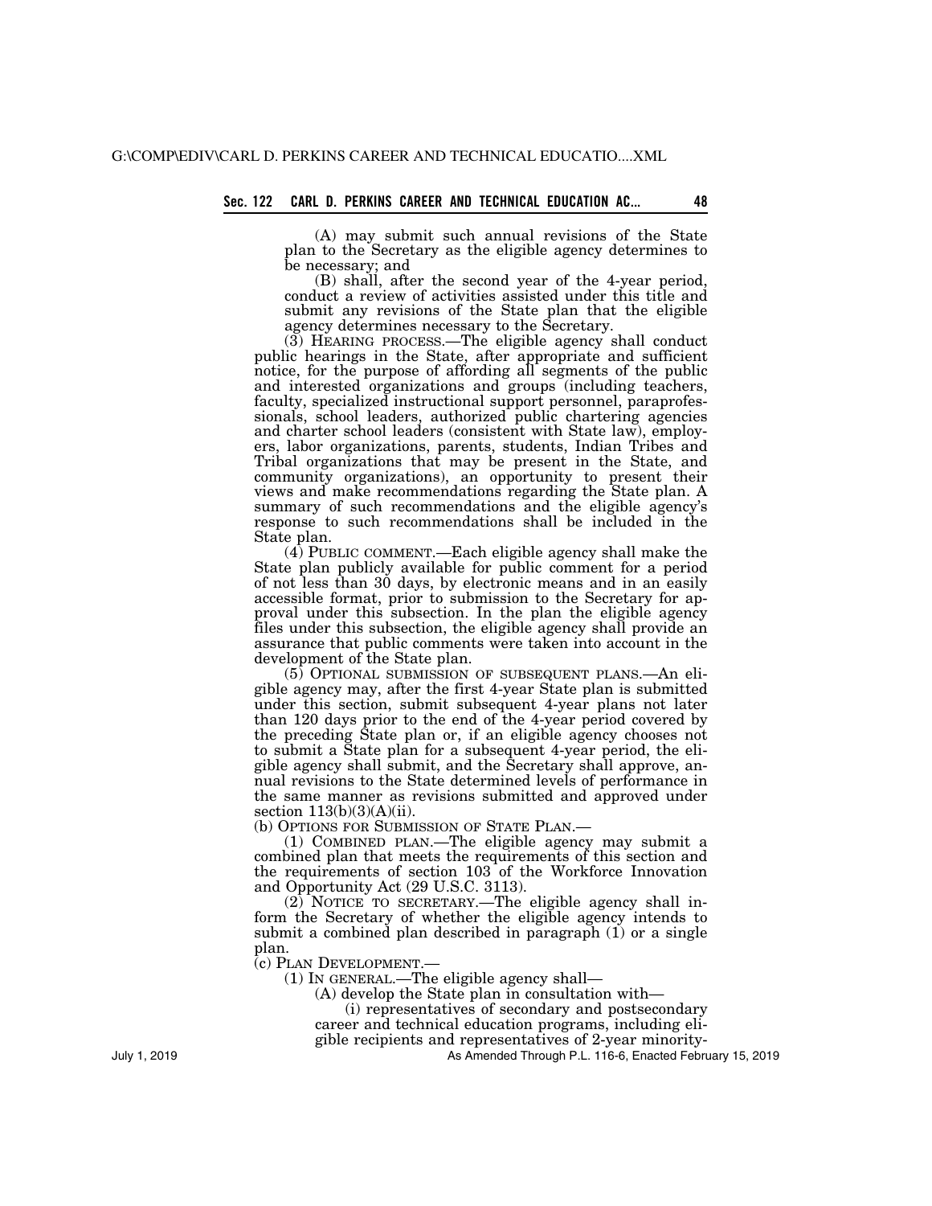(A) may submit such annual revisions of the State plan to the Secretary as the eligible agency determines to be necessary; and

(B) shall, after the second year of the 4-year period, conduct a review of activities assisted under this title and submit any revisions of the State plan that the eligible agency determines necessary to the Secretary.

(3) HEARING PROCESS.—The eligible agency shall conduct public hearings in the State, after appropriate and sufficient notice, for the purpose of affording all segments of the public and interested organizations and groups (including teachers, faculty, specialized instructional support personnel, paraprofessionals, school leaders, authorized public chartering agencies and charter school leaders (consistent with State law), employers, labor organizations, parents, students, Indian Tribes and Tribal organizations that may be present in the State, and community organizations), an opportunity to present their views and make recommendations regarding the State plan. A summary of such recommendations and the eligible agency's response to such recommendations shall be included in the State plan.

(4) PUBLIC COMMENT.—Each eligible agency shall make the State plan publicly available for public comment for a period of not less than 30 days, by electronic means and in an easily accessible format, prior to submission to the Secretary for approval under this subsection. In the plan the eligible agency files under this subsection, the eligible agency shall provide an assurance that public comments were taken into account in the development of the State plan.

(5) OPTIONAL SUBMISSION OF SUBSEQUENT PLANS.—An eligible agency may, after the first 4-year State plan is submitted under this section, submit subsequent 4-year plans not later than 120 days prior to the end of the 4-year period covered by the preceding State plan or, if an eligible agency chooses not to submit a State plan for a subsequent 4-year period, the eligible agency shall submit, and the Secretary shall approve, annual revisions to the State determined levels of performance in the same manner as revisions submitted and approved under section 113(b)(3)(A)(ii).

(b) OPTIONS FOR SUBMISSION OF STATE PLAN.—

(1) COMBINED PLAN.—The eligible agency may submit a combined plan that meets the requirements of this section and the requirements of section 103 of the Workforce Innovation and Opportunity Act (29 U.S.C. 3113).

(2) NOTICE TO SECRETARY.—The eligible agency shall inform the Secretary of whether the eligible agency intends to submit a combined plan described in paragraph (1) or a single plan.

(c) PLAN DEVELOPMENT.—

(1) IN GENERAL.—The eligible agency shall—

(A) develop the State plan in consultation with—

(i) representatives of secondary and postsecondary career and technical education programs, including eligible recipients and representatives of 2-year minority-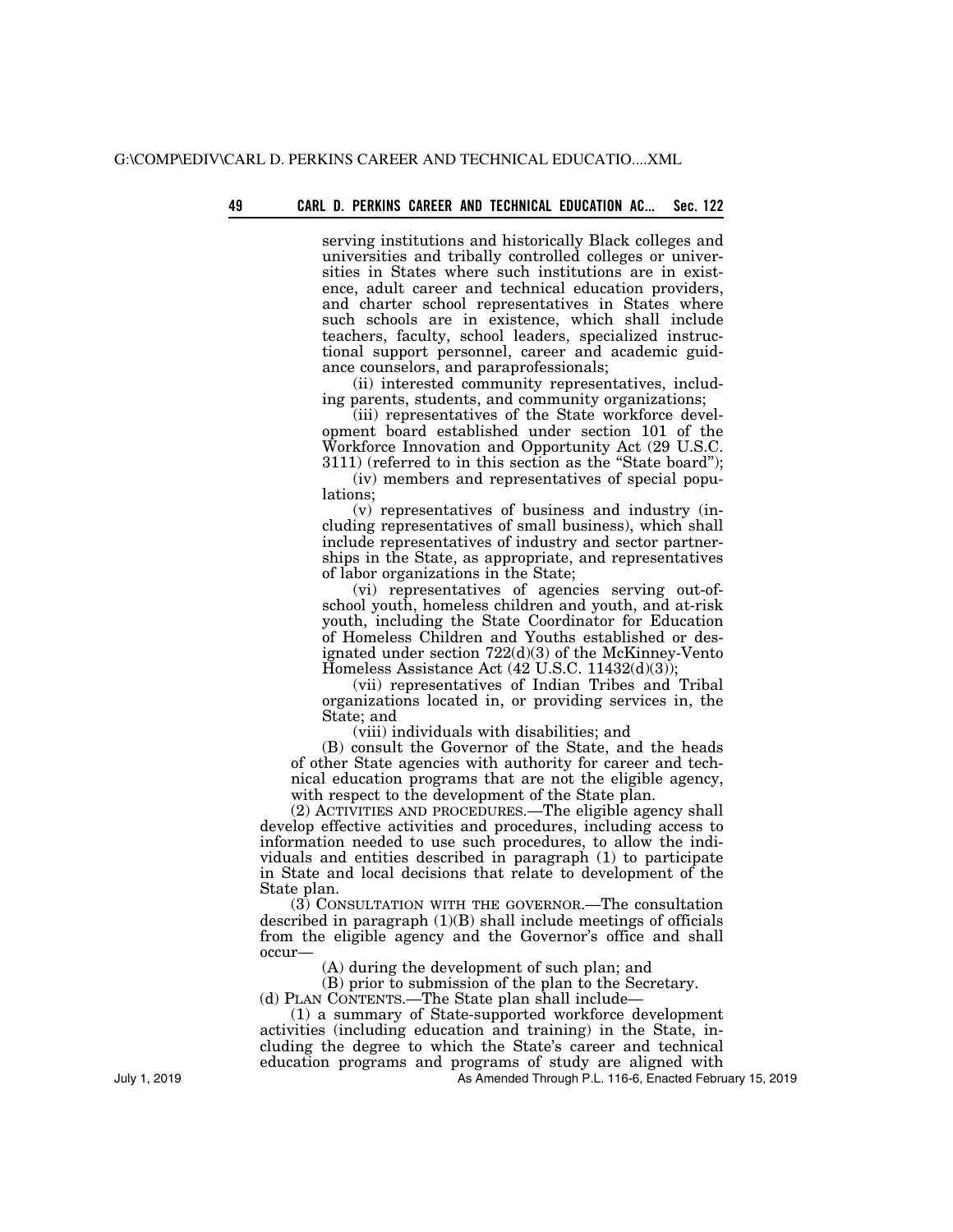serving institutions and historically Black colleges and universities and tribally controlled colleges or universities in States where such institutions are in existence, adult career and technical education providers, and charter school representatives in States where such schools are in existence, which shall include teachers, faculty, school leaders, specialized instructional support personnel, career and academic guidance counselors, and paraprofessionals;

(ii) interested community representatives, including parents, students, and community organizations;

(iii) representatives of the State workforce development board established under section 101 of the Workforce Innovation and Opportunity Act (29 U.S.C. 3111) (referred to in this section as the "State board");

(iv) members and representatives of special populations;

(v) representatives of business and industry (including representatives of small business), which shall include representatives of industry and sector partnerships in the State, as appropriate, and representatives of labor organizations in the State;

(vi) representatives of agencies serving out-of-school youth, homeless children and youth, and at-risk youth, including the State Coordinator for Education of Homeless Children and Youths established or designated under section 722(d)(3) of the McKinney-Vento Homeless Assistance Act (42 U.S.C. 11432(d)(3));

(vii) representatives of Indian Tribes and Tribal organizations located in, or providing services in, the State; and

(viii) individuals with disabilities; and

(B) consult the Governor of the State, and the heads of other State agencies with authority for career and technical education programs that are not the eligible agency, with respect to the development of the State plan.

(2) ACTIVITIES AND PROCEDURES.—The eligible agency shall develop effective activities and procedures, including access to information needed to use such procedures, to allow the individuals and entities described in paragraph (1) to participate in State and local decisions that relate to development of the State plan.

(3) CONSULTATION WITH THE GOVERNOR.—The consultation described in paragraph (1)(B) shall include meetings of officials from the eligible agency and the Governor's office and shall occur—

(A) during the development of such plan; and

(B) prior to submission of the plan to the Secretary.

(d) PLAN CONTENTS.—The State plan shall include—

(1) a summary of State-supported workforce development activities (including education and training) in the State, including the degree to which the State's career and technical education programs and programs of study are aligned with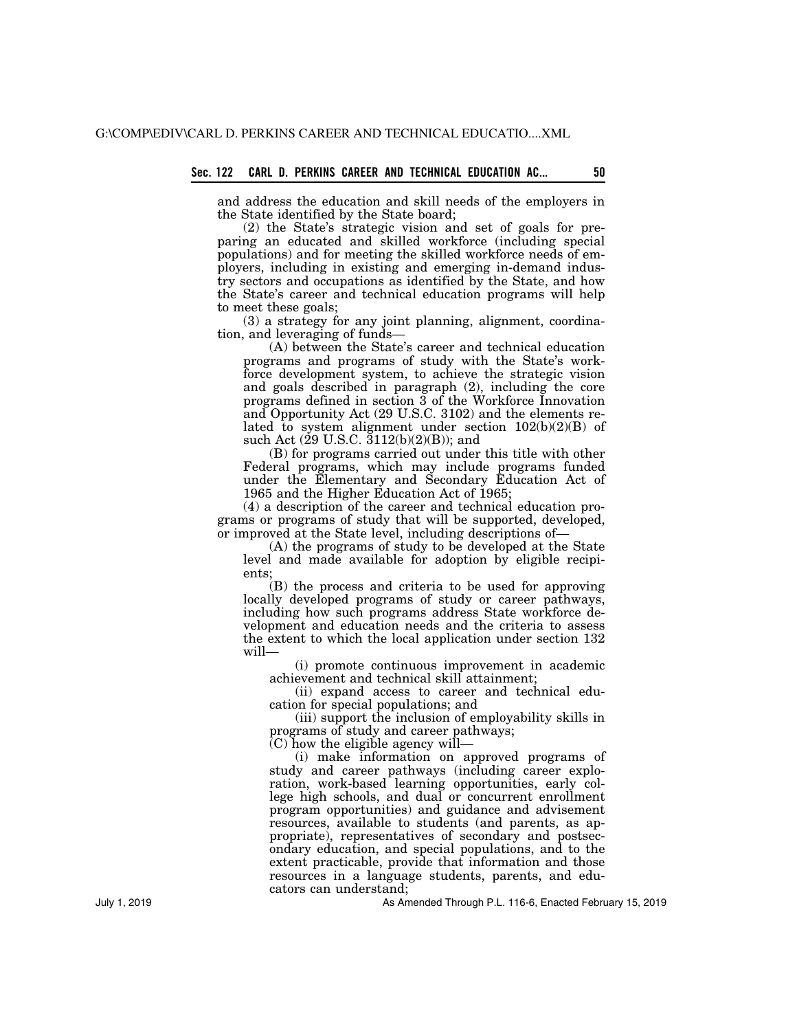and address the education and skill needs of the employers in the State identified by the State board;

(2) the State's strategic vision and set of goals for preparing an educated and skilled workforce (including special populations) and for meeting the skilled workforce needs of employers, including in existing and emerging in-demand industry sectors and occupations as identified by the State, and how the State's career and technical education programs will help to meet these goals;

(3) a strategy for any joint planning, alignment, coordination, and leveraging of funds—

(A) between the State's career and technical education programs and programs of study with the State's workforce development system, to achieve the strategic vision and goals described in paragraph (2), including the core programs defined in section 3 of the Workforce Innovation and Opportunity Act (29 U.S.C. 3102) and the elements related to system alignment under section 102(b)(2)(B) of such Act (29 U.S.C. 3112(b)(2)(B)); and

(B) for programs carried out under this title with other Federal programs, which may include programs funded under the Elementary and Secondary Education Act of 1965 and the Higher Education Act of 1965;

(4) a description of the career and technical education programs or programs of study that will be supported, developed, or improved at the State level, including descriptions of—

(A) the programs of study to be developed at the State level and made available for adoption by eligible recipients;

(B) the process and criteria to be used for approving locally developed programs of study or career pathways, including how such programs address State workforce development and education needs and the criteria to assess the extent to which the local application under section 132 will—

(i) promote continuous improvement in academic achievement and technical skill attainment;

(ii) expand access to career and technical education for special populations; and

(iii) support the inclusion of employability skills in programs of study and career pathways;

(C) how the eligible agency will—

(i) make information on approved programs of study and career pathways (including career exploration, work-based learning opportunities, early college high schools, and dual or concurrent enrollment program opportunities) and guidance and advisement resources, available to students (and parents, as appropriate), representatives of secondary and postsecondary education, and special populations, and to the extent practicable, provide that information and those resources in a language students, parents, and educators can understand;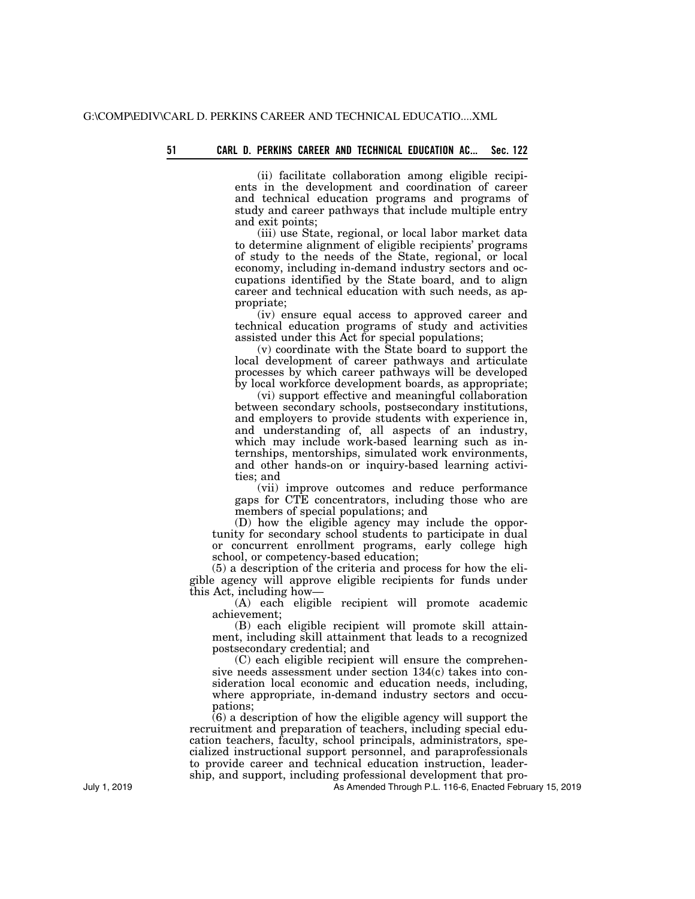(ii) facilitate collaboration among eligible recipients in the development and coordination of career and technical education programs and programs of study and career pathways that include multiple entry and exit points;

(iii) use State, regional, or local labor market data to determine alignment of eligible recipients' programs of study to the needs of the State, regional, or local economy, including in-demand industry sectors and occupations identified by the State board, and to align career and technical education with such needs, as appropriate;

(iv) ensure equal access to approved career and technical education programs of study and activities assisted under this Act for special populations;

(v) coordinate with the State board to support the local development of career pathways and articulate processes by which career pathways will be developed by local workforce development boards, as appropriate;

(vi) support effective and meaningful collaboration between secondary schools, postsecondary institutions, and employers to provide students with experience in, and understanding of, all aspects of an industry, which may include work-based learning such as internships, mentorships, simulated work environments, and other hands-on or inquiry-based learning activities; and

(vii) improve outcomes and reduce performance gaps for CTE concentrators, including those who are members of special populations; and

(D) how the eligible agency may include the opportunity for secondary school students to participate in dual or concurrent enrollment programs, early college high school, or competency-based education;

(5) a description of the criteria and process for how the eligible agency will approve eligible recipients for funds under this Act, including how—

(A) each eligible recipient will promote academic achievement;

(B) each eligible recipient will promote skill attainment, including skill attainment that leads to a recognized postsecondary credential; and

(C) each eligible recipient will ensure the comprehensive needs assessment under section 134(c) takes into consideration local economic and education needs, including, where appropriate, in-demand industry sectors and occupations;

(6) a description of how the eligible agency will support the recruitment and preparation of teachers, including special education teachers, faculty, school principals, administrators, specialized instructional support personnel, and paraprofessionals to provide career and technical education instruction, leadership, and support, including professional development that pro-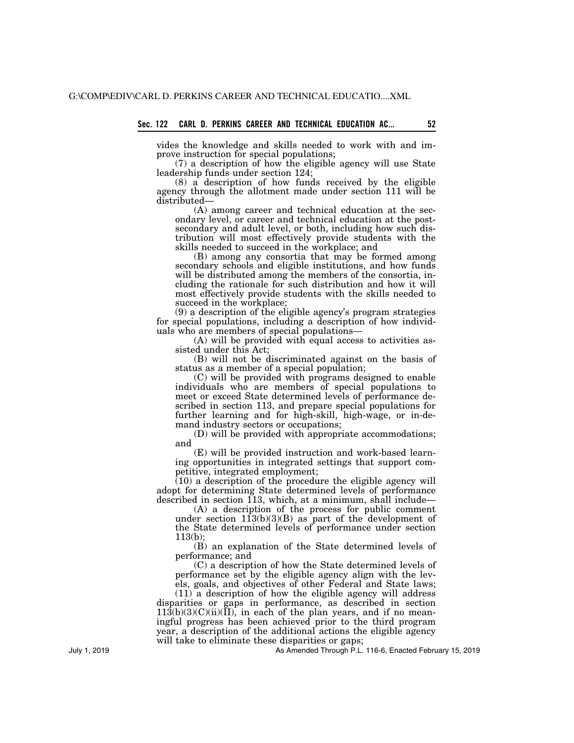vides the knowledge and skills needed to work with and improve instruction for special populations;

(7) a description of how the eligible agency will use State leadership funds under section 124;

(8) a description of how funds received by the eligible agency through the allotment made under section 111 will be distributed—

(A) among career and technical education at the secondary level, or career and technical education at the postsecondary and adult level, or both, including how such distribution will most effectively provide students with the skills needed to succeed in the workplace; and

(B) among any consortia that may be formed among secondary schools and eligible institutions, and how funds will be distributed among the members of the consortia, including the rationale for such distribution and how it will most effectively provide students with the skills needed to succeed in the workplace;

(9) a description of the eligible agency's program strategies for special populations, including a description of how individuals who are members of special populations—

(A) will be provided with equal access to activities assisted under this Act;

(B) will not be discriminated against on the basis of status as a member of a special population;

(C) will be provided with programs designed to enable individuals who are members of special populations to meet or exceed State determined levels of performance described in section 113, and prepare special populations for further learning and for high-skill, high-wage, or in-demand industry sectors or occupations;

(D) will be provided with appropriate accommodations; and

(E) will be provided instruction and work-based learning opportunities in integrated settings that support competitive, integrated employment;

(10) a description of the procedure the eligible agency will adopt for determining State determined levels of performance described in section 113, which, at a minimum, shall include—

(A) a description of the process for public comment under section 113(b)(3)(B) as part of the development of the State determined levels of performance under section 113(b);

(B) an explanation of the State determined levels of performance; and

(C) a description of how the State determined levels of performance set by the eligible agency align with the levels, goals, and objectives of other Federal and State laws;

(11) a description of how the eligible agency will address disparities or gaps in performance, as described in section 113(b)(3)(C)(ii)(II), in each of the plan years, and if no meaningful progress has been achieved prior to the third program year, a description of the additional actions the eligible agency will take to eliminate these disparities or gaps;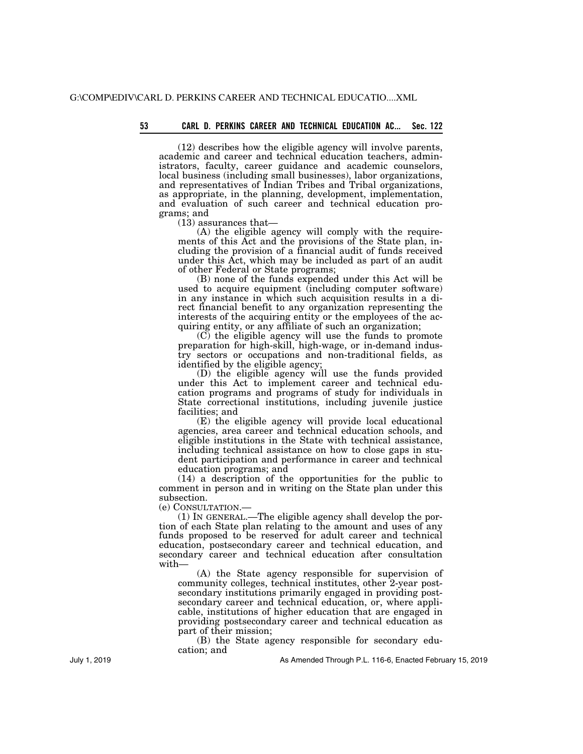(12) describes how the eligible agency will involve parents, academic and career and technical education teachers, administrators, faculty, career guidance and academic counselors, local business (including small businesses), labor organizations, and representatives of Indian Tribes and Tribal organizations, as appropriate, in the planning, development, implementation, and evaluation of such career and technical education programs; and

(13) assurances that—

(A) the eligible agency will comply with the requirements of this Act and the provisions of the State plan, including the provision of a financial audit of funds received under this Act, which may be included as part of an audit of other Federal or State programs;

(B) none of the funds expended under this Act will be used to acquire equipment (including computer software) in any instance in which such acquisition results in a direct financial benefit to any organization representing the interests of the acquiring entity or the employees of the acquiring entity, or any affiliate of such an organization;

(C) the eligible agency will use the funds to promote preparation for high-skill, high-wage, or in-demand industry sectors or occupations and non-traditional fields, as identified by the eligible agency;

(D) the eligible agency will use the funds provided under this Act to implement career and technical education programs and programs of study for individuals in State correctional institutions, including juvenile justice facilities; and

(E) the eligible agency will provide local educational agencies, area career and technical education schools, and eligible institutions in the State with technical assistance, including technical assistance on how to close gaps in student participation and performance in career and technical education programs; and

(14) a description of the opportunities for the public to comment in person and in writing on the State plan under this subsection.

(e) CONSULTATION.—

(1) IN GENERAL.—The eligible agency shall develop the portion of each State plan relating to the amount and uses of any funds proposed to be reserved for adult career and technical education, postsecondary career and technical education, and secondary career and technical education after consultation with—

(A) the State agency responsible for supervision of community colleges, technical institutes, other 2-year postsecondary institutions primarily engaged in providing postsecondary career and technical education, or, where applicable, institutions of higher education that are engaged in providing postsecondary career and technical education as part of their mission;

(B) the State agency responsible for secondary education; and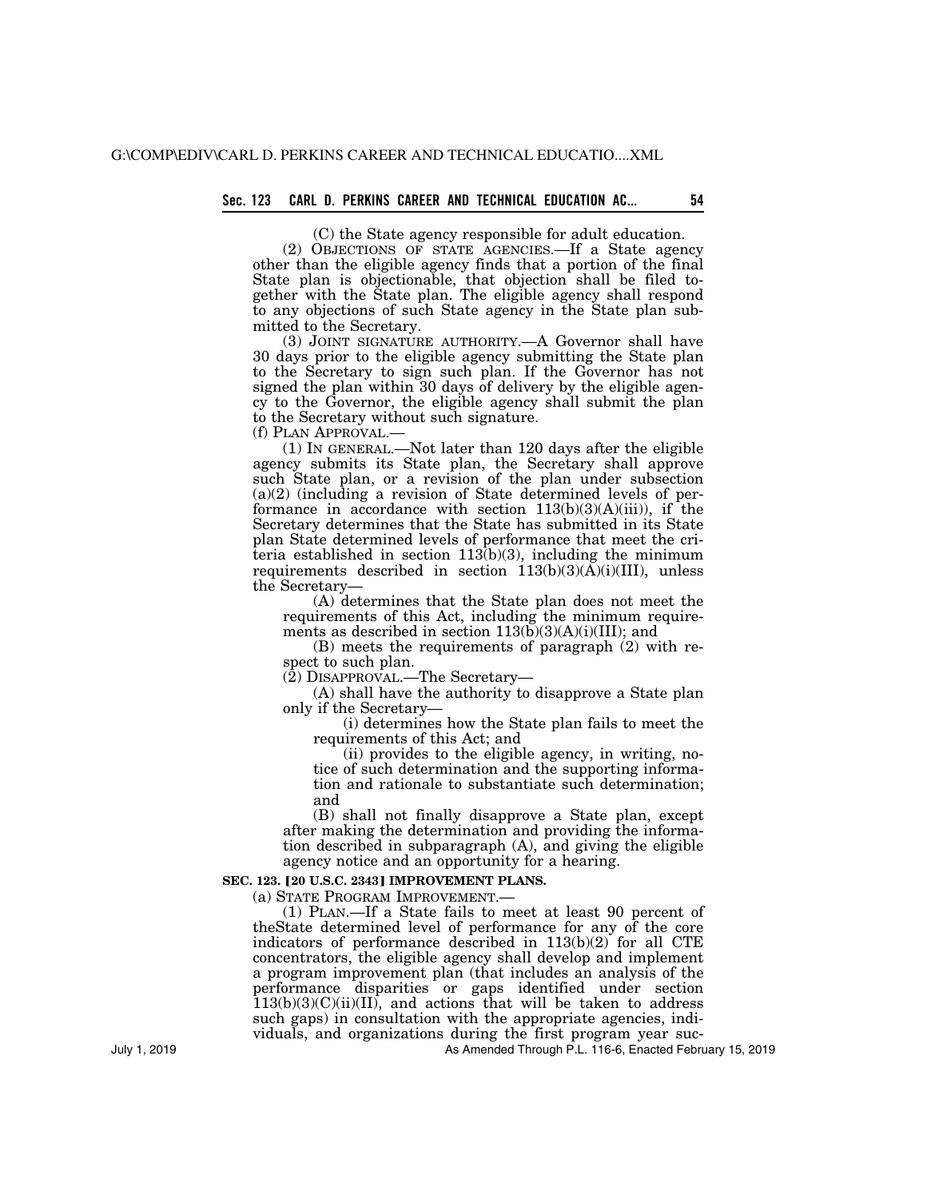(C) the State agency responsible for adult education.

(2) OBJECTIONS OF STATE AGENCIES.—If a State agency other than the eligible agency finds that a portion of the final State plan is objectionable, that objection shall be filed together with the State plan. The eligible agency shall respond to any objections of such State agency in the State plan submitted to the Secretary.

(3) JOINT SIGNATURE AUTHORITY.—A Governor shall have 30 days prior to the eligible agency submitting the State plan to the Secretary to sign such plan. If the Governor has not signed the plan within 30 days of delivery by the eligible agency to the Governor, the eligible agency shall submit the plan to the Secretary without such signature.

(f) PLAN APPROVAL.—

(1) IN GENERAL.—Not later than 120 days after the eligible agency submits its State plan, the Secretary shall approve such State plan, or a revision of the plan under subsection (a)(2) (including a revision of State determined levels of performance in accordance with section 113(b)(3)(A)(iii)), if the Secretary determines that the State has submitted in its State plan State determined levels of performance that meet the criteria established in section 113(b)(3), including the minimum requirements described in section 113(b)(3)(A)(i)(III), unless the Secretary—

(A) determines that the State plan does not meet the requirements of this Act, including the minimum requirements as described in section 113(b)(3)(A)(i)(III); and

(B) meets the requirements of paragraph (2) with respect to such plan.

(2) DISAPPROVAL.—The Secretary—

(A) shall have the authority to disapprove a State plan only if the Secretary—

(i) determines how the State plan fails to meet the requirements of this Act; and

(ii) provides to the eligible agency, in writing, notice of such determination and the supporting information and rationale to substantiate such determination; and

(B) shall not finally disapprove a State plan, except after making the determination and providing the information described in subparagraph (A), and giving the eligible agency notice and an opportunity for a hearing.

**SEC. 123. [20 U.S.C. 2343] IMPROVEMENT PLANS.**

(a) STATE PROGRAM IMPROVEMENT.—

(1) PLAN.—If a State fails to meet at least 90 percent of theState determined level of performance for any of the core indicators of performance described in 113(b)(2) for all CTE concentrators, the eligible agency shall develop and implement a program improvement plan (that includes an analysis of the performance disparities or gaps identified under section 113(b)(3)(C)(ii)(II), and actions that will be taken to address such gaps) in consultation with the appropriate agencies, individuals, and organizations during the first program year suc-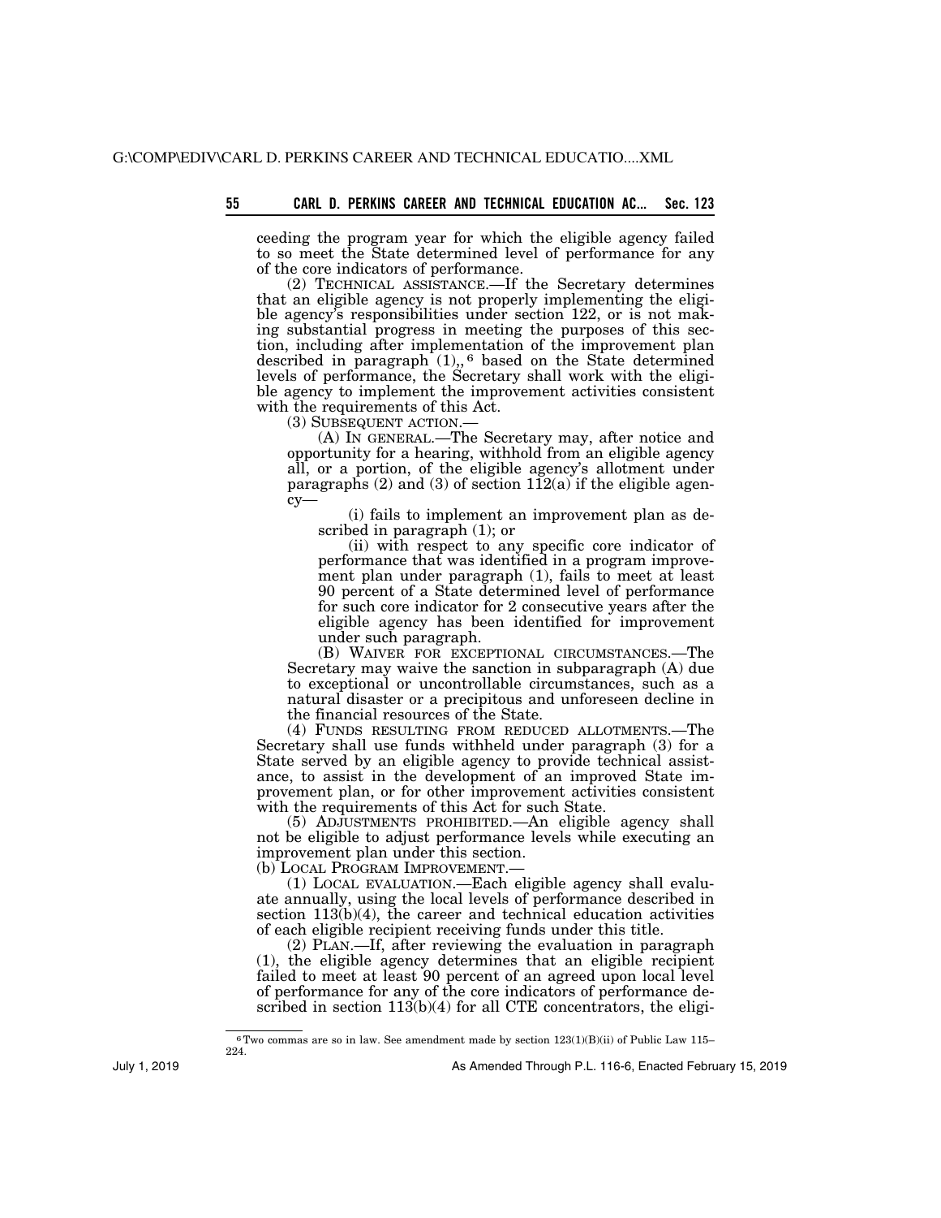ceeding the program year for which the eligible agency failed to so meet the State determined level of performance for any of the core indicators of performance.

(2) TECHNICAL ASSISTANCE.—If the Secretary determines that an eligible agency is not properly implementing the eligible agency's responsibilities under section 122, or is not making substantial progress in meeting the purposes of this section, including after implementation of the improvement plan described in paragraph (1),, [6] based on the State determined levels of performance, the Secretary shall work with the eligible agency to implement the improvement activities consistent with the requirements of this Act.

(3) SUBSEQUENT ACTION.—

(A) IN GENERAL.—The Secretary may, after notice and opportunity for a hearing, withhold from an eligible agency all, or a portion, of the eligible agency's allotment under paragraphs (2) and (3) of section 112(a) if the eligible agency—

(i) fails to implement an improvement plan as described in paragraph (1); or

(ii) with respect to any specific core indicator of performance that was identified in a program improvement plan under paragraph (1), fails to meet at least 90 percent of a State determined level of performance for such core indicator for 2 consecutive years after the eligible agency has been identified for improvement under such paragraph.

(B) WAIVER FOR EXCEPTIONAL CIRCUMSTANCES.—The Secretary may waive the sanction in subparagraph (A) due to exceptional or uncontrollable circumstances, such as a natural disaster or a precipitous and unforeseen decline in the financial resources of the State.

(4) FUNDS RESULTING FROM REDUCED ALLOTMENTS.—The Secretary shall use funds withheld under paragraph (3) for a State served by an eligible agency to provide technical assistance, to assist in the development of an improved State improvement plan, or for other improvement activities consistent with the requirements of this Act for such State.

(5) ADJUSTMENTS PROHIBITED.—An eligible agency shall not be eligible to adjust performance levels while executing an improvement plan under this section.

(b) LOCAL PROGRAM IMPROVEMENT.—

(1) LOCAL EVALUATION.—Each eligible agency shall evaluate annually, using the local levels of performance described in section 113(b)(4), the career and technical education activities of each eligible recipient receiving funds under this title.

(2) PLAN.—If, after reviewing the evaluation in paragraph (1), the eligible agency determines that an eligible recipient failed to meet at least 90 percent of an agreed upon local level of performance for any of the core indicators of performance described in section 113(b)(4) for all CTE concentrators, the eligi-

[6] Two commas are so in law. See amendment made by section 123(1)(B)(ii) of Public Law 115–224.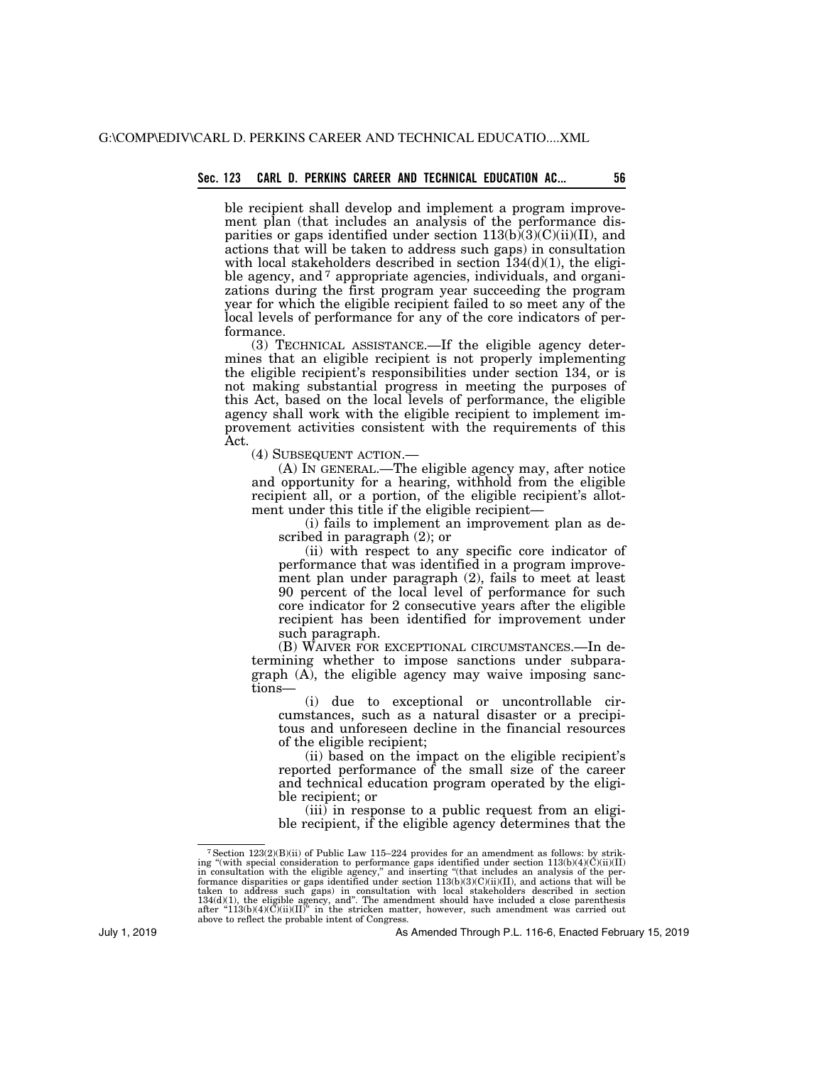ble recipient shall develop and implement a program improvement plan (that includes an analysis of the performance disparities or gaps identified under section 113(b)(3)(C)(ii)(II), and actions that will be taken to address such gaps) in consultation with local stakeholders described in section 134(d)(1), the eligible agency, and [7] appropriate agencies, individuals, and organizations during the first program year succeeding the program year for which the eligible recipient failed to so meet any of the local levels of performance for any of the core indicators of performance.

(3) TECHNICAL ASSISTANCE.—If the eligible agency determines that an eligible recipient is not properly implementing the eligible recipient's responsibilities under section 134, or is not making substantial progress in meeting the purposes of this Act, based on the local levels of performance, the eligible agency shall work with the eligible recipient to implement improvement activities consistent with the requirements of this Act.

(4) SUBSEQUENT ACTION.—

(A) IN GENERAL.—The eligible agency may, after notice and opportunity for a hearing, withhold from the eligible recipient all, or a portion, of the eligible recipient's allotment under this title if the eligible recipient—

(i) fails to implement an improvement plan as described in paragraph (2); or

(ii) with respect to any specific core indicator of performance that was identified in a program improvement plan under paragraph (2), fails to meet at least 90 percent of the local level of performance for such core indicator for 2 consecutive years after the eligible recipient has been identified for improvement under such paragraph.

(B) WAIVER FOR EXCEPTIONAL CIRCUMSTANCES.—In determining whether to impose sanctions under subparagraph (A), the eligible agency may waive imposing sanctions—

(i) due to exceptional or uncontrollable circumstances, such as a natural disaster or a precipitous and unforeseen decline in the financial resources of the eligible recipient;

(ii) based on the impact on the eligible recipient's reported performance of the small size of the career and technical education program operated by the eligible recipient; or

(iii) in response to a public request from an eligible recipient, if the eligible agency determines that the

---

[7] Section 123(2)(B)(ii) of Public Law 115–224 provides for an amendment as follows: by striking "(with special consideration to performance gaps identified under section 113(b)(4)(C)(ii)(II) in consultation with the eligible agency," and inserting "(that includes an analysis of the performance disparities or gaps identified under section 113(b)(3)(C)(ii)(II), and actions that will be taken to address such gaps) in consultation with local stakeholders described in section 134(d)(1), the eligible agency, and". The amendment should have included a close parenthesis after "113(b)(4)(C)(ii)(II)" in the stricken matter, however, such amendment was carried out above to reflect the probable intent of Congress.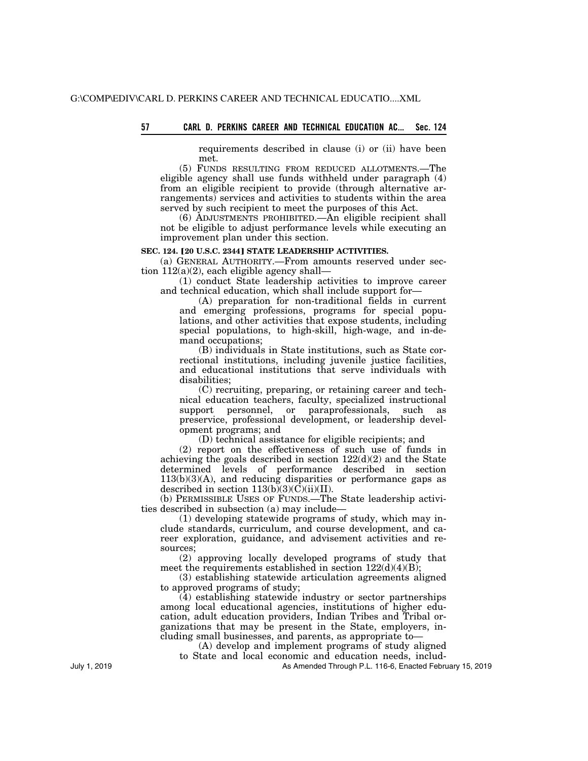requirements described in clause (i) or (ii) have been met.

(5) FUNDS RESULTING FROM REDUCED ALLOTMENTS.—The eligible agency shall use funds withheld under paragraph (4) from an eligible recipient to provide (through alternative arrangements) services and activities to students within the area served by such recipient to meet the purposes of this Act.

(6) ADJUSTMENTS PROHIBITED.—An eligible recipient shall not be eligible to adjust performance levels while executing an improvement plan under this section.

**SEC. 124. [20 U.S.C. 2344] STATE LEADERSHIP ACTIVITIES.**

(a) GENERAL AUTHORITY.—From amounts reserved under section 112(a)(2), each eligible agency shall—

(1) conduct State leadership activities to improve career and technical education, which shall include support for—

(A) preparation for non-traditional fields in current and emerging professions, programs for special populations, and other activities that expose students, including special populations, to high-skill, high-wage, and in-demand occupations;

(B) individuals in State institutions, such as State correctional institutions, including juvenile justice facilities, and educational institutions that serve individuals with disabilities;

(C) recruiting, preparing, or retaining career and technical education teachers, faculty, specialized instructional support personnel, or paraprofessionals, such as preservice, professional development, or leadership development programs; and

(D) technical assistance for eligible recipients; and

(2) report on the effectiveness of such use of funds in achieving the goals described in section 122(d)(2) and the State determined levels of performance described in section 113(b)(3)(A), and reducing disparities or performance gaps as described in section 113(b)(3)(C)(ii)(II).

(b) PERMISSIBLE USES OF FUNDS.—The State leadership activities described in subsection (a) may include—

(1) developing statewide programs of study, which may include standards, curriculum, and course development, and career exploration, guidance, and advisement activities and resources;

(2) approving locally developed programs of study that meet the requirements established in section 122(d)(4)(B);

(3) establishing statewide articulation agreements aligned to approved programs of study;

(4) establishing statewide industry or sector partnerships among local educational agencies, institutions of higher education, adult education providers, Indian Tribes and Tribal organizations that may be present in the State, employers, including small businesses, and parents, as appropriate to—

(A) develop and implement programs of study aligned to State and local economic and education needs, includ-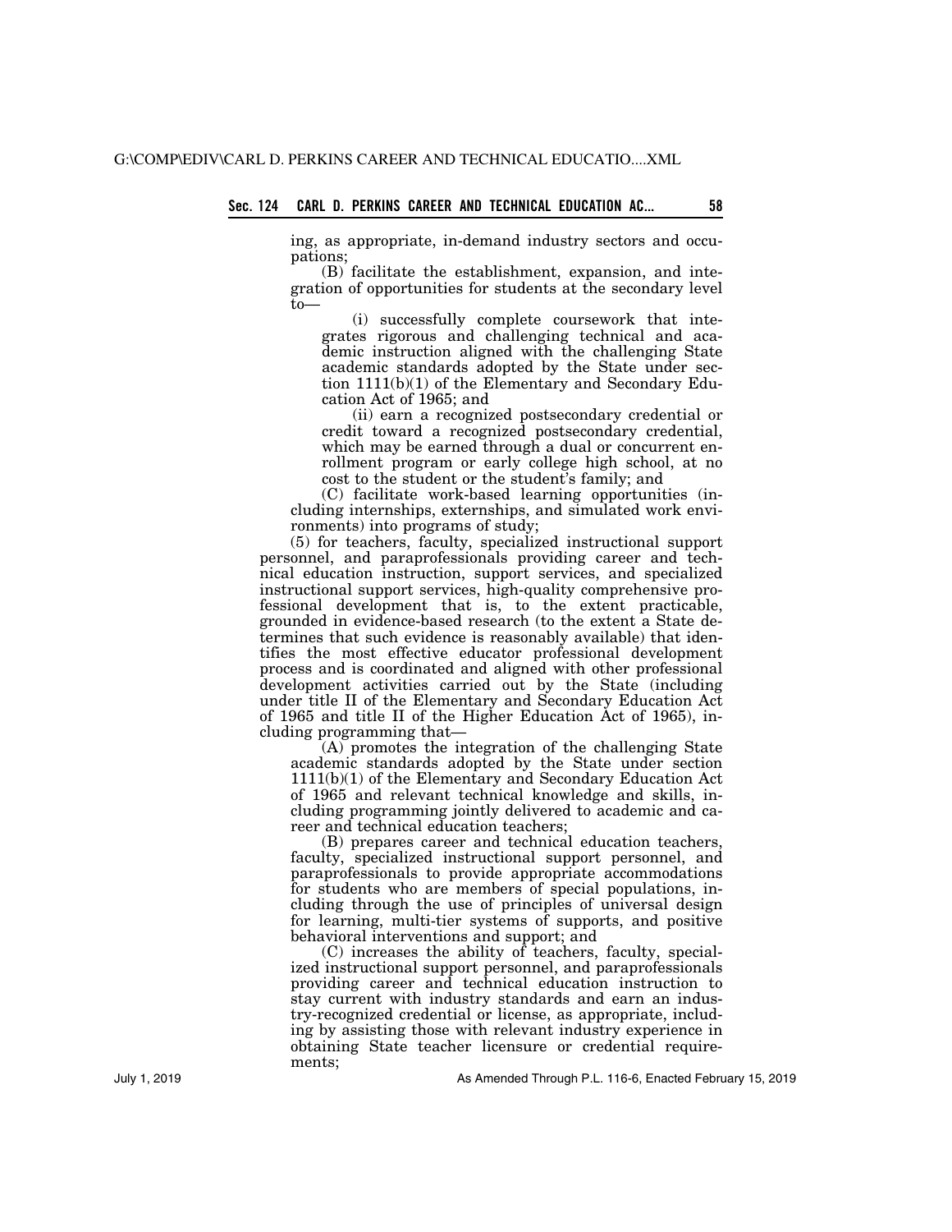ing, as appropriate, in-demand industry sectors and occupations;

(B) facilitate the establishment, expansion, and integration of opportunities for students at the secondary level to—

(i) successfully complete coursework that integrates rigorous and challenging technical and academic instruction aligned with the challenging State academic standards adopted by the State under section 1111(b)(1) of the Elementary and Secondary Education Act of 1965; and

(ii) earn a recognized postsecondary credential or credit toward a recognized postsecondary credential, which may be earned through a dual or concurrent enrollment program or early college high school, at no cost to the student or the student's family; and

(C) facilitate work-based learning opportunities (including internships, externships, and simulated work environments) into programs of study;

(5) for teachers, faculty, specialized instructional support personnel, and paraprofessionals providing career and technical education instruction, support services, and specialized instructional support services, high-quality comprehensive professional development that is, to the extent practicable, grounded in evidence-based research (to the extent a State determines that such evidence is reasonably available) that identifies the most effective educator professional development process and is coordinated and aligned with other professional development activities carried out by the State (including under title II of the Elementary and Secondary Education Act of 1965 and title II of the Higher Education Act of 1965), including programming that—

(A) promotes the integration of the challenging State academic standards adopted by the State under section 1111(b)(1) of the Elementary and Secondary Education Act of 1965 and relevant technical knowledge and skills, including programming jointly delivered to academic and career and technical education teachers;

(B) prepares career and technical education teachers, faculty, specialized instructional support personnel, and paraprofessionals to provide appropriate accommodations for students who are members of special populations, including through the use of principles of universal design for learning, multi-tier systems of supports, and positive behavioral interventions and support; and

(C) increases the ability of teachers, faculty, specialized instructional support personnel, and paraprofessionals providing career and technical education instruction to stay current with industry standards and earn an industry-recognized credential or license, as appropriate, including by assisting those with relevant industry experience in obtaining State teacher licensure or credential requirements;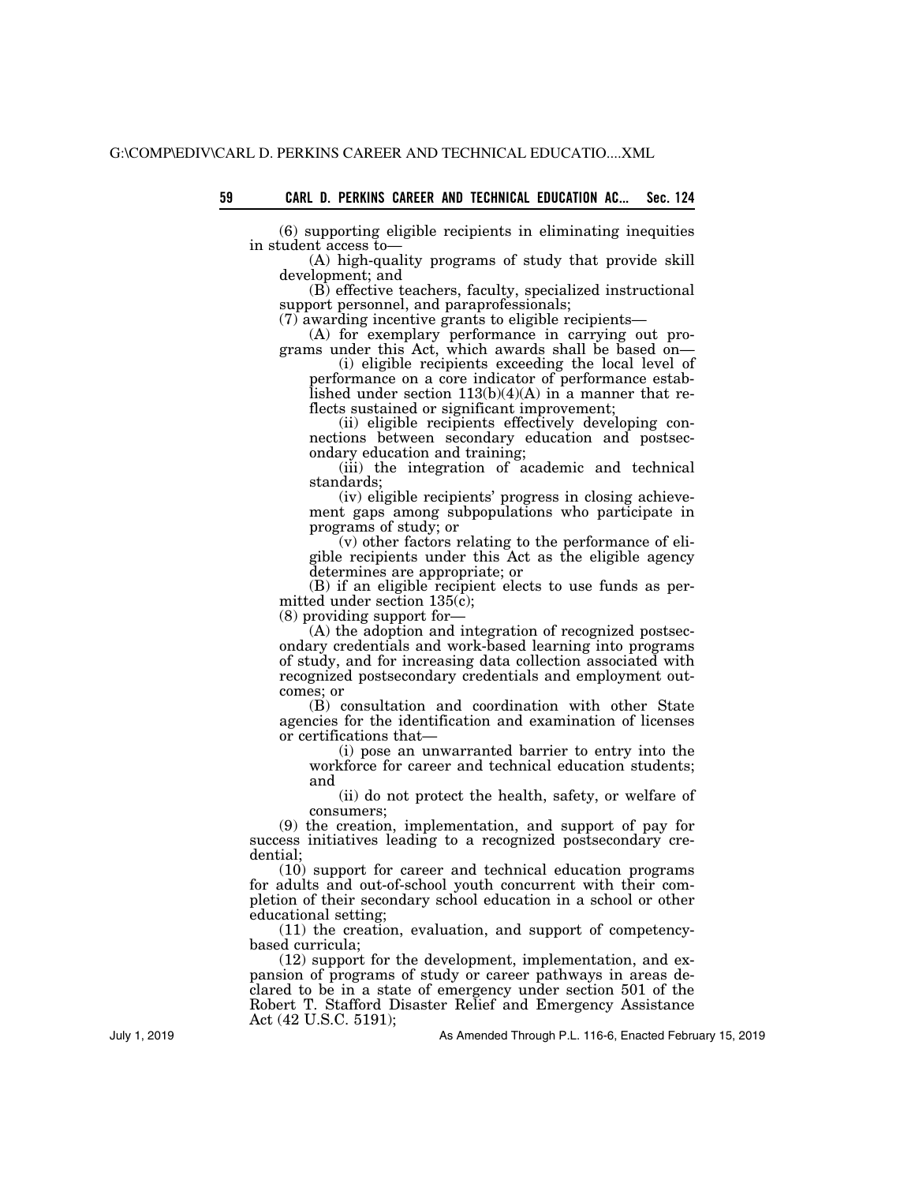(6) supporting eligible recipients in eliminating inequities in student access to—

(A) high-quality programs of study that provide skill development; and

(B) effective teachers, faculty, specialized instructional support personnel, and paraprofessionals;

(7) awarding incentive grants to eligible recipients—

(A) for exemplary performance in carrying out programs under this Act, which awards shall be based on—

(i) eligible recipients exceeding the local level of performance on a core indicator of performance established under section 113(b)(4)(A) in a manner that reflects sustained or significant improvement;

(ii) eligible recipients effectively developing connections between secondary education and postsecondary education and training;

(iii) the integration of academic and technical standards;

(iv) eligible recipients' progress in closing achievement gaps among subpopulations who participate in programs of study; or

(v) other factors relating to the performance of eligible recipients under this Act as the eligible agency determines are appropriate; or

(B) if an eligible recipient elects to use funds as permitted under section 135(c);

(8) providing support for—

(A) the adoption and integration of recognized postsecondary credentials and work-based learning into programs of study, and for increasing data collection associated with recognized postsecondary credentials and employment outcomes; or

(B) consultation and coordination with other State agencies for the identification and examination of licenses or certifications that—

(i) pose an unwarranted barrier to entry into the workforce for career and technical education students; and

(ii) do not protect the health, safety, or welfare of consumers;

(9) the creation, implementation, and support of pay for success initiatives leading to a recognized postsecondary credential;

(10) support for career and technical education programs for adults and out-of-school youth concurrent with their completion of their secondary school education in a school or other educational setting;

(11) the creation, evaluation, and support of competency-based curricula;

(12) support for the development, implementation, and expansion of programs of study or career pathways in areas declared to be in a state of emergency under section 501 of the Robert T. Stafford Disaster Relief and Emergency Assistance Act (42 U.S.C. 5191);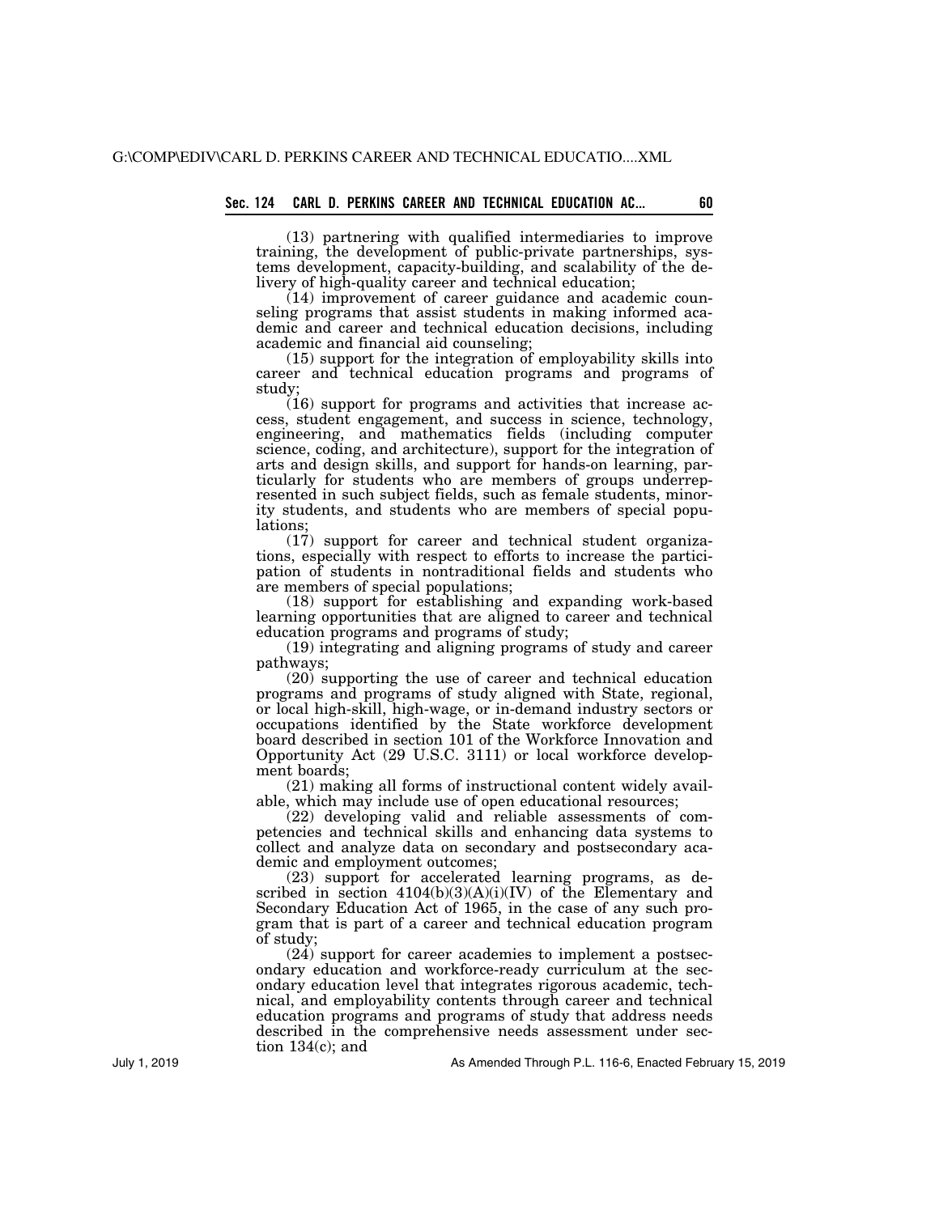(13) partnering with qualified intermediaries to improve training, the development of public-private partnerships, systems development, capacity-building, and scalability of the delivery of high-quality career and technical education;

(14) improvement of career guidance and academic counseling programs that assist students in making informed academic and career and technical education decisions, including academic and financial aid counseling;

(15) support for the integration of employability skills into career and technical education programs and programs of study;

(16) support for programs and activities that increase access, student engagement, and success in science, technology, engineering, and mathematics fields (including computer science, coding, and architecture), support for the integration of arts and design skills, and support for hands-on learning, particularly for students who are members of groups underrepresented in such subject fields, such as female students, minority students, and students who are members of special populations;

(17) support for career and technical student organizations, especially with respect to efforts to increase the participation of students in nontraditional fields and students who are members of special populations;

(18) support for establishing and expanding work-based learning opportunities that are aligned to career and technical education programs and programs of study;

(19) integrating and aligning programs of study and career pathways;

(20) supporting the use of career and technical education programs and programs of study aligned with State, regional, or local high-skill, high-wage, or in-demand industry sectors or occupations identified by the State workforce development board described in section 101 of the Workforce Innovation and Opportunity Act (29 U.S.C. 3111) or local workforce development boards;

(21) making all forms of instructional content widely available, which may include use of open educational resources;

(22) developing valid and reliable assessments of competencies and technical skills and enhancing data systems to collect and analyze data on secondary and postsecondary academic and employment outcomes;

(23) support for accelerated learning programs, as described in section 4104(b)(3)(A)(i)(IV) of the Elementary and Secondary Education Act of 1965, in the case of any such program that is part of a career and technical education program of study;

(24) support for career academies to implement a postsecondary education and workforce-ready curriculum at the secondary education level that integrates rigorous academic, technical, and employability contents through career and technical education programs and programs of study that address needs described in the comprehensive needs assessment under section 134(c); and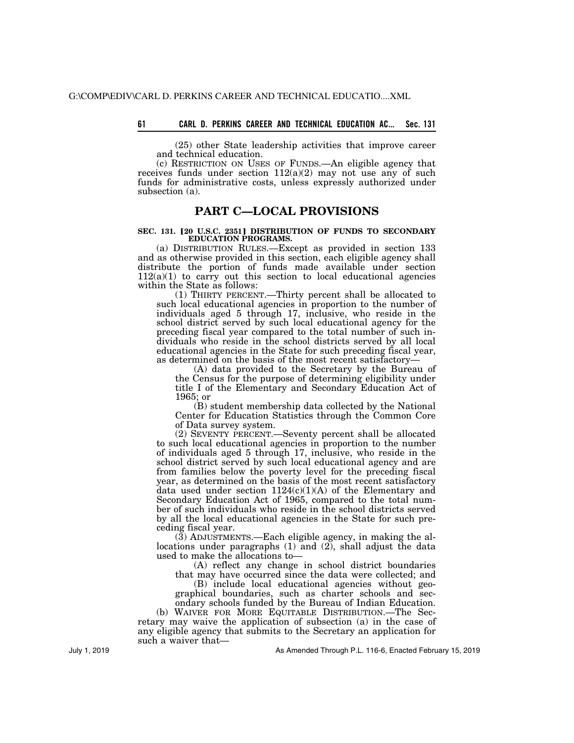(25) other State leadership activities that improve career and technical education.

(c) RESTRICTION ON USES OF FUNDS.—An eligible agency that receives funds under section 112(a)(2) may not use any of such funds for administrative costs, unless expressly authorized under subsection (a).

## PART C—LOCAL PROVISIONS

### SEC. 131. [20 U.S.C. 2351] DISTRIBUTION OF FUNDS TO SECONDARY EDUCATION PROGRAMS.

(a) DISTRIBUTION RULES.—Except as provided in section 133 and as otherwise provided in this section, each eligible agency shall distribute the portion of funds made available under section 112(a)(1) to carry out this section to local educational agencies within the State as follows:

(1) THIRTY PERCENT.—Thirty percent shall be allocated to such local educational agencies in proportion to the number of individuals aged 5 through 17, inclusive, who reside in the school district served by such local educational agency for the preceding fiscal year compared to the total number of such individuals who reside in the school districts served by all local educational agencies in the State for such preceding fiscal year, as determined on the basis of the most recent satisfactory—

(A) data provided to the Secretary by the Bureau of the Census for the purpose of determining eligibility under title I of the Elementary and Secondary Education Act of 1965; or

(B) student membership data collected by the National Center for Education Statistics through the Common Core of Data survey system.

(2) SEVENTY PERCENT.—Seventy percent shall be allocated to such local educational agencies in proportion to the number of individuals aged 5 through 17, inclusive, who reside in the school district served by such local educational agency and are from families below the poverty level for the preceding fiscal year, as determined on the basis of the most recent satisfactory data used under section 1124(c)(1)(A) of the Elementary and Secondary Education Act of 1965, compared to the total number of such individuals who reside in the school districts served by all the local educational agencies in the State for such preceding fiscal year.

(3) ADJUSTMENTS.—Each eligible agency, in making the allocations under paragraphs (1) and (2), shall adjust the data used to make the allocations to—

(A) reflect any change in school district boundaries that may have occurred since the data were collected; and

(B) include local educational agencies without geographical boundaries, such as charter schools and secondary schools funded by the Bureau of Indian Education.

(b) WAIVER FOR MORE EQUITABLE DISTRIBUTION.—The Secretary may waive the application of subsection (a) in the case of any eligible agency that submits to the Secretary an application for such a waiver that—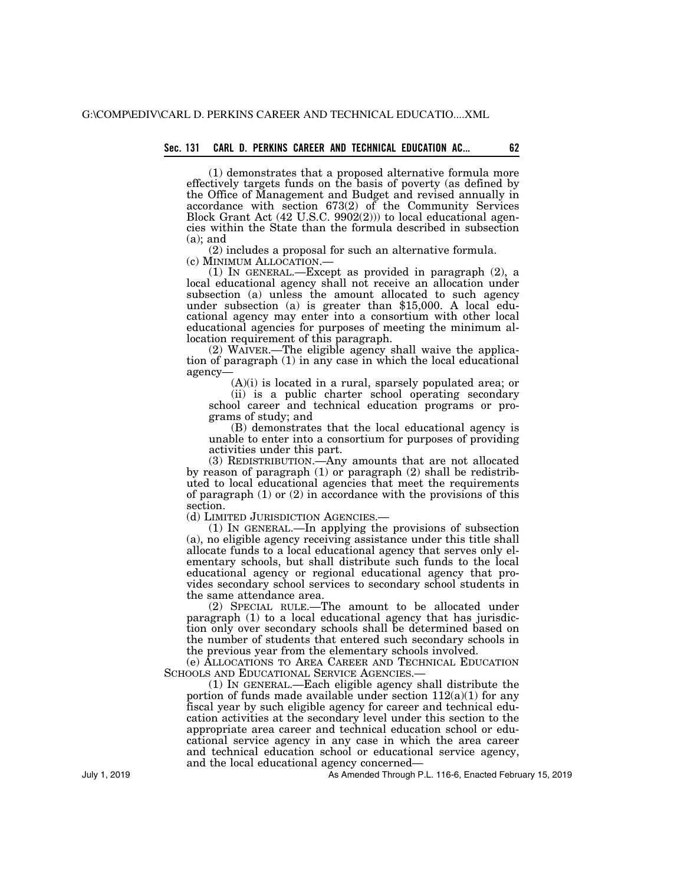(1) demonstrates that a proposed alternative formula more effectively targets funds on the basis of poverty (as defined by the Office of Management and Budget and revised annually in accordance with section 673(2) of the Community Services Block Grant Act (42 U.S.C. 9902(2))) to local educational agencies within the State than the formula described in subsection (a); and

(2) includes a proposal for such an alternative formula.

(c) MINIMUM ALLOCATION.—

(1) IN GENERAL.—Except as provided in paragraph (2), a local educational agency shall not receive an allocation under subsection (a) unless the amount allocated to such agency under subsection (a) is greater than $15,000. A local educational agency may enter into a consortium with other local educational agencies for purposes of meeting the minimum allocation requirement of this paragraph.

(2) WAIVER.—The eligible agency shall waive the application of paragraph (1) in any case in which the local educational agency—

(A)(i) is located in a rural, sparsely populated area; or

(ii) is a public charter school operating secondary school career and technical education programs or programs of study; and

(B) demonstrates that the local educational agency is unable to enter into a consortium for purposes of providing activities under this part.

(3) REDISTRIBUTION.—Any amounts that are not allocated by reason of paragraph (1) or paragraph (2) shall be redistributed to local educational agencies that meet the requirements of paragraph (1) or (2) in accordance with the provisions of this section.

(d) LIMITED JURISDICTION AGENCIES.—

(1) IN GENERAL.—In applying the provisions of subsection (a), no eligible agency receiving assistance under this title shall allocate funds to a local educational agency that serves only elementary schools, but shall distribute such funds to the local educational agency or regional educational agency that provides secondary school services to secondary school students in the same attendance area.

(2) SPECIAL RULE.—The amount to be allocated under paragraph (1) to a local educational agency that has jurisdiction only over secondary schools shall be determined based on the number of students that entered such secondary schools in the previous year from the elementary schools involved.

(e) ALLOCATIONS TO AREA CAREER AND TECHNICAL EDUCATION SCHOOLS AND EDUCATIONAL SERVICE AGENCIES.—

(1) IN GENERAL.—Each eligible agency shall distribute the portion of funds made available under section 112(a)(1) for any fiscal year by such eligible agency for career and technical education activities at the secondary level under this section to the appropriate area career and technical education school or educational service agency in any case in which the area career and technical education school or educational service agency, and the local educational agency concerned—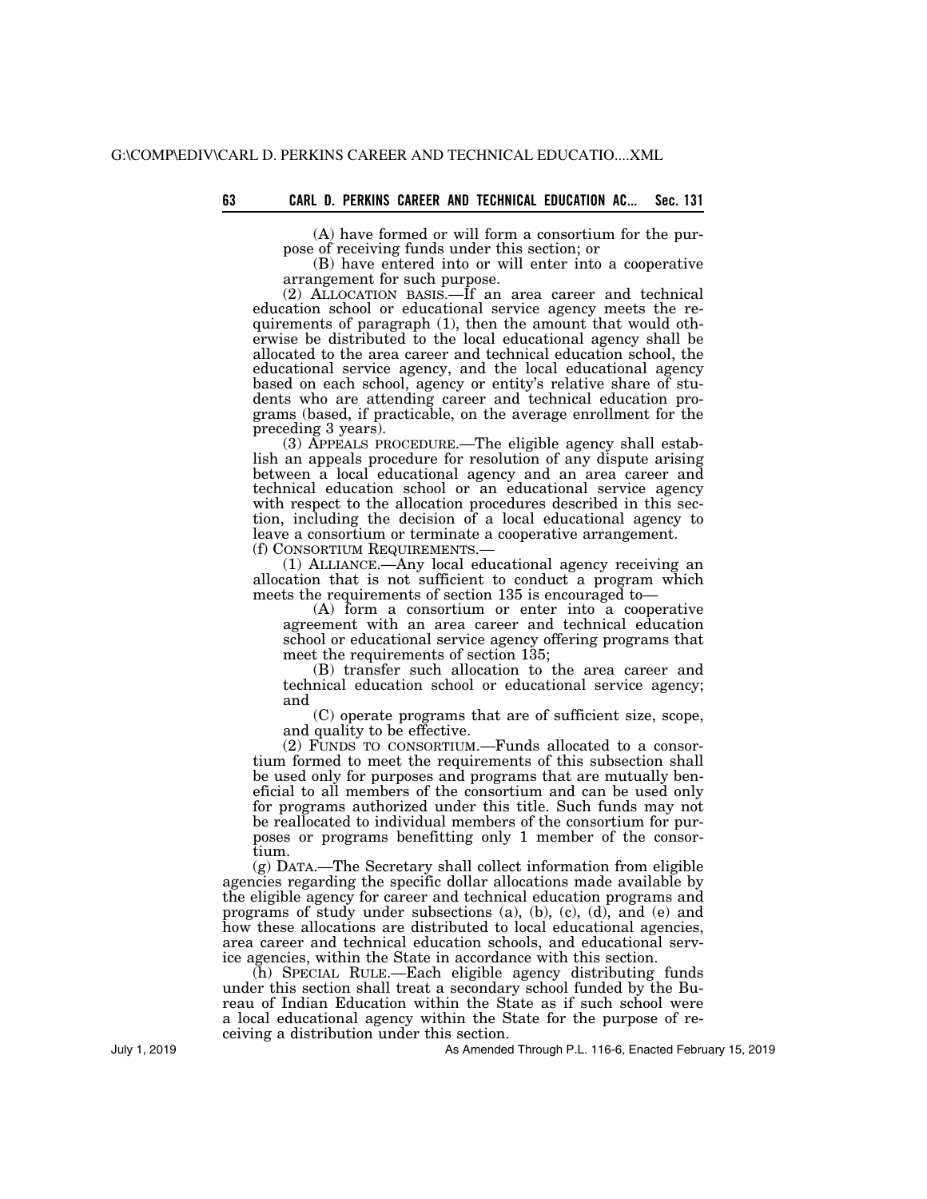(A) have formed or will form a consortium for the purpose of receiving funds under this section; or

(B) have entered into or will enter into a cooperative arrangement for such purpose.

(2) ALLOCATION BASIS.—If an area career and technical education school or educational service agency meets the requirements of paragraph (1), then the amount that would otherwise be distributed to the local educational agency shall be allocated to the area career and technical education school, the educational service agency, and the local educational agency based on each school, agency or entity's relative share of students who are attending career and technical education programs (based, if practicable, on the average enrollment for the preceding 3 years).

(3) APPEALS PROCEDURE.—The eligible agency shall establish an appeals procedure for resolution of any dispute arising between a local educational agency and an area career and technical education school or an educational service agency with respect to the allocation procedures described in this section, including the decision of a local educational agency to leave a consortium or terminate a cooperative arrangement.

(f) CONSORTIUM REQUIREMENTS.—

(1) ALLIANCE.—Any local educational agency receiving an allocation that is not sufficient to conduct a program which meets the requirements of section 135 is encouraged to—

(A) form a consortium or enter into a cooperative agreement with an area career and technical education school or educational service agency offering programs that meet the requirements of section 135;

(B) transfer such allocation to the area career and technical education school or educational service agency; and

(C) operate programs that are of sufficient size, scope, and quality to be effective.

(2) FUNDS TO CONSORTIUM.—Funds allocated to a consortium formed to meet the requirements of this subsection shall be used only for purposes and programs that are mutually beneficial to all members of the consortium and can be used only for programs authorized under this title. Such funds may not be reallocated to individual members of the consortium for purposes or programs benefitting only 1 member of the consortium.

(g) DATA.—The Secretary shall collect information from eligible agencies regarding the specific dollar allocations made available by the eligible agency for career and technical education programs and programs of study under subsections (a), (b), (c), (d), and (e) and how these allocations are distributed to local educational agencies, area career and technical education schools, and educational service agencies, within the State in accordance with this section.

(h) SPECIAL RULE.—Each eligible agency distributing funds under this section shall treat a secondary school funded by the Bureau of Indian Education within the State as if such school were a local educational agency within the State for the purpose of receiving a distribution under this section.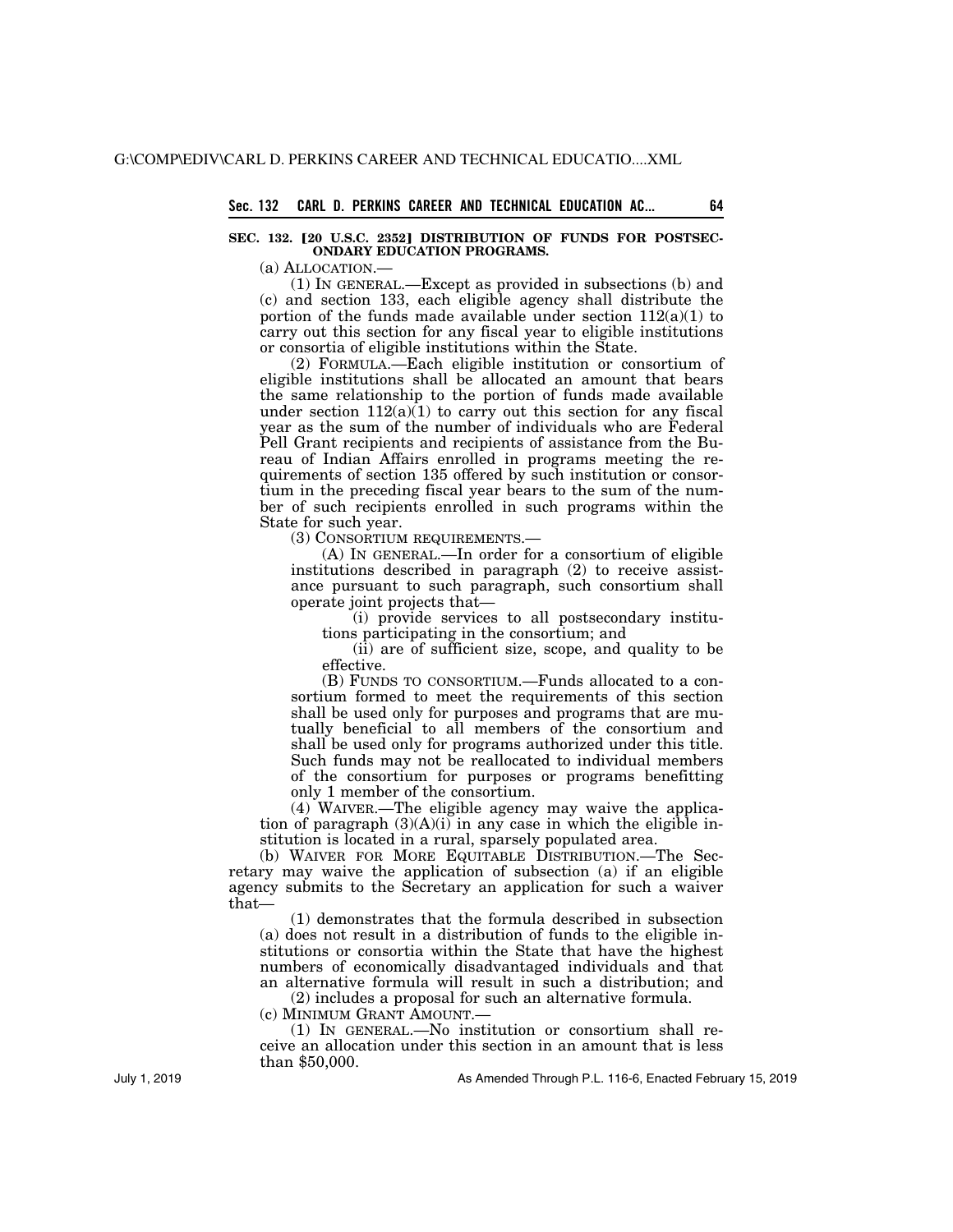**SEC. 132. [20 U.S.C. 2352] DISTRIBUTION OF FUNDS FOR POSTSECONDARY EDUCATION PROGRAMS.**

(a) ALLOCATION.—

(1) IN GENERAL.—Except as provided in subsections (b) and (c) and section 133, each eligible agency shall distribute the portion of the funds made available under section 112(a)(1) to carry out this section for any fiscal year to eligible institutions or consortia of eligible institutions within the State.

(2) FORMULA.—Each eligible institution or consortium of eligible institutions shall be allocated an amount that bears the same relationship to the portion of funds made available under section 112(a)(1) to carry out this section for any fiscal year as the sum of the number of individuals who are Federal Pell Grant recipients and recipients of assistance from the Bureau of Indian Affairs enrolled in programs meeting the requirements of section 135 offered by such institution or consortium in the preceding fiscal year bears to the sum of the number of such recipients enrolled in such programs within the State for such year.

(3) CONSORTIUM REQUIREMENTS.—

(A) IN GENERAL.—In order for a consortium of eligible institutions described in paragraph (2) to receive assistance pursuant to such paragraph, such consortium shall operate joint projects that—

(i) provide services to all postsecondary institutions participating in the consortium; and

(ii) are of sufficient size, scope, and quality to be effective.

(B) FUNDS TO CONSORTIUM.—Funds allocated to a consortium formed to meet the requirements of this section shall be used only for purposes and programs that are mutually beneficial to all members of the consortium and shall be used only for programs authorized under this title. Such funds may not be reallocated to individual members of the consortium for purposes or programs benefitting only 1 member of the consortium.

(4) WAIVER.—The eligible agency may waive the application of paragraph (3)(A)(i) in any case in which the eligible institution is located in a rural, sparsely populated area.

(b) WAIVER FOR MORE EQUITABLE DISTRIBUTION.—The Secretary may waive the application of subsection (a) if an eligible agency submits to the Secretary an application for such a waiver that—

(1) demonstrates that the formula described in subsection (a) does not result in a distribution of funds to the eligible institutions or consortia within the State that have the highest numbers of economically disadvantaged individuals and that an alternative formula will result in such a distribution; and

(2) includes a proposal for such an alternative formula.

(c) MINIMUM GRANT AMOUNT.—

(1) IN GENERAL.—No institution or consortium shall receive an allocation under this section in an amount that is less than $50,000.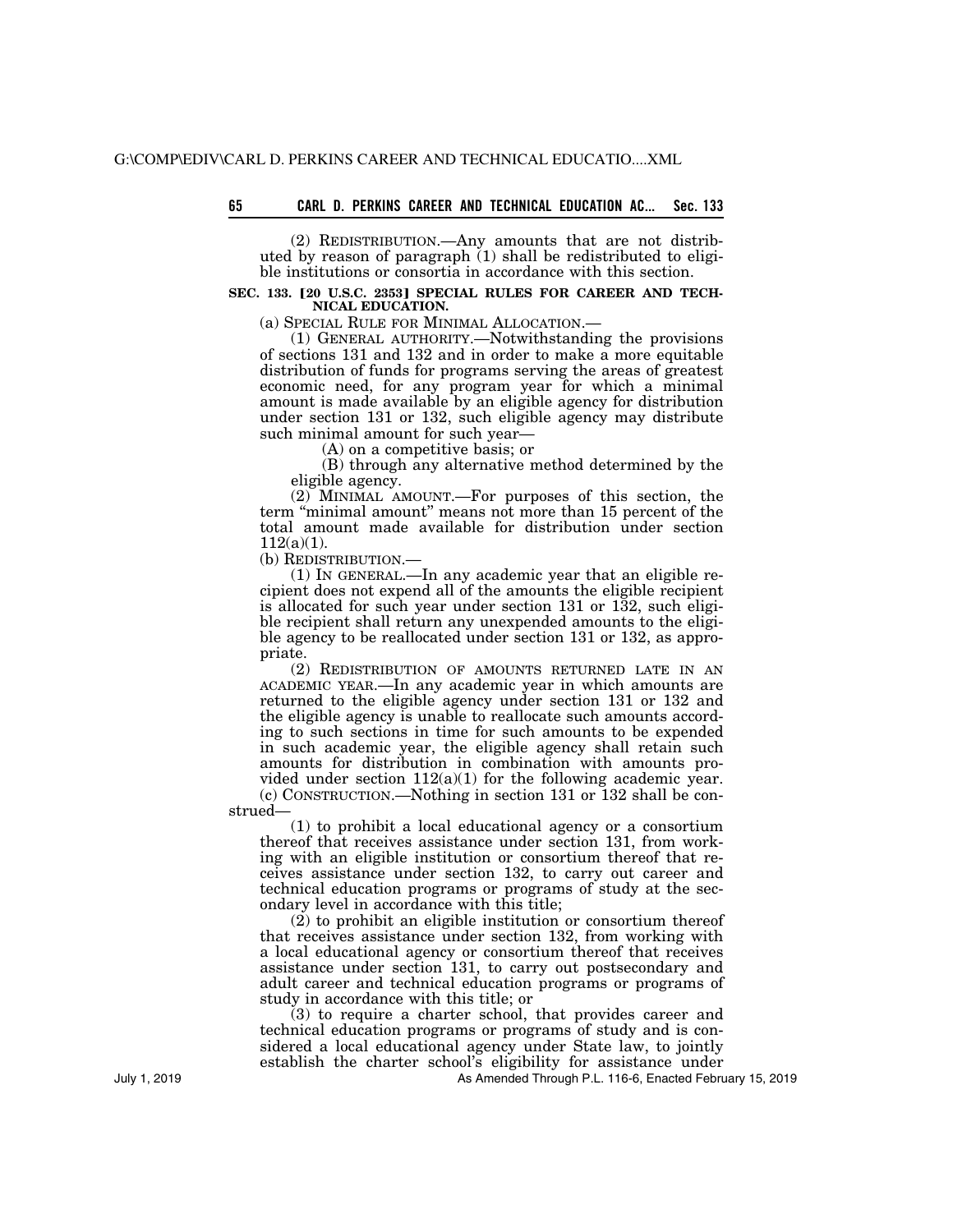(2) REDISTRIBUTION.—Any amounts that are not distributed by reason of paragraph (1) shall be redistributed to eligible institutions or consortia in accordance with this section.

### SEC. 133. [20 U.S.C. 2353] SPECIAL RULES FOR CAREER AND TECHNICAL EDUCATION.

(a) SPECIAL RULE FOR MINIMAL ALLOCATION.—

(1) GENERAL AUTHORITY.—Notwithstanding the provisions of sections 131 and 132 and in order to make a more equitable distribution of funds for programs serving the areas of greatest economic need, for any program year for which a minimal amount is made available by an eligible agency for distribution under section 131 or 132, such eligible agency may distribute such minimal amount for such year—

(A) on a competitive basis; or

(B) through any alternative method determined by the eligible agency.

(2) MINIMAL AMOUNT.—For purposes of this section, the term "minimal amount" means not more than 15 percent of the total amount made available for distribution under section 112(a)(1).

(b) REDISTRIBUTION.—

(1) IN GENERAL.—In any academic year that an eligible recipient does not expend all of the amounts the eligible recipient is allocated for such year under section 131 or 132, such eligible recipient shall return any unexpended amounts to the eligible agency to be reallocated under section 131 or 132, as appropriate.

(2) REDISTRIBUTION OF AMOUNTS RETURNED LATE IN AN ACADEMIC YEAR.—In any academic year in which amounts are returned to the eligible agency under section 131 or 132 and the eligible agency is unable to reallocate such amounts according to such sections in time for such amounts to be expended in such academic year, the eligible agency shall retain such amounts for distribution in combination with amounts provided under section 112(a)(1) for the following academic year.

(c) CONSTRUCTION.—Nothing in section 131 or 132 shall be construed—

(1) to prohibit a local educational agency or a consortium thereof that receives assistance under section 131, from working with an eligible institution or consortium thereof that receives assistance under section 132, to carry out career and technical education programs or programs of study at the secondary level in accordance with this title;

(2) to prohibit an eligible institution or consortium thereof that receives assistance under section 132, from working with a local educational agency or consortium thereof that receives assistance under section 131, to carry out postsecondary and adult career and technical education programs or programs of study in accordance with this title; or

(3) to require a charter school, that provides career and technical education programs or programs of study and is considered a local educational agency under State law, to jointly establish the charter school's eligibility for assistance under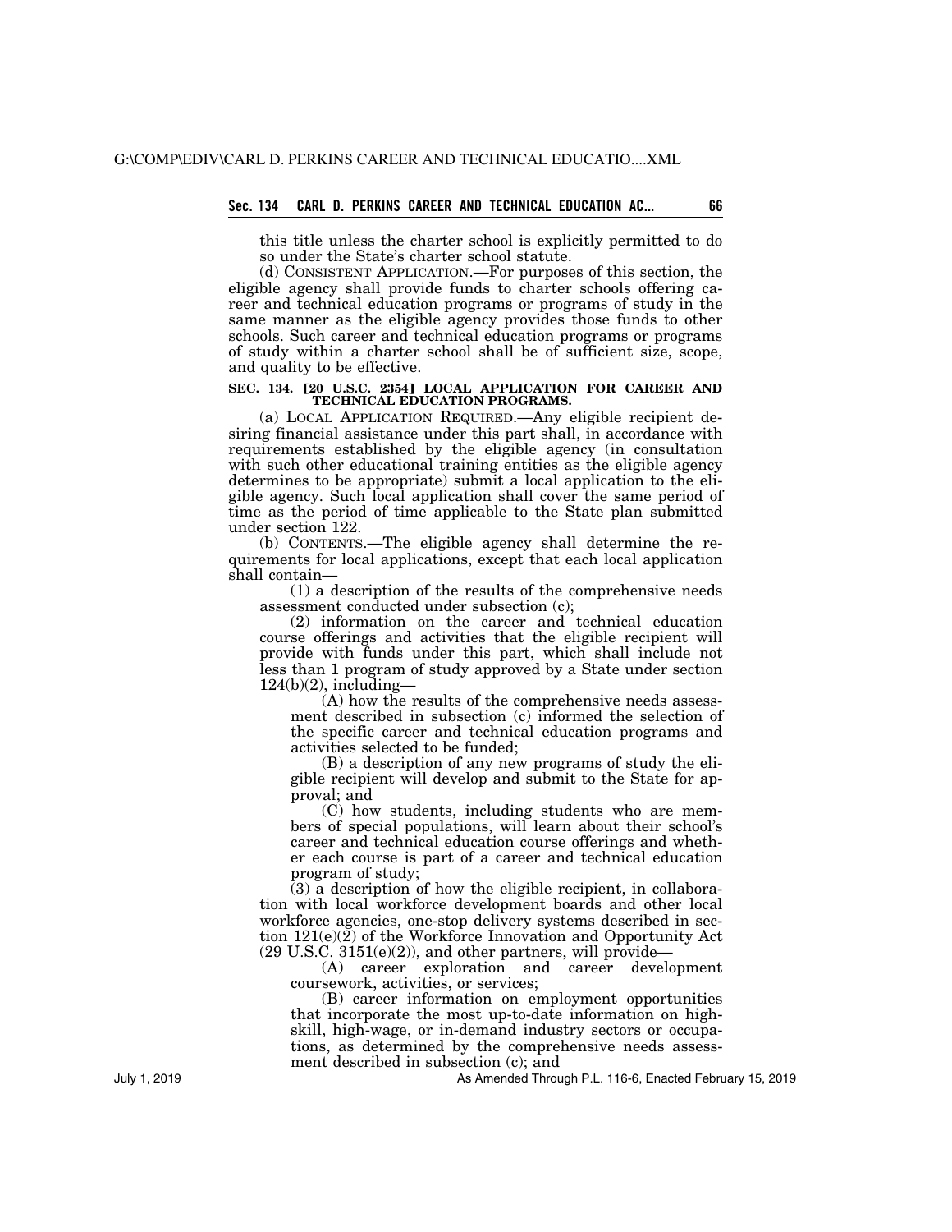this title unless the charter school is explicitly permitted to do so under the State's charter school statute.

(d) CONSISTENT APPLICATION.—For purposes of this section, the eligible agency shall provide funds to charter schools offering career and technical education programs or programs of study in the same manner as the eligible agency provides those funds to other schools. Such career and technical education programs or programs of study within a charter school shall be of sufficient size, scope, and quality to be effective.

**SEC. 134. [20 U.S.C. 2354] LOCAL APPLICATION FOR CAREER AND TECHNICAL EDUCATION PROGRAMS.**

(a) LOCAL APPLICATION REQUIRED.—Any eligible recipient desiring financial assistance under this part shall, in accordance with requirements established by the eligible agency (in consultation with such other educational training entities as the eligible agency determines to be appropriate) submit a local application to the eligible agency. Such local application shall cover the same period of time as the period of time applicable to the State plan submitted under section 122.

(b) CONTENTS.—The eligible agency shall determine the requirements for local applications, except that each local application shall contain—

(1) a description of the results of the comprehensive needs assessment conducted under subsection (c);

(2) information on the career and technical education course offerings and activities that the eligible recipient will provide with funds under this part, which shall include not less than 1 program of study approved by a State under section 124(b)(2), including—

(A) how the results of the comprehensive needs assessment described in subsection (c) informed the selection of the specific career and technical education programs and activities selected to be funded;

(B) a description of any new programs of study the eligible recipient will develop and submit to the State for approval; and

(C) how students, including students who are members of special populations, will learn about their school's career and technical education course offerings and whether each course is part of a career and technical education program of study;

(3) a description of how the eligible recipient, in collaboration with local workforce development boards and other local workforce agencies, one-stop delivery systems described in section 121(e)(2) of the Workforce Innovation and Opportunity Act (29 U.S.C. 3151(e)(2)), and other partners, will provide—

(A) career exploration and career development coursework, activities, or services;

(B) career information on employment opportunities that incorporate the most up-to-date information on high-skill, high-wage, or in-demand industry sectors or occupations, as determined by the comprehensive needs assessment described in subsection (c); and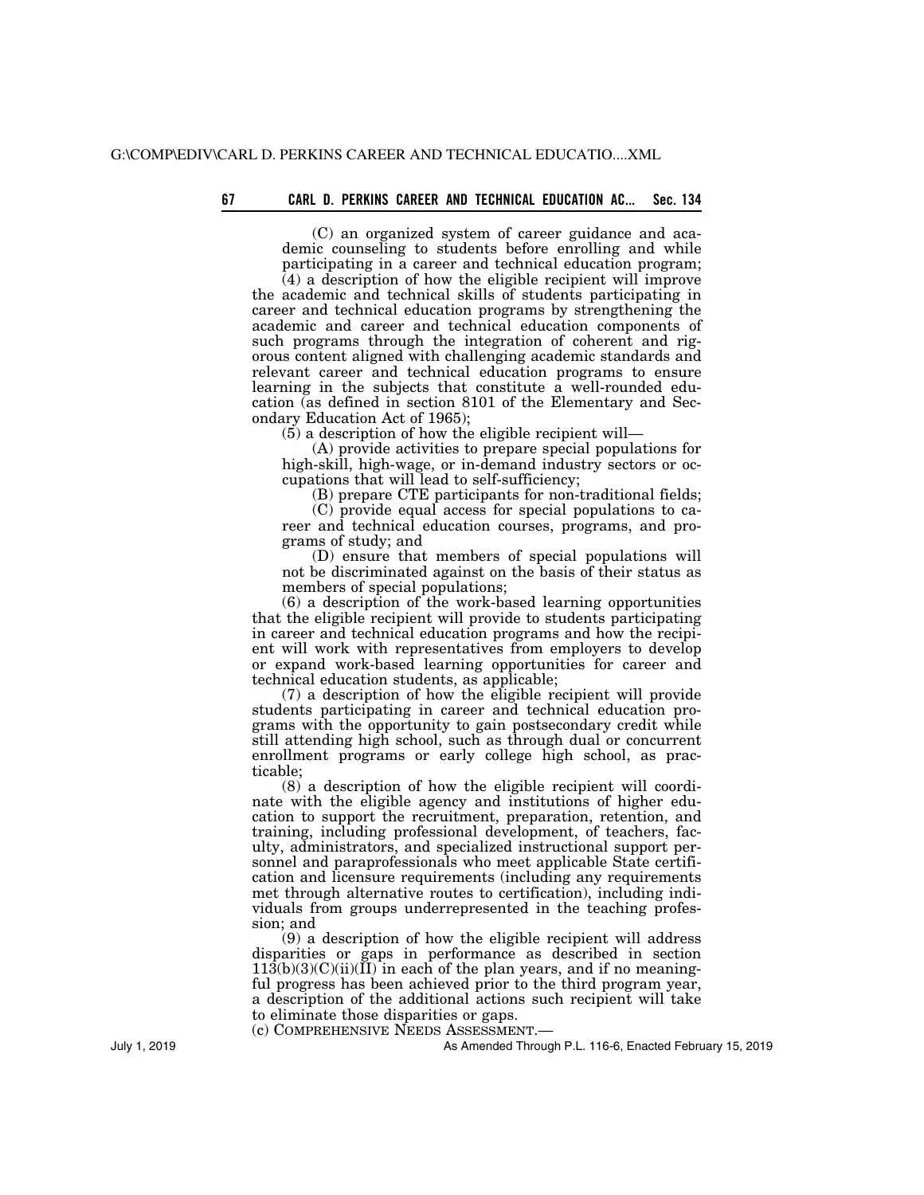(C) an organized system of career guidance and academic counseling to students before enrolling and while participating in a career and technical education program;

(4) a description of how the eligible recipient will improve the academic and technical skills of students participating in career and technical education programs by strengthening the academic and career and technical education components of such programs through the integration of coherent and rigorous content aligned with challenging academic standards and relevant career and technical education programs to ensure learning in the subjects that constitute a well-rounded education (as defined in section 8101 of the Elementary and Secondary Education Act of 1965);

(5) a description of how the eligible recipient will—

(A) provide activities to prepare special populations for high-skill, high-wage, or in-demand industry sectors or occupations that will lead to self-sufficiency;

(B) prepare CTE participants for non-traditional fields;

(C) provide equal access for special populations to career and technical education courses, programs, and programs of study; and

(D) ensure that members of special populations will not be discriminated against on the basis of their status as members of special populations;

(6) a description of the work-based learning opportunities that the eligible recipient will provide to students participating in career and technical education programs and how the recipient will work with representatives from employers to develop or expand work-based learning opportunities for career and technical education students, as applicable;

(7) a description of how the eligible recipient will provide students participating in career and technical education programs with the opportunity to gain postsecondary credit while still attending high school, such as through dual or concurrent enrollment programs or early college high school, as practicable;

(8) a description of how the eligible recipient will coordinate with the eligible agency and institutions of higher education to support the recruitment, preparation, retention, and training, including professional development, of teachers, faculty, administrators, and specialized instructional support personnel and paraprofessionals who meet applicable State certification and licensure requirements (including any requirements met through alternative routes to certification), including individuals from groups underrepresented in the teaching profession; and

(9) a description of how the eligible recipient will address disparities or gaps in performance as described in section 113(b)(3)(C)(ii)(II) in each of the plan years, and if no meaningful progress has been achieved prior to the third program year, a description of the additional actions such recipient will take to eliminate those disparities or gaps.

(c) COMPREHENSIVE NEEDS ASSESSMENT.—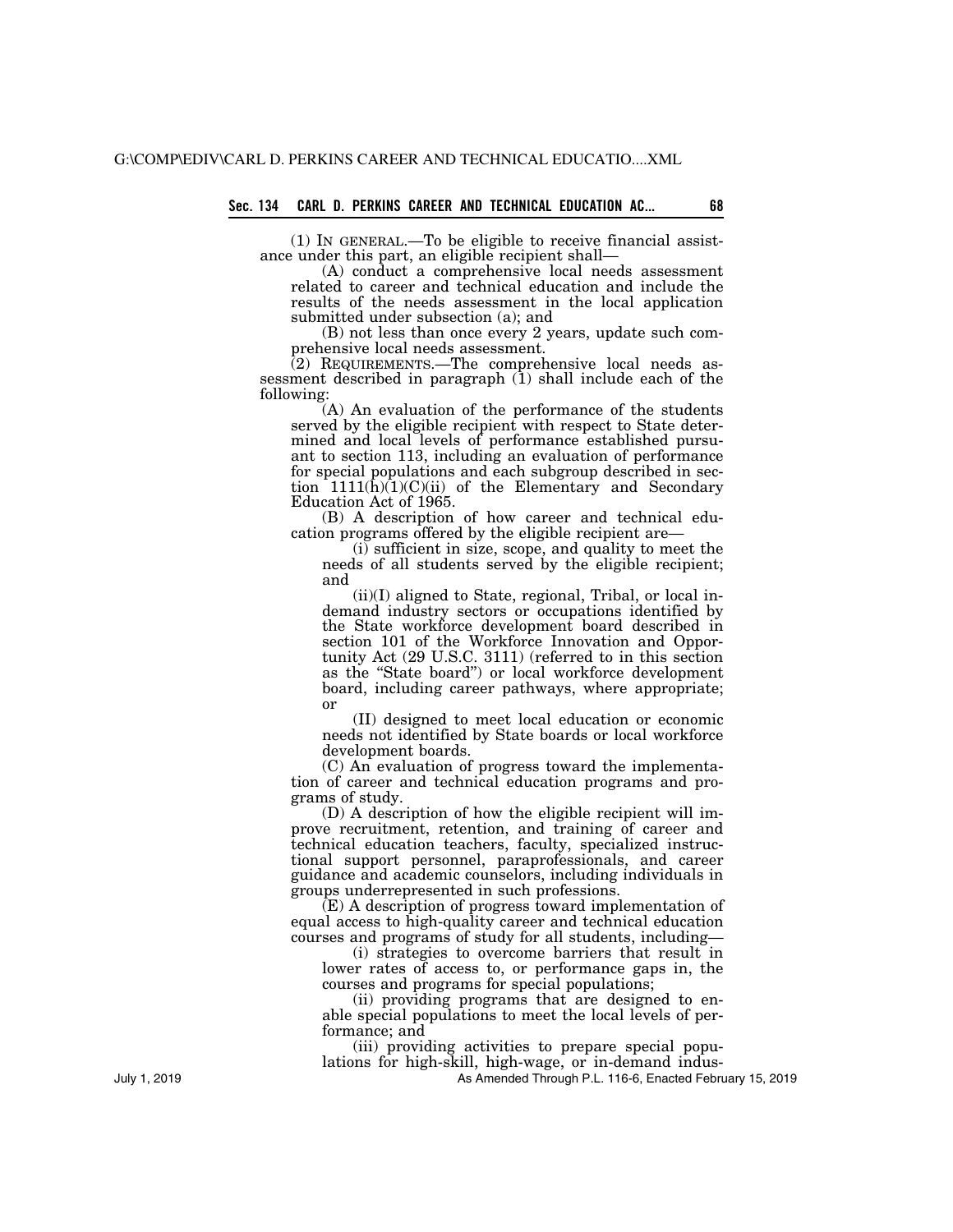(1) IN GENERAL.—To be eligible to receive financial assistance under this part, an eligible recipient shall—

(A) conduct a comprehensive local needs assessment related to career and technical education and include the results of the needs assessment in the local application submitted under subsection (a); and

(B) not less than once every 2 years, update such comprehensive local needs assessment.

(2) REQUIREMENTS.—The comprehensive local needs assessment described in paragraph (1) shall include each of the following:

(A) An evaluation of the performance of the students served by the eligible recipient with respect to State determined and local levels of performance established pursuant to section 113, including an evaluation of performance for special populations and each subgroup described in section 1111(h)(1)(C)(ii) of the Elementary and Secondary Education Act of 1965.

(B) A description of how career and technical education programs offered by the eligible recipient are—

(i) sufficient in size, scope, and quality to meet the needs of all students served by the eligible recipient; and

(ii)(I) aligned to State, regional, Tribal, or local in-demand industry sectors or occupations identified by the State workforce development board described in section 101 of the Workforce Innovation and Opportunity Act (29 U.S.C. 3111) (referred to in this section as the "State board") or local workforce development board, including career pathways, where appropriate; or

(II) designed to meet local education or economic needs not identified by State boards or local workforce development boards.

(C) An evaluation of progress toward the implementation of career and technical education programs and programs of study.

(D) A description of how the eligible recipient will improve recruitment, retention, and training of career and technical education teachers, faculty, specialized instructional support personnel, paraprofessionals, and career guidance and academic counselors, including individuals in groups underrepresented in such professions.

(E) A description of progress toward implementation of equal access to high-quality career and technical education courses and programs of study for all students, including—

(i) strategies to overcome barriers that result in lower rates of access to, or performance gaps in, the courses and programs for special populations;

(ii) providing programs that are designed to enable special populations to meet the local levels of performance; and

(iii) providing activities to prepare special populations for high-skill, high-wage, or in-demand indus-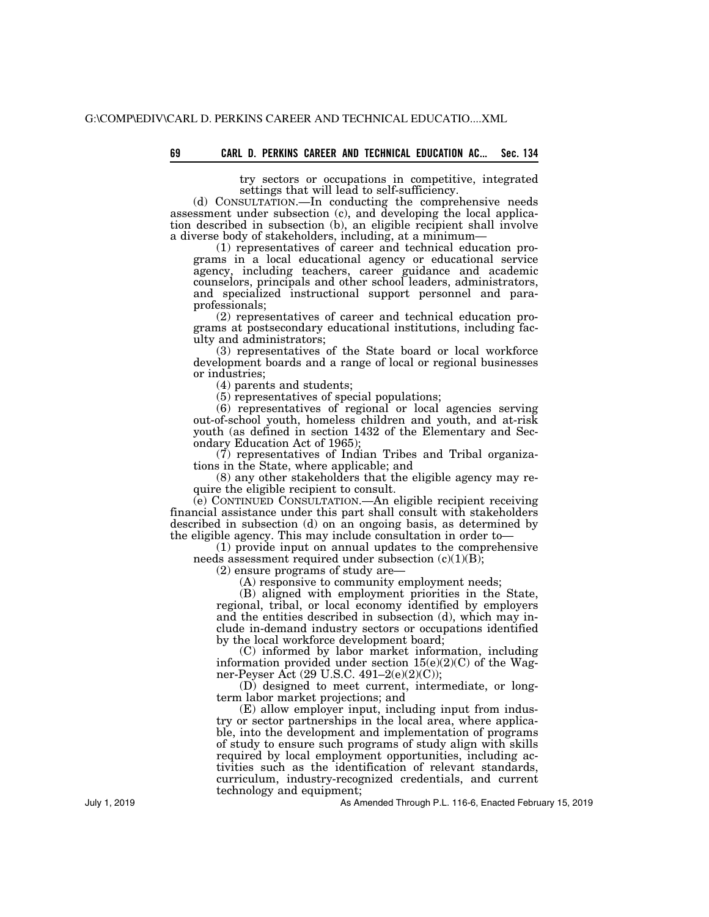try sectors or occupations in competitive, integrated settings that will lead to self-sufficiency.

(d) CONSULTATION.—In conducting the comprehensive needs assessment under subsection (c), and developing the local application described in subsection (b), an eligible recipient shall involve a diverse body of stakeholders, including, at a minimum—

(1) representatives of career and technical education programs in a local educational agency or educational service agency, including teachers, career guidance and academic counselors, principals and other school leaders, administrators, and specialized instructional support personnel and paraprofessionals;

(2) representatives of career and technical education programs at postsecondary educational institutions, including faculty and administrators;

(3) representatives of the State board or local workforce development boards and a range of local or regional businesses or industries;

(4) parents and students;

(5) representatives of special populations;

(6) representatives of regional or local agencies serving out-of-school youth, homeless children and youth, and at-risk youth (as defined in section 1432 of the Elementary and Secondary Education Act of 1965);

(7) representatives of Indian Tribes and Tribal organizations in the State, where applicable; and

(8) any other stakeholders that the eligible agency may require the eligible recipient to consult.

(e) CONTINUED CONSULTATION.—An eligible recipient receiving financial assistance under this part shall consult with stakeholders described in subsection (d) on an ongoing basis, as determined by the eligible agency. This may include consultation in order to—

(1) provide input on annual updates to the comprehensive needs assessment required under subsection (c)(1)(B);

(2) ensure programs of study are—

(A) responsive to community employment needs;

(B) aligned with employment priorities in the State, regional, tribal, or local economy identified by employers and the entities described in subsection (d), which may include in-demand industry sectors or occupations identified by the local workforce development board;

(C) informed by labor market information, including information provided under section 15(e)(2)(C) of the Wagner-Peyser Act (29 U.S.C. 491–2(e)(2)(C));

(D) designed to meet current, intermediate, or long-term labor market projections; and

(E) allow employer input, including input from industry or sector partnerships in the local area, where applicable, into the development and implementation of programs of study to ensure such programs of study align with skills required by local employment opportunities, including activities such as the identification of relevant standards, curriculum, industry-recognized credentials, and current technology and equipment;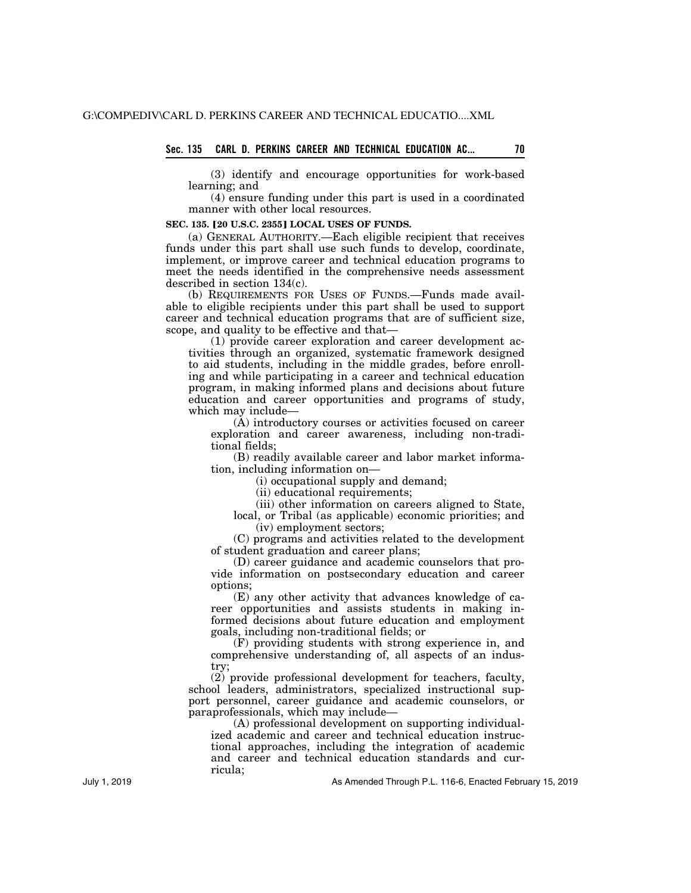(3) identify and encourage opportunities for work-based learning; and

(4) ensure funding under this part is used in a coordinated manner with other local resources.

**SEC. 135. [20 U.S.C. 2355] LOCAL USES OF FUNDS.**

(a) GENERAL AUTHORITY.—Each eligible recipient that receives funds under this part shall use such funds to develop, coordinate, implement, or improve career and technical education programs to meet the needs identified in the comprehensive needs assessment described in section 134(c).

(b) REQUIREMENTS FOR USES OF FUNDS.—Funds made available to eligible recipients under this part shall be used to support career and technical education programs that are of sufficient size, scope, and quality to be effective and that—

(1) provide career exploration and career development activities through an organized, systematic framework designed to aid students, including in the middle grades, before enrolling and while participating in a career and technical education program, in making informed plans and decisions about future education and career opportunities and programs of study, which may include—

(A) introductory courses or activities focused on career exploration and career awareness, including non-traditional fields;

(B) readily available career and labor market information, including information on—

(i) occupational supply and demand;

(ii) educational requirements;

(iii) other information on careers aligned to State, local, or Tribal (as applicable) economic priorities; and

(iv) employment sectors;

(C) programs and activities related to the development of student graduation and career plans;

(D) career guidance and academic counselors that provide information on postsecondary education and career options;

(E) any other activity that advances knowledge of career opportunities and assists students in making informed decisions about future education and employment goals, including non-traditional fields; or

(F) providing students with strong experience in, and comprehensive understanding of, all aspects of an industry;

(2) provide professional development for teachers, faculty, school leaders, administrators, specialized instructional support personnel, career guidance and academic counselors, or paraprofessionals, which may include—

(A) professional development on supporting individualized academic and career and technical education instructional approaches, including the integration of academic and career and technical education standards and curricula;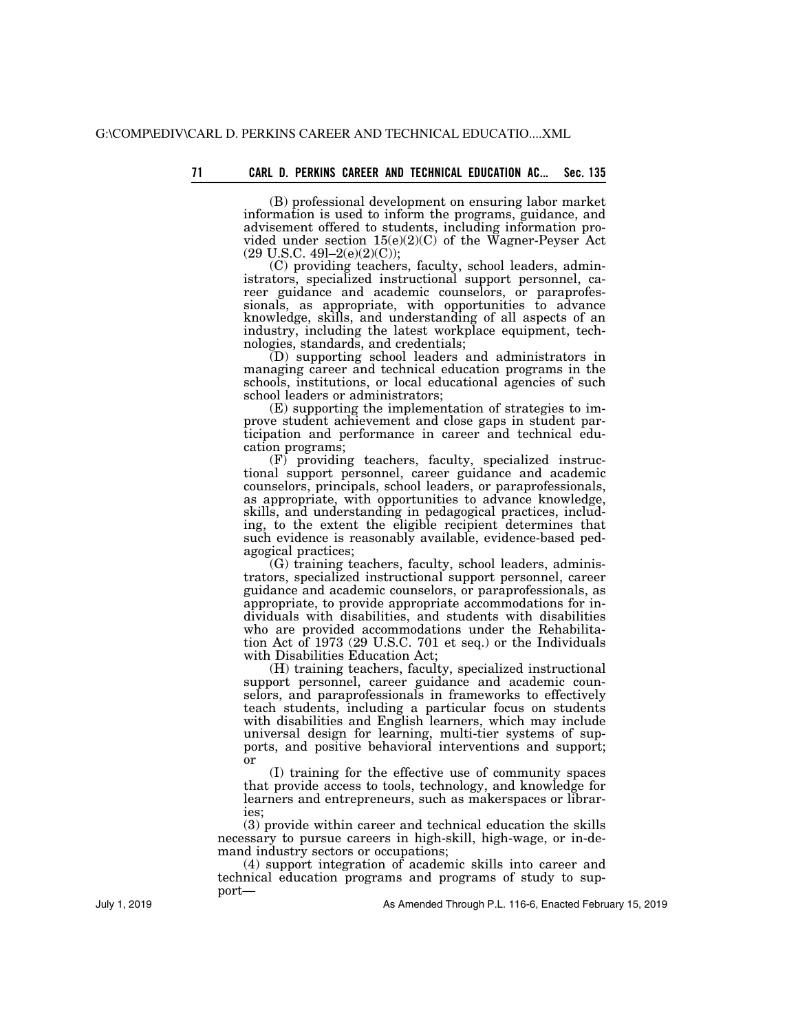(B) professional development on ensuring labor market information is used to inform the programs, guidance, and advisement offered to students, including information provided under section 15(e)(2)(C) of the Wagner-Peyser Act (29 U.S.C. 49l–2(e)(2)(C));

(C) providing teachers, faculty, school leaders, administrators, specialized instructional support personnel, career guidance and academic counselors, or paraprofessionals, as appropriate, with opportunities to advance knowledge, skills, and understanding of all aspects of an industry, including the latest workplace equipment, technologies, standards, and credentials;

(D) supporting school leaders and administrators in managing career and technical education programs in the schools, institutions, or local educational agencies of such school leaders or administrators;

(E) supporting the implementation of strategies to improve student achievement and close gaps in student participation and performance in career and technical education programs;

(F) providing teachers, faculty, specialized instructional support personnel, career guidance and academic counselors, principals, school leaders, or paraprofessionals, as appropriate, with opportunities to advance knowledge, skills, and understanding in pedagogical practices, including, to the extent the eligible recipient determines that such evidence is reasonably available, evidence-based pedagogical practices;

(G) training teachers, faculty, school leaders, administrators, specialized instructional support personnel, career guidance and academic counselors, or paraprofessionals, as appropriate, to provide appropriate accommodations for individuals with disabilities, and students with disabilities who are provided accommodations under the Rehabilitation Act of 1973 (29 U.S.C. 701 et seq.) or the Individuals with Disabilities Education Act;

(H) training teachers, faculty, specialized instructional support personnel, career guidance and academic counselors, and paraprofessionals in frameworks to effectively teach students, including a particular focus on students with disabilities and English learners, which may include universal design for learning, multi-tier systems of supports, and positive behavioral interventions and support; or

(I) training for the effective use of community spaces that provide access to tools, technology, and knowledge for learners and entrepreneurs, such as makerspaces or libraries;

(3) provide within career and technical education the skills necessary to pursue careers in high-skill, high-wage, or in-demand industry sectors or occupations;

(4) support integration of academic skills into career and technical education programs and programs of study to support—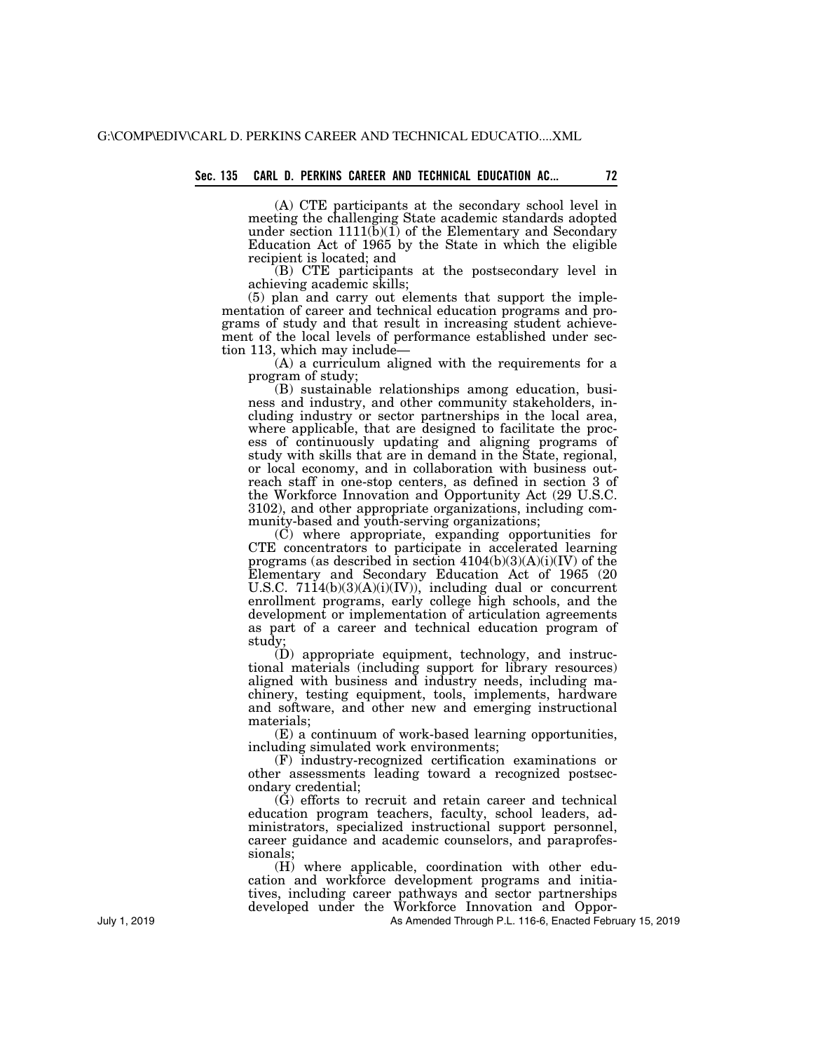(A) CTE participants at the secondary school level in meeting the challenging State academic standards adopted under section 1111(b)(1) of the Elementary and Secondary Education Act of 1965 by the State in which the eligible recipient is located; and

(B) CTE participants at the postsecondary level in achieving academic skills;

(5) plan and carry out elements that support the implementation of career and technical education programs and programs of study and that result in increasing student achievement of the local levels of performance established under section 113, which may include—

(A) a curriculum aligned with the requirements for a program of study;

(B) sustainable relationships among education, business and industry, and other community stakeholders, including industry or sector partnerships in the local area, where applicable, that are designed to facilitate the process of continuously updating and aligning programs of study with skills that are in demand in the State, regional, or local economy, and in collaboration with business outreach staff in one-stop centers, as defined in section 3 of the Workforce Innovation and Opportunity Act (29 U.S.C. 3102), and other appropriate organizations, including community-based and youth-serving organizations;

(C) where appropriate, expanding opportunities for CTE concentrators to participate in accelerated learning programs (as described in section 4104(b)(3)(A)(i)(IV) of the Elementary and Secondary Education Act of 1965 (20 U.S.C. 7114(b)(3)(A)(i)(IV)), including dual or concurrent enrollment programs, early college high schools, and the development or implementation of articulation agreements as part of a career and technical education program of study;

(D) appropriate equipment, technology, and instructional materials (including support for library resources) aligned with business and industry needs, including machinery, testing equipment, tools, implements, hardware and software, and other new and emerging instructional materials;

(E) a continuum of work-based learning opportunities, including simulated work environments;

(F) industry-recognized certification examinations or other assessments leading toward a recognized postsecondary credential;

(G) efforts to recruit and retain career and technical education program teachers, faculty, school leaders, administrators, specialized instructional support personnel, career guidance and academic counselors, and paraprofessionals;

(H) where applicable, coordination with other education and workforce development programs and initiatives, including career pathways and sector partnerships developed under the Workforce Innovation and Oppor-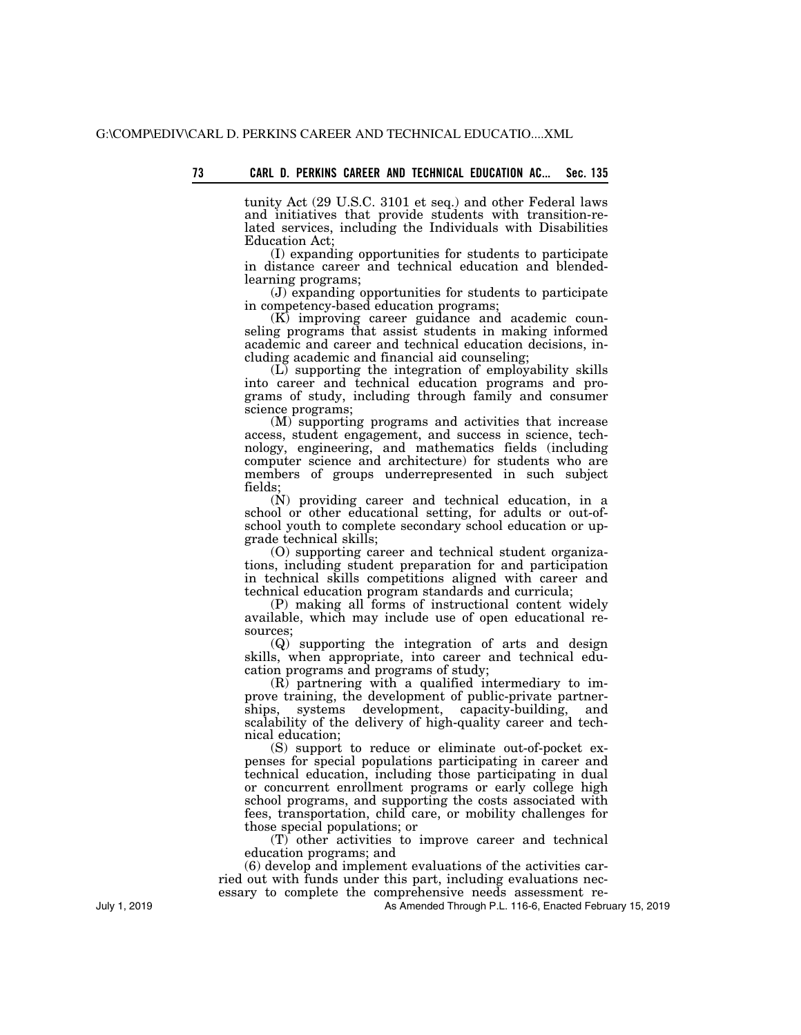tunity Act (29 U.S.C. 3101 et seq.) and other Federal laws and initiatives that provide students with transition-related services, including the Individuals with Disabilities Education Act;

(I) expanding opportunities for students to participate in distance career and technical education and blended-learning programs;

(J) expanding opportunities for students to participate in competency-based education programs;

(K) improving career guidance and academic counseling programs that assist students in making informed academic and career and technical education decisions, including academic and financial aid counseling;

(L) supporting the integration of employability skills into career and technical education programs and programs of study, including through family and consumer science programs;

(M) supporting programs and activities that increase access, student engagement, and success in science, technology, engineering, and mathematics fields (including computer science and architecture) for students who are members of groups underrepresented in such subject fields;

(N) providing career and technical education, in a school or other educational setting, for adults or out-of-school youth to complete secondary school education or upgrade technical skills;

(O) supporting career and technical student organizations, including student preparation for and participation in technical skills competitions aligned with career and technical education program standards and curricula;

(P) making all forms of instructional content widely available, which may include use of open educational resources;

(Q) supporting the integration of arts and design skills, when appropriate, into career and technical education programs and programs of study;

(R) partnering with a qualified intermediary to improve training, the development of public-private partnerships, systems development, capacity-building, and scalability of the delivery of high-quality career and technical education;

(S) support to reduce or eliminate out-of-pocket expenses for special populations participating in career and technical education, including those participating in dual or concurrent enrollment programs or early college high school programs, and supporting the costs associated with fees, transportation, child care, or mobility challenges for those special populations; or

(T) other activities to improve career and technical education programs; and

(6) develop and implement evaluations of the activities carried out with funds under this part, including evaluations necessary to complete the comprehensive needs assessment re-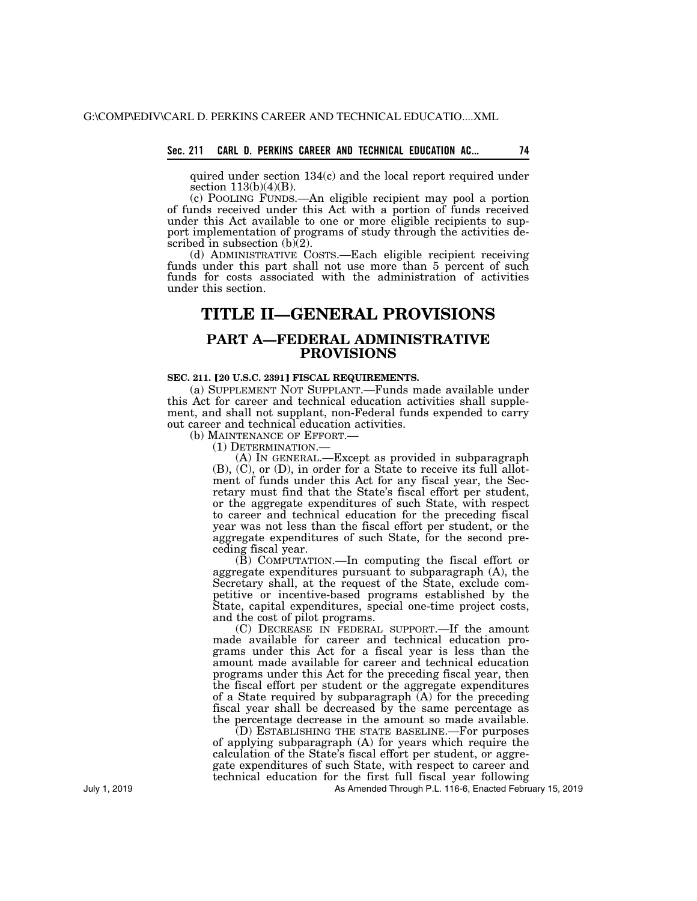quired under section 134(c) and the local report required under section 113(b)(4)(B).

(c) POOLING FUNDS.—An eligible recipient may pool a portion of funds received under this Act with a portion of funds received under this Act available to one or more eligible recipients to support implementation of programs of study through the activities described in subsection (b)(2).

(d) ADMINISTRATIVE COSTS.—Each eligible recipient receiving funds under this part shall not use more than 5 percent of such funds for costs associated with the administration of activities under this section.

# TITLE II—GENERAL PROVISIONS

## PART A—FEDERAL ADMINISTRATIVE PROVISIONS

**SEC. 211. [20 U.S.C. 2391] FISCAL REQUIREMENTS.**

(a) SUPPLEMENT NOT SUPPLANT.—Funds made available under this Act for career and technical education activities shall supplement, and shall not supplant, non-Federal funds expended to carry out career and technical education activities.

(b) MAINTENANCE OF EFFORT.—

(1) DETERMINATION.—

(A) IN GENERAL.—Except as provided in subparagraph (B), (C), or (D), in order for a State to receive its full allotment of funds under this Act for any fiscal year, the Secretary must find that the State's fiscal effort per student, or the aggregate expenditures of such State, with respect to career and technical education for the preceding fiscal year was not less than the fiscal effort per student, or the aggregate expenditures of such State, for the second preceding fiscal year.

(B) COMPUTATION.—In computing the fiscal effort or aggregate expenditures pursuant to subparagraph (A), the Secretary shall, at the request of the State, exclude competitive or incentive-based programs established by the State, capital expenditures, special one-time project costs, and the cost of pilot programs.

(C) DECREASE IN FEDERAL SUPPORT.—If the amount made available for career and technical education programs under this Act for a fiscal year is less than the amount made available for career and technical education programs under this Act for the preceding fiscal year, then the fiscal effort per student or the aggregate expenditures of a State required by subparagraph (A) for the preceding fiscal year shall be decreased by the same percentage as the percentage decrease in the amount so made available.

(D) ESTABLISHING THE STATE BASELINE.—For purposes of applying subparagraph (A) for years which require the calculation of the State's fiscal effort per student, or aggregate expenditures of such State, with respect to career and technical education for the first full fiscal year following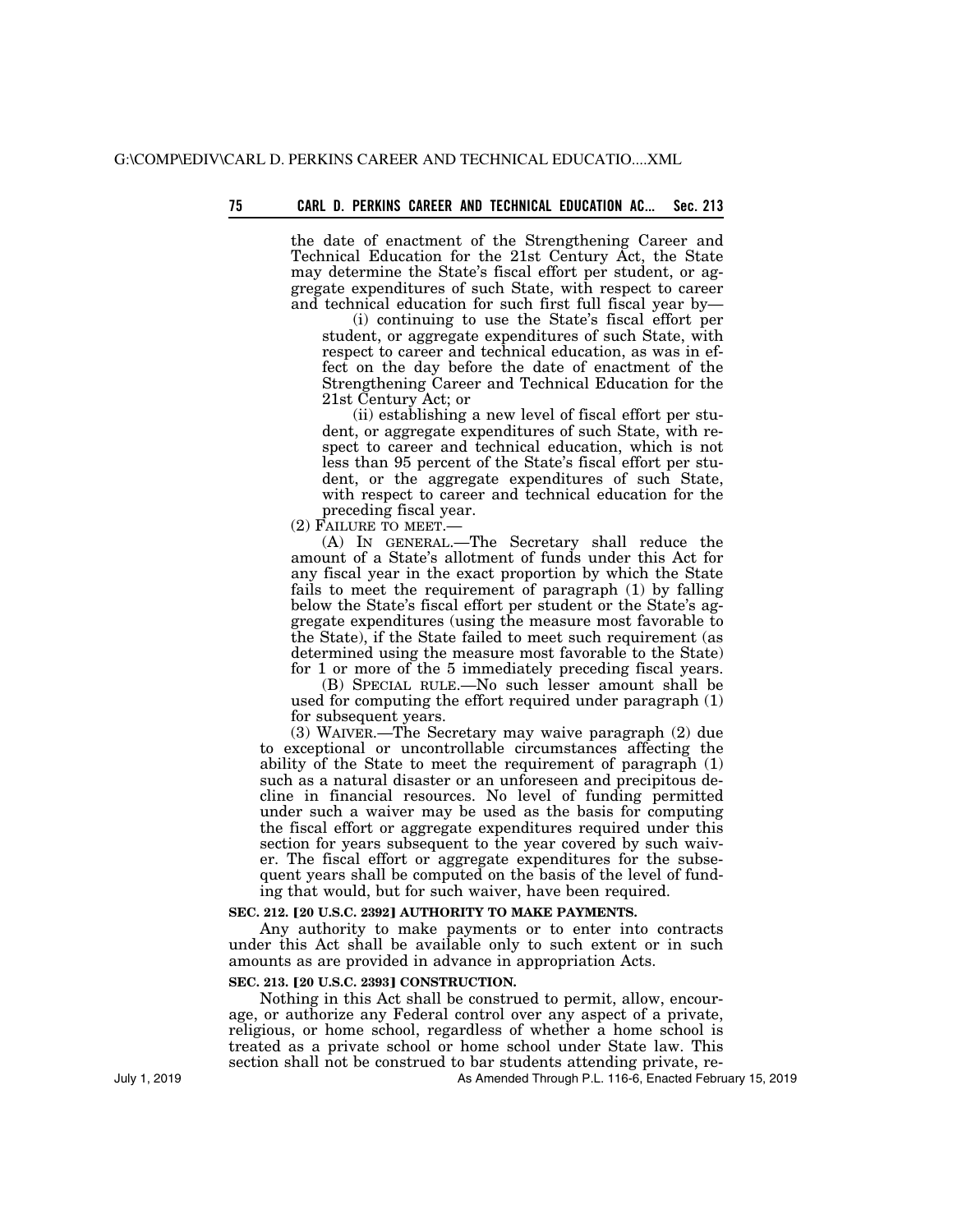the date of enactment of the Strengthening Career and Technical Education for the 21st Century Act, the State may determine the State's fiscal effort per student, or aggregate expenditures of such State, with respect to career and technical education for such first full fiscal year by—

(i) continuing to use the State's fiscal effort per student, or aggregate expenditures of such State, with respect to career and technical education, as was in effect on the day before the date of enactment of the Strengthening Career and Technical Education for the 21st Century Act; or

(ii) establishing a new level of fiscal effort per student, or aggregate expenditures of such State, with respect to career and technical education, which is not less than 95 percent of the State's fiscal effort per student, or the aggregate expenditures of such State, with respect to career and technical education for the preceding fiscal year.

(2) FAILURE TO MEET.—

(A) IN GENERAL.—The Secretary shall reduce the amount of a State's allotment of funds under this Act for any fiscal year in the exact proportion by which the State fails to meet the requirement of paragraph (1) by falling below the State's fiscal effort per student or the State's aggregate expenditures (using the measure most favorable to the State), if the State failed to meet such requirement (as determined using the measure most favorable to the State) for 1 or more of the 5 immediately preceding fiscal years.

(B) SPECIAL RULE.—No such lesser amount shall be used for computing the effort required under paragraph (1) for subsequent years.

(3) WAIVER.—The Secretary may waive paragraph (2) due to exceptional or uncontrollable circumstances affecting the ability of the State to meet the requirement of paragraph (1) such as a natural disaster or an unforeseen and precipitous decline in financial resources. No level of funding permitted under such a waiver may be used as the basis for computing the fiscal effort or aggregate expenditures required under this section for years subsequent to the year covered by such waiver. The fiscal effort or aggregate expenditures for the subsequent years shall be computed on the basis of the level of funding that would, but for such waiver, have been required.

**SEC. 212. [20 U.S.C. 2392] AUTHORITY TO MAKE PAYMENTS.**

Any authority to make payments or to enter into contracts under this Act shall be available only to such extent or in such amounts as are provided in advance in appropriation Acts.

**SEC. 213. [20 U.S.C. 2393] CONSTRUCTION.**

Nothing in this Act shall be construed to permit, allow, encourage, or authorize any Federal control over any aspect of a private, religious, or home school, regardless of whether a home school is treated as a private school or home school under State law. This section shall not be construed to bar students attending private, re-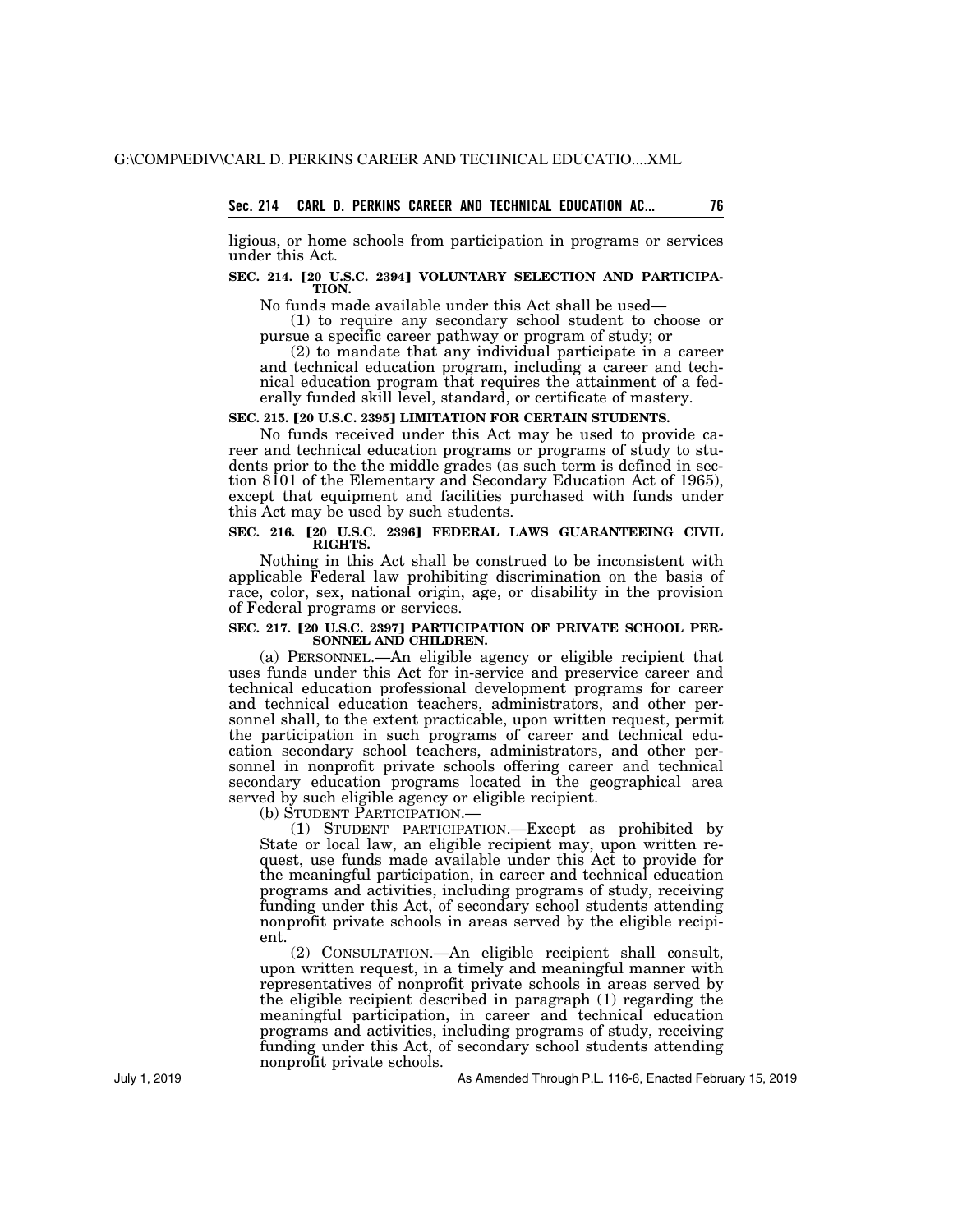ligious, or home schools from participation in programs or services under this Act.

### SEC. 214. [20 U.S.C. 2394] VOLUNTARY SELECTION AND PARTICIPATION.

No funds made available under this Act shall be used—

(1) to require any secondary school student to choose or pursue a specific career pathway or program of study; or

(2) to mandate that any individual participate in a career and technical education program, including a career and technical education program that requires the attainment of a federally funded skill level, standard, or certificate of mastery.

### SEC. 215. [20 U.S.C. 2395] LIMITATION FOR CERTAIN STUDENTS.

No funds received under this Act may be used to provide career and technical education programs or programs of study to students prior to the the middle grades (as such term is defined in section 8101 of the Elementary and Secondary Education Act of 1965), except that equipment and facilities purchased with funds under this Act may be used by such students.

### SEC. 216. [20 U.S.C. 2396] FEDERAL LAWS GUARANTEEING CIVIL RIGHTS.

Nothing in this Act shall be construed to be inconsistent with applicable Federal law prohibiting discrimination on the basis of race, color, sex, national origin, age, or disability in the provision of Federal programs or services.

### SEC. 217. [20 U.S.C. 2397] PARTICIPATION OF PRIVATE SCHOOL PERSONNEL AND CHILDREN.

(a) PERSONNEL.—An eligible agency or eligible recipient that uses funds under this Act for in-service and preservice career and technical education professional development programs for career and technical education teachers, administrators, and other personnel shall, to the extent practicable, upon written request, permit the participation in such programs of career and technical education secondary school teachers, administrators, and other personnel in nonprofit private schools offering career and technical secondary education programs located in the geographical area served by such eligible agency or eligible recipient.

(b) STUDENT PARTICIPATION.—

(1) STUDENT PARTICIPATION.—Except as prohibited by State or local law, an eligible recipient may, upon written request, use funds made available under this Act to provide for the meaningful participation, in career and technical education programs and activities, including programs of study, receiving funding under this Act, of secondary school students attending nonprofit private schools in areas served by the eligible recipient.

(2) CONSULTATION.—An eligible recipient shall consult, upon written request, in a timely and meaningful manner with representatives of nonprofit private schools in areas served by the eligible recipient described in paragraph (1) regarding the meaningful participation, in career and technical education programs and activities, including programs of study, receiving funding under this Act, of secondary school students attending nonprofit private schools.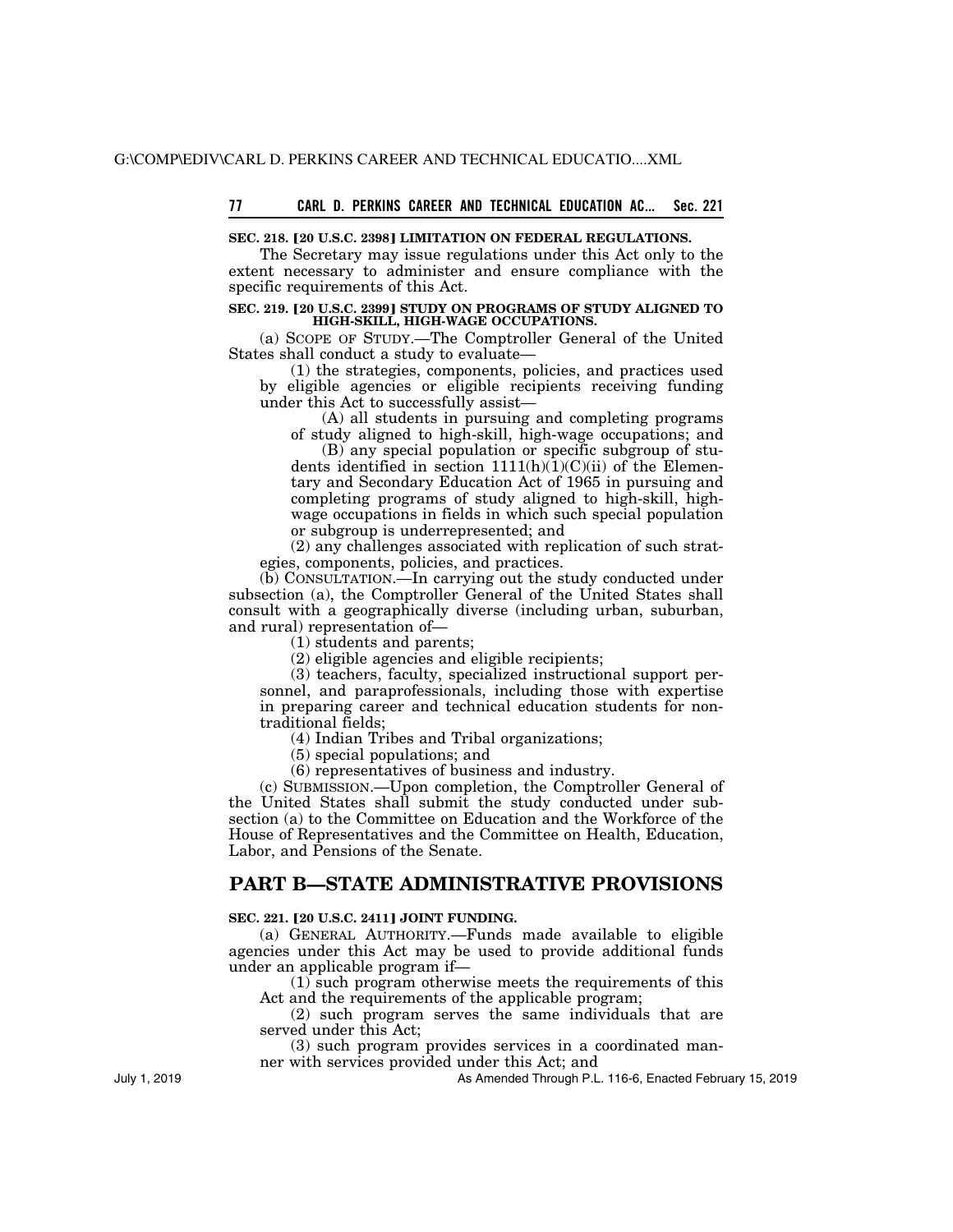**SEC. 218. [20 U.S.C. 2398] LIMITATION ON FEDERAL REGULATIONS.**

The Secretary may issue regulations under this Act only to the extent necessary to administer and ensure compliance with the specific requirements of this Act.

**SEC. 219. [20 U.S.C. 2399] STUDY ON PROGRAMS OF STUDY ALIGNED TO HIGH-SKILL, HIGH-WAGE OCCUPATIONS.**

(a) SCOPE OF STUDY.—The Comptroller General of the United States shall conduct a study to evaluate—

(1) the strategies, components, policies, and practices used by eligible agencies or eligible recipients receiving funding under this Act to successfully assist—

(A) all students in pursuing and completing programs of study aligned to high-skill, high-wage occupations; and

(B) any special population or specific subgroup of students identified in section 1111(h)(1)(C)(ii) of the Elementary and Secondary Education Act of 1965 in pursuing and completing programs of study aligned to high-skill, high-wage occupations in fields in which such special population or subgroup is underrepresented; and

(2) any challenges associated with replication of such strategies, components, policies, and practices.

(b) CONSULTATION.—In carrying out the study conducted under subsection (a), the Comptroller General of the United States shall consult with a geographically diverse (including urban, suburban, and rural) representation of—

(1) students and parents;

(2) eligible agencies and eligible recipients;

(3) teachers, faculty, specialized instructional support personnel, and paraprofessionals, including those with expertise in preparing career and technical education students for nontraditional fields;

(4) Indian Tribes and Tribal organizations;

(5) special populations; and

(6) representatives of business and industry.

(c) SUBMISSION.—Upon completion, the Comptroller General of the United States shall submit the study conducted under subsection (a) to the Committee on Education and the Workforce of the House of Representatives and the Committee on Health, Education, Labor, and Pensions of the Senate.

## PART B—STATE ADMINISTRATIVE PROVISIONS

**SEC. 221. [20 U.S.C. 2411] JOINT FUNDING.**

(a) GENERAL AUTHORITY.—Funds made available to eligible agencies under this Act may be used to provide additional funds under an applicable program if—

(1) such program otherwise meets the requirements of this Act and the requirements of the applicable program;

(2) such program serves the same individuals that are served under this Act;

(3) such program provides services in a coordinated manner with services provided under this Act; and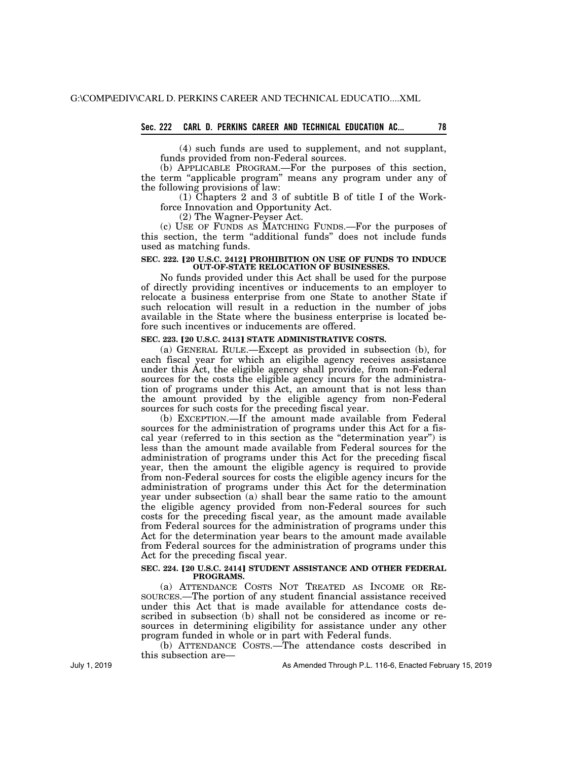(4) such funds are used to supplement, and not supplant, funds provided from non-Federal sources.

(b) APPLICABLE PROGRAM.—For the purposes of this section, the term "applicable program" means any program under any of the following provisions of law:

(1) Chapters 2 and 3 of subtitle B of title I of the Workforce Innovation and Opportunity Act.

(2) The Wagner-Peyser Act.

(c) USE OF FUNDS AS MATCHING FUNDS.—For the purposes of this section, the term "additional funds" does not include funds used as matching funds.

**SEC. 222. [20 U.S.C. 2412] PROHIBITION ON USE OF FUNDS TO INDUCE OUT-OF-STATE RELOCATION OF BUSINESSES.**

No funds provided under this Act shall be used for the purpose of directly providing incentives or inducements to an employer to relocate a business enterprise from one State to another State if such relocation will result in a reduction in the number of jobs available in the State where the business enterprise is located before such incentives or inducements are offered.

**SEC. 223. [20 U.S.C. 2413] STATE ADMINISTRATIVE COSTS.**

(a) GENERAL RULE.—Except as provided in subsection (b), for each fiscal year for which an eligible agency receives assistance under this Act, the eligible agency shall provide, from non-Federal sources for the costs the eligible agency incurs for the administration of programs under this Act, an amount that is not less than the amount provided by the eligible agency from non-Federal sources for such costs for the preceding fiscal year.

(b) EXCEPTION.—If the amount made available from Federal sources for the administration of programs under this Act for a fiscal year (referred to in this section as the "determination year") is less than the amount made available from Federal sources for the administration of programs under this Act for the preceding fiscal year, then the amount the eligible agency is required to provide from non-Federal sources for costs the eligible agency incurs for the administration of programs under this Act for the determination year under subsection (a) shall bear the same ratio to the amount the eligible agency provided from non-Federal sources for such costs for the preceding fiscal year, as the amount made available from Federal sources for the administration of programs under this Act for the determination year bears to the amount made available from Federal sources for the administration of programs under this Act for the preceding fiscal year.

**SEC. 224. [20 U.S.C. 2414] STUDENT ASSISTANCE AND OTHER FEDERAL PROGRAMS.**

(a) ATTENDANCE COSTS NOT TREATED AS INCOME OR RESOURCES.—The portion of any student financial assistance received under this Act that is made available for attendance costs described in subsection (b) shall not be considered as income or resources in determining eligibility for assistance under any other program funded in whole or in part with Federal funds.

(b) ATTENDANCE COSTS.—The attendance costs described in this subsection are—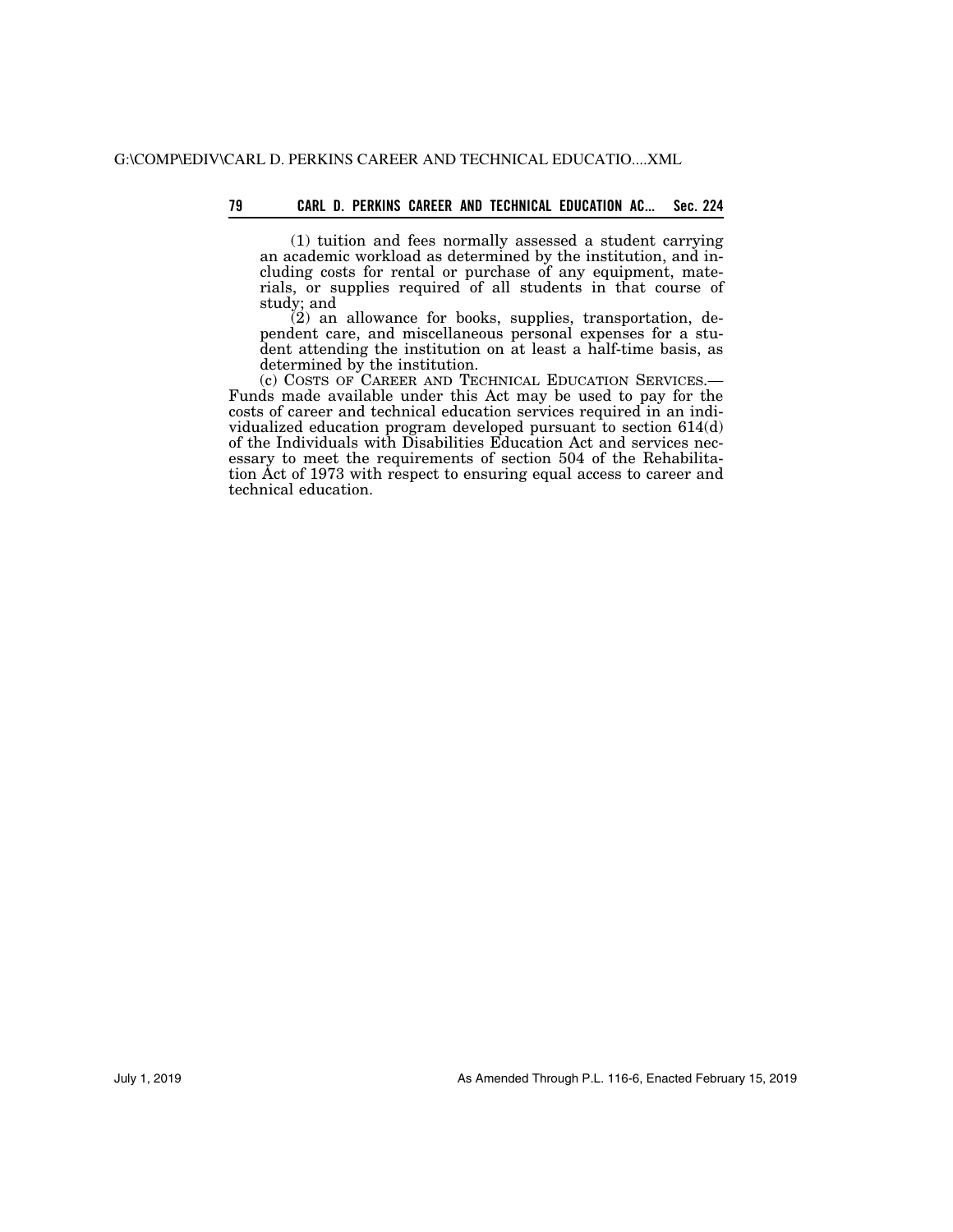(1) tuition and fees normally assessed a student carrying an academic workload as determined by the institution, and including costs for rental or purchase of any equipment, materials, or supplies required of all students in that course of study; and

(2) an allowance for books, supplies, transportation, dependent care, and miscellaneous personal expenses for a student attending the institution on at least a half-time basis, as determined by the institution.

(c) COSTS OF CAREER AND TECHNICAL EDUCATION SERVICES.—Funds made available under this Act may be used to pay for the costs of career and technical education services required in an individualized education program developed pursuant to section 614(d) of the Individuals with Disabilities Education Act and services necessary to meet the requirements of section 504 of the Rehabilitation Act of 1973 with respect to ensuring equal access to career and technical education.